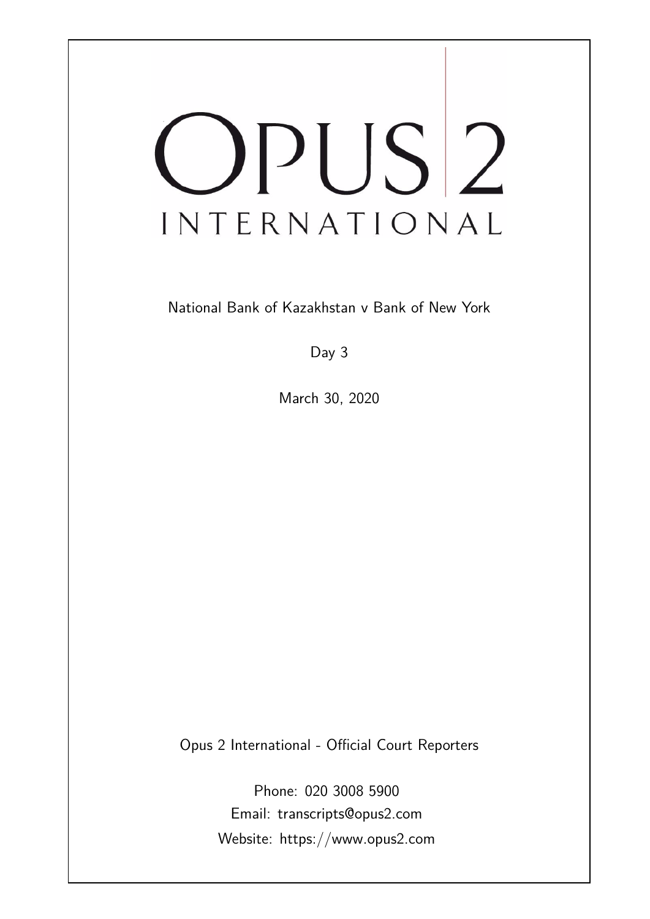# OPUS 2 INTERNATIONAL

National Bank of Kazakhstan v Bank of New York

Day 3

March 30, 2020

Opus 2 International - Official Court Reporters

Phone: 020 3008 5900

Email: transcripts@opus2.com

Website: https://www.opus2.com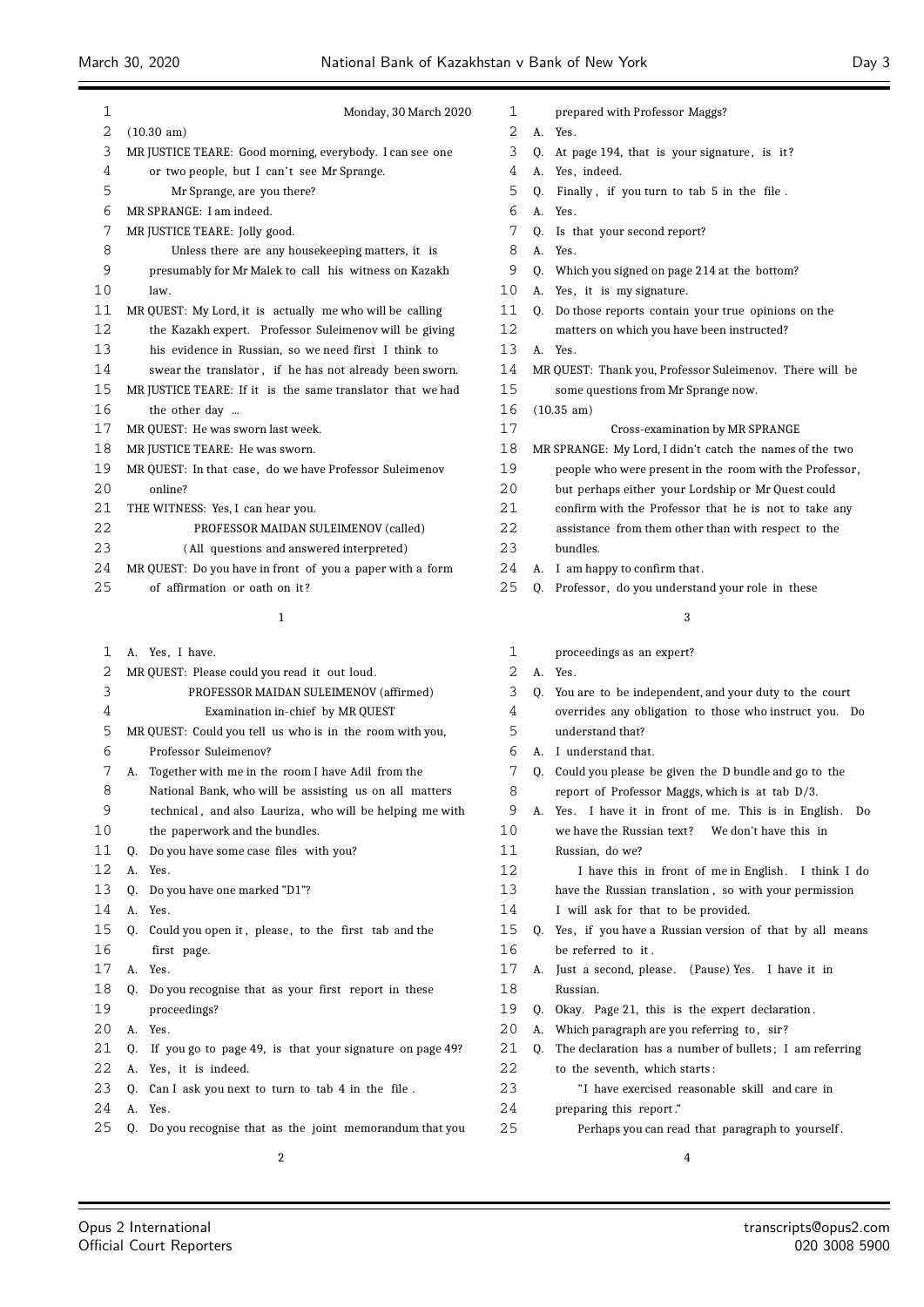Monday, 30 March 2020

(10.30 am)

MR JUSTICE TEARE: Good morning, everybody. I can see one or two people, but I can't see Mr Sprange.

Mr Sprange, are you there?

MR SPRANGE: I am indeed.

MR JUSTICE TEARE: Jolly good.

Unless there are any housekeeping matters, it is presumably for Mr Malek to call his witness on Kazakh law.

MR QUEST: My Lord, it is actually me who will be calling the Kazakh expert. Professor Suleimenov will be giving his evidence in Russian, so we need first I think to swear the translator, if he has not already been sworn.

MR JUSTICE TEARE: If it is the same translator that we had the other day ...

MR QUEST: He was sworn last week.

MR JUSTICE TEARE: He was sworn.

MR QUEST: In that case, do we have Professor Suleimenov online?

THE WITNESS: Yes, I can hear you.

PROFESSOR MAIDAN SULEIMENOV (called)

(All questions and answered interpreted)

MR QUEST: Do you have in front of you a paper with a form of affirmation or oath on it?

A. Yes, I have.

MR QUEST: Please could you read it out loud.

PROFESSOR MAIDAN SULEIMENOV (affirmed)

Examination in-chief by MR QUEST

MR QUEST: Could you tell us who is in the room with you, Professor Suleimenov?

A. Together with me in the room I have Adil from the National Bank, who will be assisting us on all matters technical, and also Lauriza, who will be helping me with the paperwork and the bundles.

Q. Do you have some case files with you?

A. Yes.

Q. Do you have one marked "D1"?

A. Yes.

Q. Could you open it, please, to the first tab and the first page.

A. Yes.

Q. Do you recognise that as your first report in these proceedings?

A. Yes.

Q. If you go to page 49, is that your signature on page 49?

A. Yes, it is indeed.

Q. Can I ask you next to turn to tab 4 in the file.

A. Yes.

Q. Do you recognise that as the joint memorandum that you prepared with Professor Maggs?

A. Yes.

Q. At page 194, that is your signature, is it?

A. Yes, indeed.

Q. Finally, if you turn to tab 5 in the file.

A. Yes.

Q. Is that your second report?

A. Yes.

Q. Which you signed on page 214 at the bottom?

A. Yes, it is my signature.

Q. Do those reports contain your true opinions on the matters on which you have been instructed?

A. Yes.

MR QUEST: Thank you, Professor Suleimenov. There will be some questions from Mr Sprange now.

(10.35 am)

Cross-examination by MR SPRANGE

MR SPRANGE: My Lord, I didn't catch the names of the two people who were present in the room with the Professor, but perhaps either your Lordship or Mr Quest could confirm with the Professor that he is not to take any assistance from them other than with respect to the bundles.

A. I am happy to confirm that.

Q. Professor, do you understand your role in these proceedings as an expert?

A. Yes.

Q. You are to be independent, and your duty to the court overrides any obligation to those who instruct you. Do understand that?

A. I understand that.

Q. Could you please be given the D bundle and go to the report of Professor Maggs, which is at tab D/3.

A. Yes. I have it in front of me. This is in English. Do we have the Russian text? We don't have this in Russian, do we?

I have this in front of me in English. I think I do have the Russian translation, so with your permission I will ask for that to be provided.

Q. Yes, if you have a Russian version of that by all means be referred to it.

A. Just a second, please. (Pause) Yes. I have it in Russian.

Q. Okay. Page 21, this is the expert declaration.

A. Which paragraph are you referring to, sir?

Q. The declaration has a number of bullets; I am referring to the seventh, which starts:

"I have exercised reasonable skill and care in preparing this report."

Perhaps you can read that paragraph to yourself.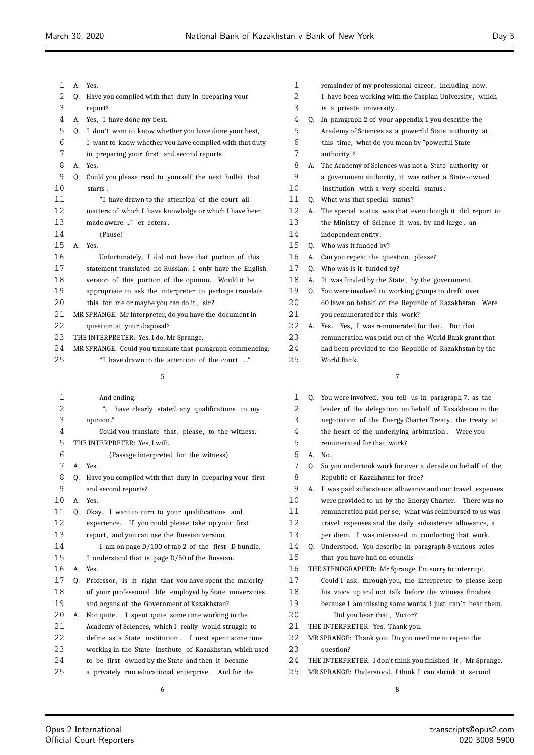A. Yes.

Q. Have you complied with that duty in preparing your report?

A. Yes, I have done my best.

Q. I don't want to know whether you have done your best, I want to know whether you have complied with that duty in preparing your first and second reports.

A. Yes.

Q. Could you please read to yourself the next bullet that starts:

"I have drawn to the attention of the court all matters of which I have knowledge or which I have been made aware ..." et cetera.

(Pause)

A. Yes.

Unfortunately, I did not have that portion of this statement translated no Russian; I only have the English version of this portion of the opinion. Would it be appropriate to ask the interpreter to perhaps translate this for me or maybe you can do it, sir?

MR SPRANGE: Mr Interpreter, do you have the document in question at your disposal?

THE INTERPRETER: Yes, I do, Mr Sprange.

MR SPRANGE: Could you translate that paragraph commencing:

"I have drawn to the attention of the court ..."

And ending:

"... have clearly stated any qualifications to my opinion."

Could you translate that, please, to the witness.

THE INTERPRETER: Yes, I will.

(Passage interpreted for the witness)

A. Yes.

Q. Have you complied with that duty in preparing your first and second reports?

A. Yes.

Q. Okay. I want to turn to your qualifications and experience. If you could please take up your first report, and you can use the Russian version.

I am on page D/100 of tab 2 of the first D bundle. I understand that is page D/50 of the Russian.

A. Yes.

Q. Professor, is it right that you have spent the majority of your professional life employed by State universities and organs of the Government of Kazakhstan?

A. Not quite. I spent quite some time working in the Academy of Sciences, which I really would struggle to define as a State institution. I next spent some time working in the State Institute of Kazakhstan, which used to be first owned by the State and then it became a privately run educational enterprise. And for the remainder of my professional career, including now, I have been working with the Caspian University, which is a private university.

Q. In paragraph 2 of your appendix 1 you describe the Academy of Sciences as a powerful State authority at this time, what do you mean by "powerful State authority"?

A. The Academy of Sciences was not a State authority or a government authority, it was rather a State-owned institution with a very special status.

Q. What was that special status?

A. The special status was that even though it did report to the Ministry of Science it was, by and large, an independent entity.

Q. Who was it funded by?

A. Can you repeat the question, please?

Q. Who was is it funded by?

A. It was funded by the State, by the government.

Q. You were involved in working groups to draft over 60 laws on behalf of the Republic of Kazakhstan. Were you remunerated for this work?

A. Yes. Yes, I was remunerated for that. But that remuneration was paid out of the World Bank grant that had been provided to the Republic of Kazakhstan by the World Bank.

Q. You were involved, you tell us in paragraph 7, as the leader of the delegation on behalf of Kazakhstan in the negotiation of the Energy Charter Treaty, the treaty at the heart of the underlying arbitration. Were you remunerated for that work?

A. No.

Q. So you undertook work for over a decade on behalf of the Republic of Kazakhstan for free?

A. I was paid subsistence allowance and our travel expenses were provided to us by the Energy Charter. There was no remuneration paid per se; what was reimbursed to us was travel expenses and the daily subsistence allowance, a per diem. I was interested in conducting that work.

Q. Understood. You describe in paragraph 8 various roles that you have had on councils --

THE STENOGRAPHER: Mr Sprange, I'm sorry to interrupt. Could I ask, through you, the interpreter to please keep his voice up and not talk before the witness finishes, because I am missing some words, I just can't hear them.

Did you hear that, Victor?

THE INTERPRETER: Yes. Thank you.

MR SPRANGE: Thank you. Do you need me to repeat the question?

THE INTERPRETER: I don't think you finished it, Mr Sprange.

MR SPRANGE: Understood. I think I can shrink it second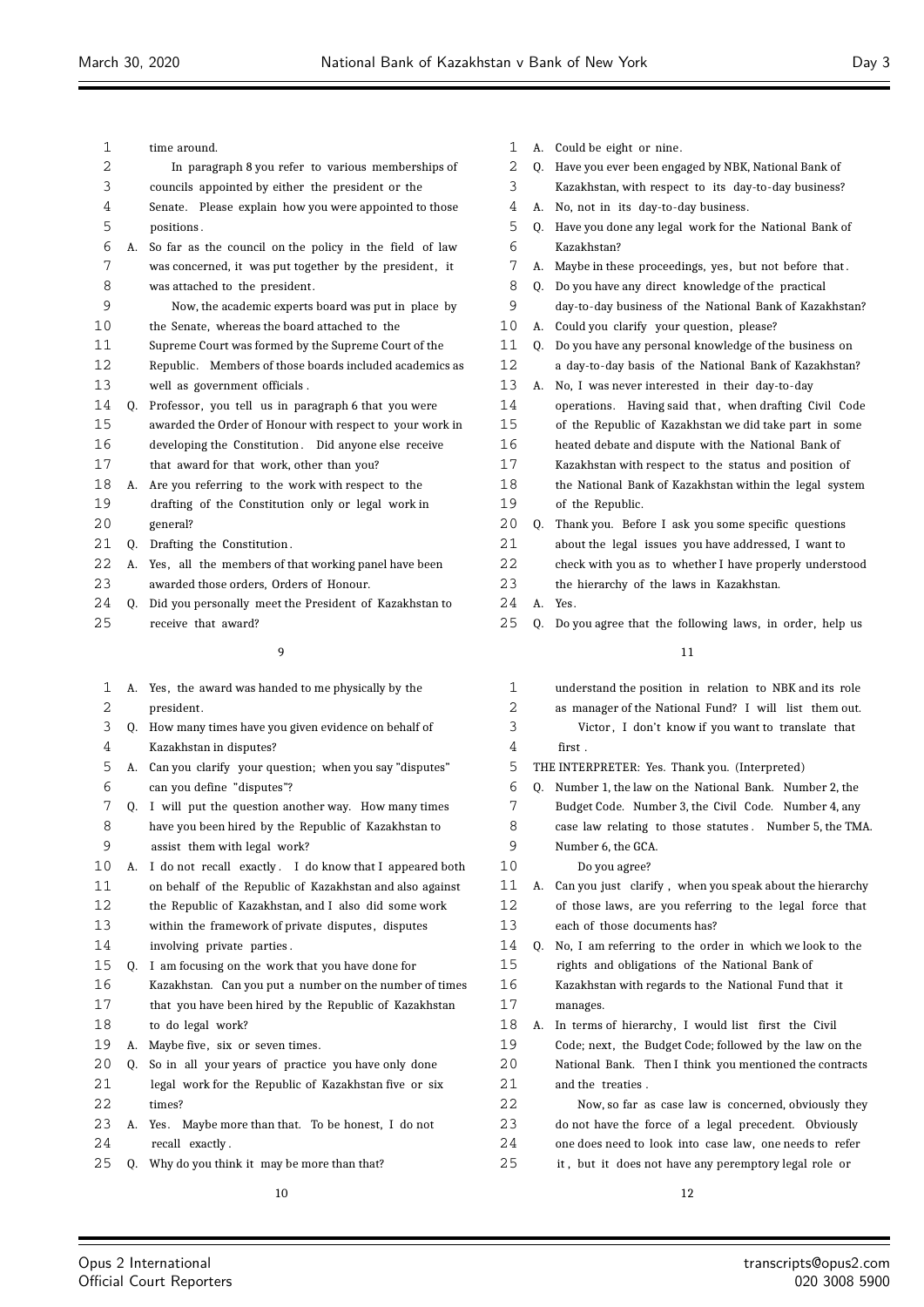time around.

In paragraph 8 you refer to various memberships of councils appointed by either the president or the Senate. Please explain how you were appointed to those positions.

A. So far as the council on the policy in the field of law was concerned, it was put together by the president, it was attached to the president.

Now, the academic experts board was put in place by the Senate, whereas the board attached to the Supreme Court was formed by the Supreme Court of the Republic. Members of those boards included academics as well as government officials.

Q. Professor, you tell us in paragraph 6 that you were awarded the Order of Honour with respect to your work in developing the Constitution. Did anyone else receive that award for that work, other than you?

A. Are you referring to the work with respect to the drafting of the Constitution only or legal work in general?

Q. Drafting the Constitution.

A. Yes, all the members of that working panel have been awarded those orders, Orders of Honour.

Q. Did you personally meet the President of Kazakhstan to receive that award?

A. Yes, the award was handed to me physically by the president.

Q. How many times have you given evidence on behalf of Kazakhstan in disputes?

A. Can you clarify your question; when you say "disputes" can you define "disputes"?

Q. I will put the question another way. How many times have you been hired by the Republic of Kazakhstan to assist them with legal work?

A. I do not recall exactly. I do know that I appeared both on behalf of the Republic of Kazakhstan and also against the Republic of Kazakhstan, and I also did some work within the framework of private disputes, disputes involving private parties.

Q. I am focusing on the work that you have done for Kazakhstan. Can you put a number on the number of times that you have been hired by the Republic of Kazakhstan to do legal work?

A. Maybe five, six or seven times.

Q. So in all your years of practice you have only done legal work for the Republic of Kazakhstan five or six times?

A. Yes. Maybe more than that. To be honest, I do not recall exactly.

Q. Why do you think it may be more than that?

A. Could be eight or nine.

Q. Have you ever been engaged by NBK, National Bank of Kazakhstan, with respect to its day-to-day business?

A. No, not in its day-to-day business.

Q. Have you done any legal work for the National Bank of Kazakhstan?

A. Maybe in these proceedings, yes, but not before that.

Q. Do you have any direct knowledge of the practical day-to-day business of the National Bank of Kazakhstan?

A. Could you clarify your question, please?

Q. Do you have any personal knowledge of the business on a day-to-day basis of the National Bank of Kazakhstan?

A. No, I was never interested in their day-to-day operations. Having said that, when drafting Civil Code of the Republic of Kazakhstan we did take part in some heated debate and dispute with the National Bank of Kazakhstan with respect to the status and position of the National Bank of Kazakhstan within the legal system of the Republic.

Q. Thank you. Before I ask you some specific questions about the legal issues you have addressed, I want to check with you as to whether I have properly understood the hierarchy of the laws in Kazakhstan.

A. Yes.

Q. Do you agree that the following laws, in order, help us understand the position in relation to NBK and its role as manager of the National Fund? I will list them out.

Victor, I don't know if you want to translate that first.

THE INTERPRETER: Yes. Thank you. (Interpreted)

Q. Number 1, the law on the National Bank. Number 2, the Budget Code. Number 3, the Civil Code. Number 4, any case law relating to those statutes. Number 5, the TMA. Number 6, the GCA.

Do you agree?

A. Can you just clarify, when you speak about the hierarchy of those laws, are you referring to the legal force that each of those documents has?

Q. No, I am referring to the order in which we look to the rights and obligations of the National Bank of Kazakhstan with regards to the National Fund that it manages.

A. In terms of hierarchy, I would list first the Civil Code; next, the Budget Code; followed by the law on the National Bank. Then I think you mentioned the contracts and the treaties.

Now, so far as case law is concerned, obviously they do not have the force of a legal precedent. Obviously one does need to look into case law, one needs to refer it, but it does not have any peremptory legal role or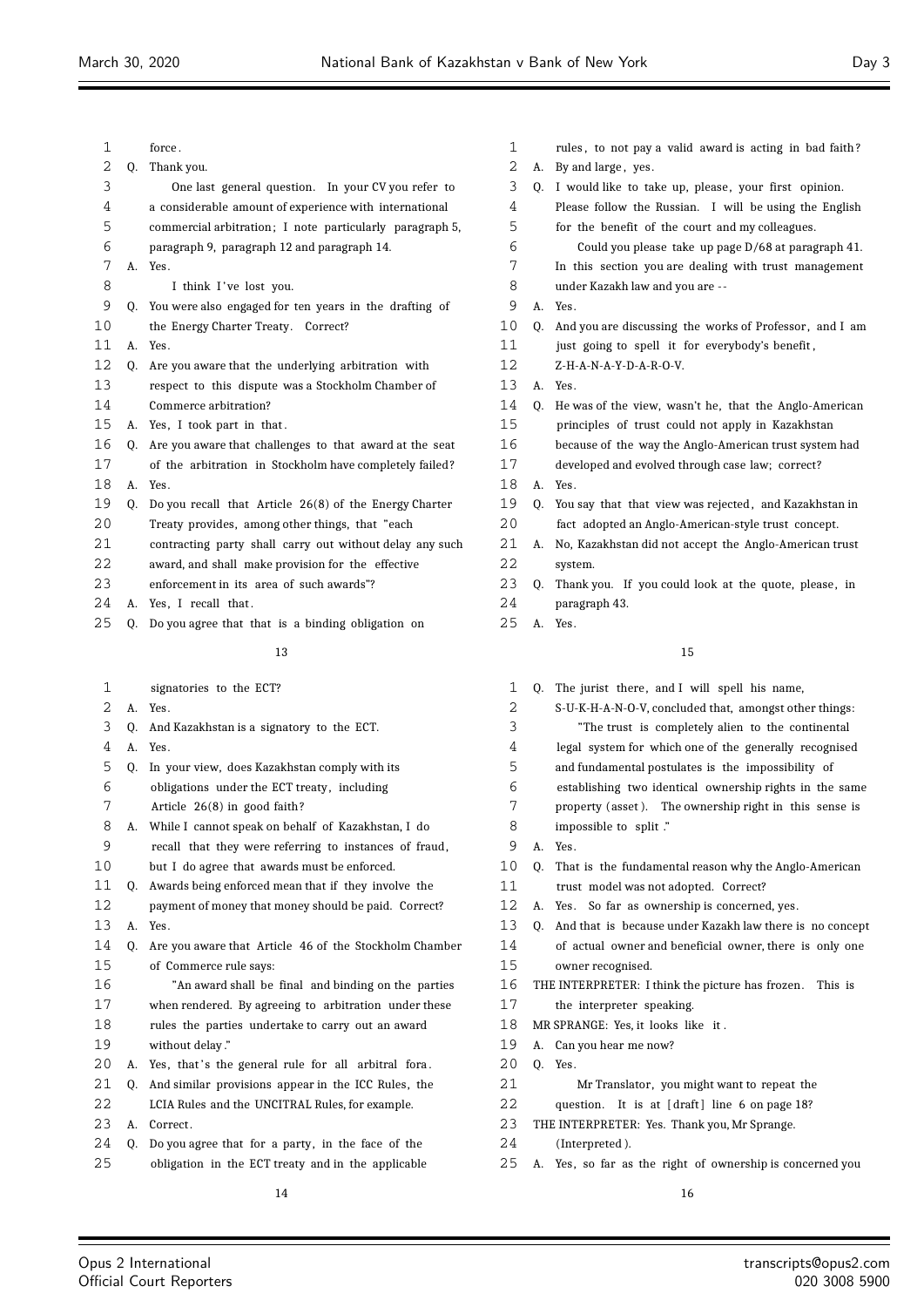force.

Q. Thank you.

One last general question. In your CV you refer to a considerable amount of experience with international commercial arbitration; I note particularly paragraph 5, paragraph 9, paragraph 12 and paragraph 14.

A. Yes.

I think I've lost you.

Q. You were also engaged for ten years in the drafting of the Energy Charter Treaty. Correct?

A. Yes.

Q. Are you aware that the underlying arbitration with respect to this dispute was a Stockholm Chamber of Commerce arbitration?

A. Yes, I took part in that.

Q. Are you aware that challenges to that award at the seat of the arbitration in Stockholm have completely failed?

A. Yes.

Q. Do you recall that Article 26(8) of the Energy Charter Treaty provides, among other things, that "each contracting party shall carry out without delay any such award, and shall make provision for the effective enforcement in its area of such awards"?

A. Yes, I recall that.

Q. Do you agree that that is a binding obligation on signatories to the ECT?

A. Yes.

Q. And Kazakhstan is a signatory to the ECT.

A. Yes.

Q. In your view, does Kazakhstan comply with its obligations under the ECT treaty, including Article 26(8) in good faith?

A. While I cannot speak on behalf of Kazakhstan, I do recall that they were referring to instances of fraud, but I do agree that awards must be enforced.

Q. Awards being enforced mean that if they involve the payment of money that money should be paid. Correct?

A. Yes.

Q. Are you aware that Article 46 of the Stockholm Chamber of Commerce rule says:

"An award shall be final and binding on the parties when rendered. By agreeing to arbitration under these rules the parties undertake to carry out an award without delay."

A. Yes, that's the general rule for all arbitral fora.

Q. And similar provisions appear in the ICC Rules, the LCIA Rules and the UNCITRAL Rules, for example.

A. Correct.

Q. Do you agree that for a party, in the face of the obligation in the ECT treaty and in the applicable rules, to not pay a valid award is acting in bad faith?

A. By and large, yes.

Q. I would like to take up, please, your first opinion. Please follow the Russian. I will be using the English for the benefit of the court and my colleagues.

Could you please take up page D/68 at paragraph 41. In this section you are dealing with trust management under Kazakh law and you are --

A. Yes.

Q. And you are discussing the works of Professor, and I am just going to spell it for everybody's benefit, Z-H-A-N-A-Y-D-A-R-O-V.

A. Yes.

Q. He was of the view, wasn't he, that the Anglo-American principles of trust could not apply in Kazakhstan because of the way the Anglo-American trust system had developed and evolved through case law; correct?

A. Yes.

Q. You say that that view was rejected, and Kazakhstan in fact adopted an Anglo-American-style trust concept.

A. No, Kazakhstan did not accept the Anglo-American trust system.

Q. Thank you. If you could look at the quote, please, in paragraph 43.

A. Yes.

Q. The jurist there, and I will spell his name, S-U-K-H-A-N-O-V, concluded that, amongst other things:

"The trust is completely alien to the continental legal system for which one of the generally recognised and fundamental postulates is the impossibility of establishing two identical ownership rights in the same property (asset). The ownership right in this sense is impossible to split."

A. Yes.

Q. That is the fundamental reason why the Anglo-American trust model was not adopted. Correct?

A. Yes. So far as ownership is concerned, yes.

Q. And that is because under Kazakh law there is no concept of actual owner and beneficial owner, there is only one owner recognised.

THE INTERPRETER: I think the picture has frozen. This is the interpreter speaking.

MR SPRANGE: Yes, it looks like it.

A. Can you hear me now?

Q. Yes.

Mr Translator, you might want to repeat the question. It is at [draft] line 6 on page 18?

THE INTERPRETER: Yes. Thank you, Mr Sprange.

(Interpreted).

A. Yes, so far as the right of ownership is concerned you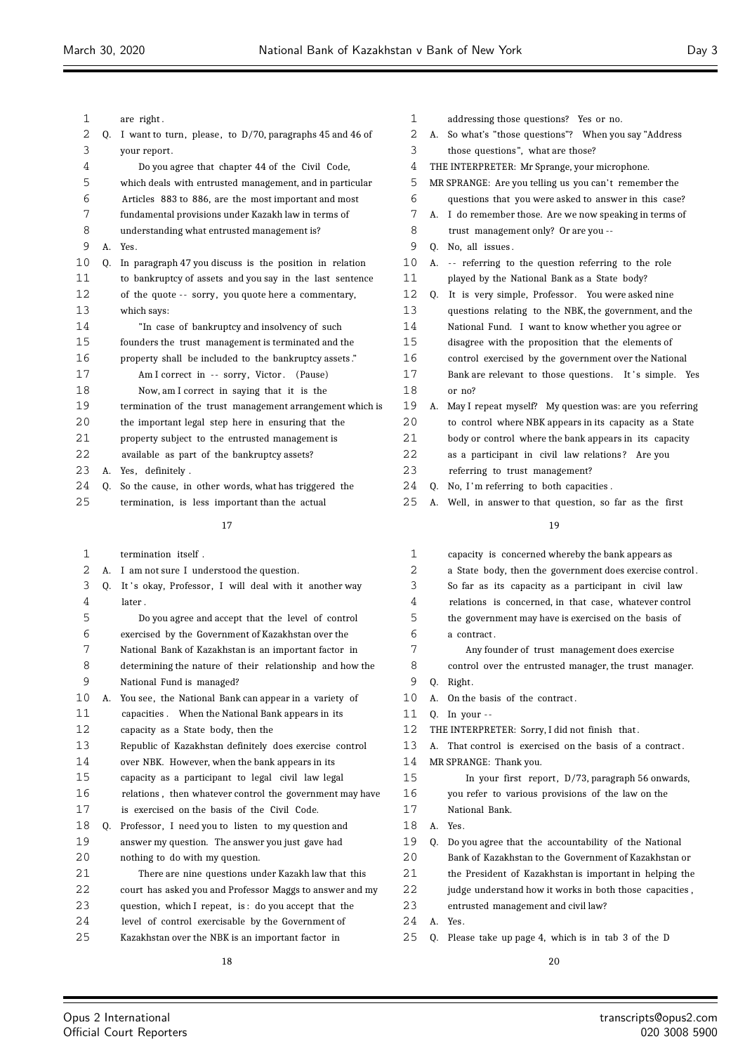are right.

Q. I want to turn, please, to D/70, paragraphs 45 and 46 of your report.

Do you agree that chapter 44 of the Civil Code, which deals with entrusted management, and in particular Articles 883 to 886, are the most important and most fundamental provisions under Kazakh law in terms of understanding what entrusted management is?

A. Yes.

Q. In paragraph 47 you discuss is the position in relation to bankruptcy of assets and you say in the last sentence of the quote -- sorry, you quote here a commentary, which says:

"In case of bankruptcy and insolvency of such founders the trust management is terminated and the property shall be included to the bankruptcy assets."

Am I correct in -- sorry, Victor. (Pause)

Now, am I correct in saying that it is the termination of the trust management arrangement which is the important legal step here in ensuring that the property subject to the entrusted management is available as part of the bankruptcy assets?

A. Yes, definitely.

Q. So the cause, in other words, what has triggered the termination, is less important than the actual termination itself.

A. I am not sure I understood the question.

Q. It's okay, Professor, I will deal with it another way later.

Do you agree and accept that the level of control exercised by the Government of Kazakhstan over the National Bank of Kazakhstan is an important factor in determining the nature of their relationship and how the National Fund is managed?

A. You see, the National Bank can appear in a variety of capacities. When the National Bank appears in its capacity as a State body, then the Republic of Kazakhstan definitely does exercise control over NBK. However, when the bank appears in its capacity as a participant to legal civil law legal relations, then whatever control the government may have is exercised on the basis of the Civil Code.

Q. Professor, I need you to listen to my question and answer my question. The answer you just gave had nothing to do with my question.

There are nine questions under Kazakh law that this court has asked you and Professor Maggs to answer and my question, which I repeat, is: do you accept that the level of control exercisable by the Government of Kazakhstan over the NBK is an important factor in addressing those questions? Yes or no.

A. So what's "those questions"? When you say "Address those questions", what are those?

THE INTERPRETER: Mr Sprange, your microphone.

MR SPRANGE: Are you telling us you can't remember the questions that you were asked to answer in this case?

A. I do remember those. Are we now speaking in terms of trust management only? Or are you --

Q. No, all issues.

A. -- referring to the question referring to the role played by the National Bank as a State body?

Q. It is very simple, Professor. You were asked nine questions relating to the NBK, the government, and the National Fund. I want to know whether you agree or disagree with the proposition that the elements of control exercised by the government over the National Bank are relevant to those questions. It's simple. Yes or no?

A. May I repeat myself? My question was: are you referring to control where NBK appears in its capacity as a State body or control where the bank appears in its capacity as a participant in civil law relations? Are you referring to trust management?

Q. No, I'm referring to both capacities.

A. Well, in answer to that question, so far as the first capacity is concerned whereby the bank appears as a State body, then the government does exercise control. So far as its capacity as a participant in civil law relations is concerned, in that case, whatever control the government may have is exercised on the basis of a contract.

Any founder of trust management does exercise control over the entrusted manager, the trust manager.

Q. Right.

A. On the basis of the contract.

Q. In your --

THE INTERPRETER: Sorry, I did not finish that.

A. That control is exercised on the basis of a contract.

MR SPRANGE: Thank you.

In your first report, D/73, paragraph 56 onwards, you refer to various provisions of the law on the National Bank.

A. Yes.

Q. Do you agree that the accountability of the National Bank of Kazakhstan to the Government of Kazakhstan or the President of Kazakhstan is important in helping the judge understand how it works in both those capacities, entrusted management and civil law?

A. Yes.

Q. Please take up page 4, which is in tab 3 of the D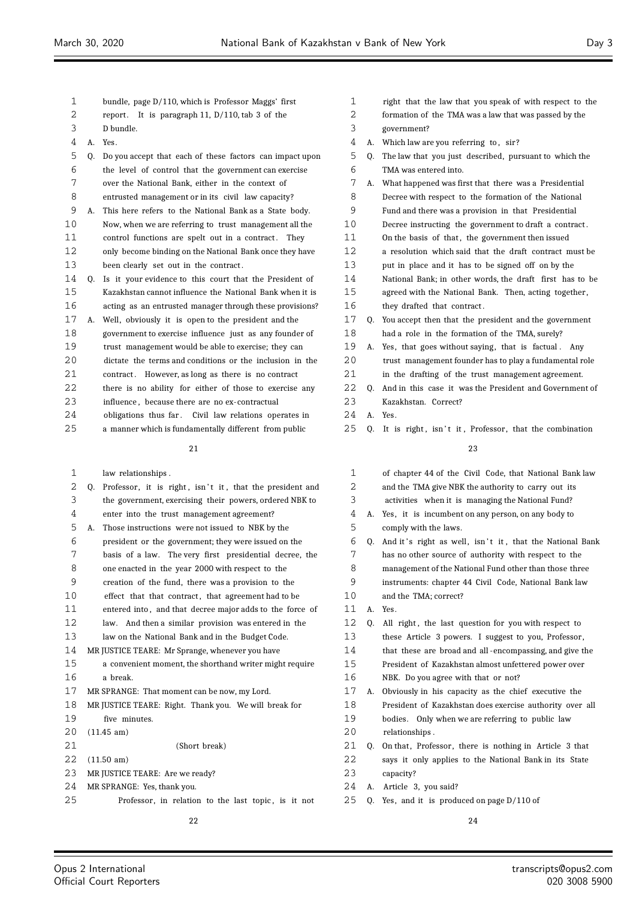bundle, page D/110, which is Professor Maggs' first report. It is paragraph 11, D/110, tab 3 of the D bundle.

A. Yes.

Q. Do you accept that each of these factors can impact upon the level of control that the government can exercise over the National Bank, either in the context of entrusted management or in its civil law capacity?

A. This here refers to the National Bank as a State body. Now, when we are referring to trust management all the control functions are spelt out in a contract. They only become binding on the National Bank once they have been clearly set out in the contract.

Q. Is it your evidence to this court that the President of Kazakhstan cannot influence the National Bank when it is acting as an entrusted manager through these provisions?

A. Well, obviously it is open to the president and the government to exercise influence just as any founder of trust management would be able to exercise; they can dictate the terms and conditions or the inclusion in the contract. However, as long as there is no contract there is no ability for either of those to exercise any influence, because there are no ex-contractual obligations thus far. Civil law relations operates in a manner which is fundamentally different from public law relationships.

Q. Professor, it is right, isn't it, that the president and the government, exercising their powers, ordered NBK to enter into the trust management agreement?

A. Those instructions were not issued to NBK by the president or the government; they were issued on the basis of a law. The very first presidential decree, the one enacted in the year 2000 with respect to the creation of the fund, there was a provision to the effect that that contract, that agreement had to be entered into, and that decree made adds to the force of law. And then a similar provision was entered in the law on the National Bank and in the Budget Code.

MR JUSTICE TEARE: Mr Sprange, whenever you have a convenient moment, the shorthand writer might require a break.

MR SPRANGE: That moment can be now, my Lord.

MR JUSTICE TEARE: Right. Thank you. We will break for five minutes.

(11.45 am)

(Short break)

(11.50 am)

MR JUSTICE TEARE: Are we ready?

MR SPRANGE: Yes, thank you.

Professor, in relation to the last topic, is it not right that the law that you speak of with respect to the formation of the TMA was a law that was passed by the government?

A. Which law are you referring to, sir?

Q. The law that you just described, pursuant to which the TMA was entered into.

A. What happened was first that there was a Presidential Decree with respect to the formation of the National Fund and there was a provision in that Presidential Decree instructing the government to draft a contract. On the basis of that, the government then issued a resolution which said that the draft contract must be put in place and it has to be signed off on by the National Bank; in other words, the draft first has to be agreed with the National Bank. Then, acting together, they drafted that contract.

Q. You accept then that the president and the government had a role in the formation of the TMA, surely?

A. Yes, that goes without saying, that is factual. Any trust management founder has to play a fundamental role in the drafting of the trust management agreement.

Q. And in this case it was the President and Government of Kazakhstan. Correct?

A. Yes.

Q. It is right, isn't it, Professor, that the combination of chapter 44 of the Civil Code, that National Bank law and the TMA give NBK the authority to carry out its activities when it is managing the National Fund?

A. Yes, it is incumbent on any person, on any body to comply with the laws.

Q. And it's right as well, isn't it, that the National Bank has no other source of authority with respect to the management of the National Fund other than those three instruments: chapter 44 Civil Code, National Bank law and the TMA; correct?

A. Yes.

Q. All right, the last question for you with respect to these Article 3 powers. I suggest to you, Professor, that these are broad and all-encompassing, and give the President of Kazakhstan almost unfettered power over NBK. Do you agree with that or not?

A. Obviously in his capacity as the chief executive the President of Kazakhstan does exercise authority over all bodies. Only when we are referring to public law relationships.

Q. On that, Professor, there is nothing in Article 3 that says it only applies to the National Bank in its State capacity?

A. Article 3, you said?

Q. Yes, and it is produced on page D/110 of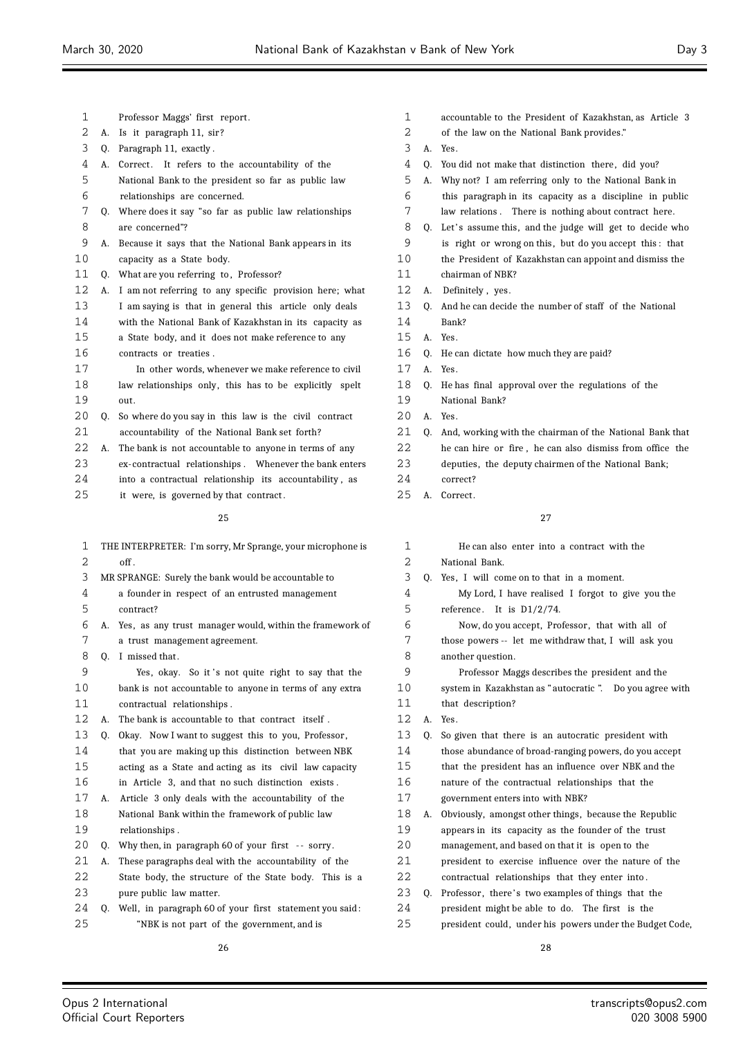Professor Maggs' first report.

A. Is it paragraph 11, sir?

Q. Paragraph 11, exactly.

A. Correct. It refers to the accountability of the National Bank to the president so far as public law relationships are concerned.

Q. Where does it say "so far as public law relationships are concerned"?

A. Because it says that the National Bank appears in its capacity as a State body.

Q. What are you referring to, Professor?

A. I am not referring to any specific provision here; what I am saying is that in general this article only deals with the National Bank of Kazakhstan in its capacity as a State body, and it does not make reference to any contracts or treaties.

In other words, whenever we make reference to civil law relationships only, this has to be explicitly spelt out.

Q. So where do you say in this law is the civil contract accountability of the National Bank set forth?

A. The bank is not accountable to anyone in terms of any ex-contractual relationships. Whenever the bank enters into a contractual relationship its accountability, as it were, is governed by that contract.

THE INTERPRETER: I'm sorry, Mr Sprange, your microphone is off.

MR SPRANGE: Surely the bank would be accountable to a founder in respect of an entrusted management contract?

A. Yes, as any trust manager would, within the framework of a trust management agreement.

Q. I missed that.

Yes, okay. So it's not quite right to say that the bank is not accountable to anyone in terms of any extra contractual relationships.

A. The bank is accountable to that contract itself.

Q. Okay. Now I want to suggest this to you, Professor, that you are making up this distinction between NBK acting as a State and acting as its civil law capacity in Article 3, and that no such distinction exists.

A. Article 3 only deals with the accountability of the National Bank within the framework of public law relationships.

Q. Why then, in paragraph 60 of your first -- sorry.

A. These paragraphs deal with the accountability of the State body, the structure of the State body. This is a pure public law matter.

Q. Well, in paragraph 60 of your first statement you said:

"NBK is not part of the government, and is accountable to the President of Kazakhstan, as Article 3 of the law on the National Bank provides."

A. Yes.

Q. You did not make that distinction there, did you?

A. Why not? I am referring only to the National Bank in this paragraph in its capacity as a discipline in public law relations. There is nothing about contract here.

Q. Let's assume this, and the judge will get to decide who is right or wrong on this, but do you accept this: that the President of Kazakhstan can appoint and dismiss the chairman of NBK?

A. Definitely, yes.

Q. And he can decide the number of staff of the National Bank?

A. Yes.

Q. He can dictate how much they are paid?

A. Yes.

Q. He has final approval over the regulations of the National Bank?

A. Yes.

Q. And, working with the chairman of the National Bank that he can hire or fire, he can also dismiss from office the deputies, the deputy chairmen of the National Bank; correct?

A. Correct.

He can also enter into a contract with the National Bank.

Q. Yes, I will come on to that in a moment.

My Lord, I have realised I forgot to give you the reference. It is D1/2/74.

Now, do you accept, Professor, that with all of those powers -- let me withdraw that, I will ask you another question.

Professor Maggs describes the president and the system in Kazakhstan as "autocratic". Do you agree with that description?

A. Yes.

Q. So given that there is an autocratic president with those abundance of broad-ranging powers, do you accept that the president has an influence over NBK and the nature of the contractual relationships that the government enters into with NBK?

A. Obviously, amongst other things, because the Republic appears in its capacity as the founder of the trust management, and based on that it is open to the president to exercise influence over the nature of the contractual relationships that they enter into.

Q. Professor, there's two examples of things that the president might be able to do. The first is the president could, under his powers under the Budget Code,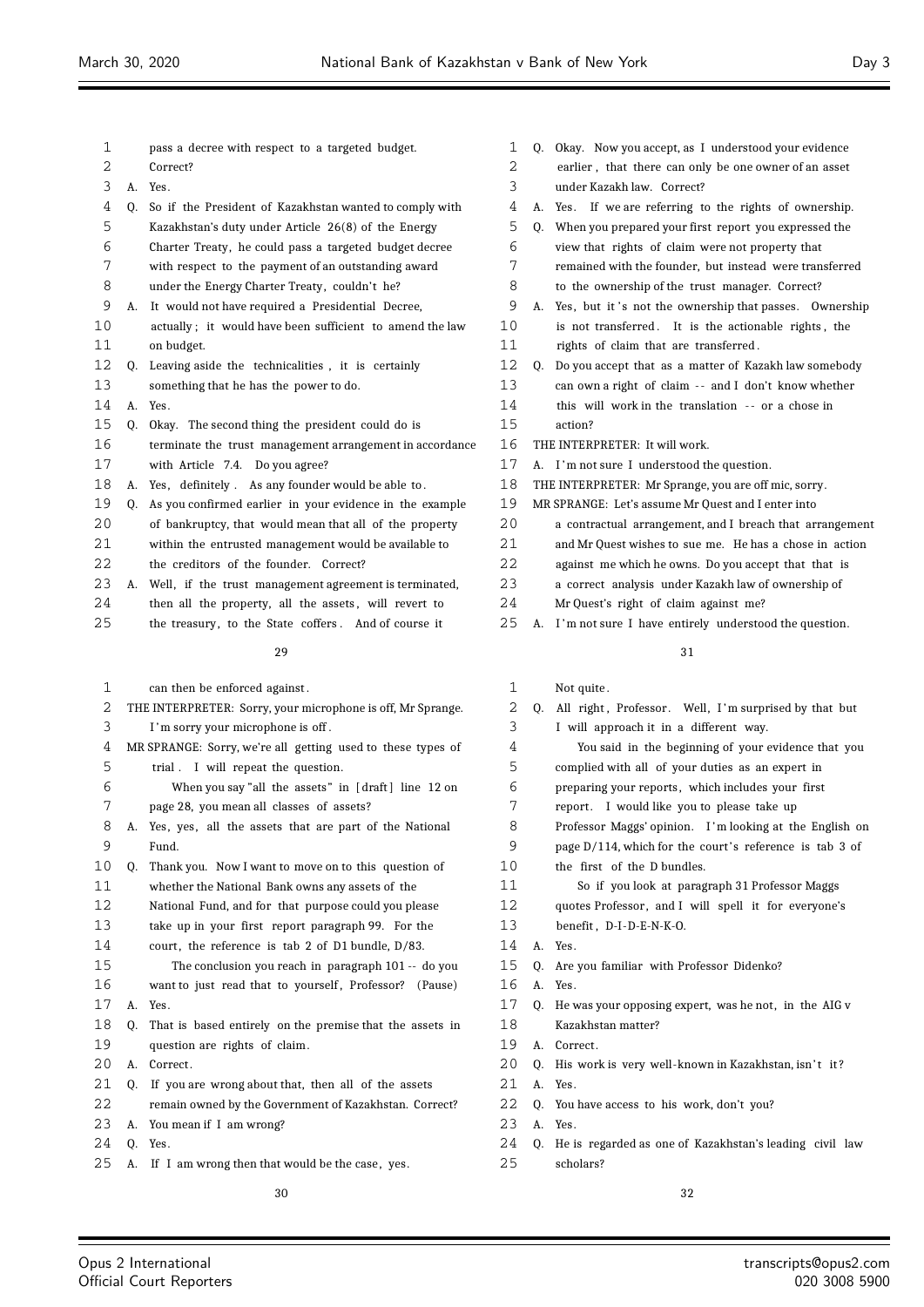1 pass a decree with respect to a targeted budget.
2 Correct?
3 A. Yes.
4 Q. So if the President of Kazakhstan wanted to comply with
5 Kazakhstan's duty under Article 26(8) of the Energy
6 Charter Treaty, he could pass a targeted budget decree
7 with respect to the payment of an outstanding award
8 under the Energy Charter Treaty, couldn't he?
9 A. It would not have required a Presidential Decree,
10 actually; it would have been sufficient to amend the law
11 on budget.
12 Q. Leaving aside the technicalities, it is certainly
13 something that he has the power to do.
14 A. Yes.
15 Q. Okay. The second thing the president could do is
16 terminate the trust management arrangement in accordance
17 with Article 7.4. Do you agree?
18 A. Yes, definitely. As any founder would be able to.
19 Q. As you confirmed earlier in your evidence in the example
20 of bankruptcy, that would mean that all of the property
21 within the entrusted management would be available to
22 the creditors of the founder. Correct?
23 A. Well, if the trust management agreement is terminated,
24 then all the property, all the assets, will revert to
25 the treasury, to the State coffers. And of course it

29

1 can then be enforced against.
2 THE INTERPRETER: Sorry, your microphone is off, Mr Sprange.
3 I'm sorry your microphone is off.
4 MR SPRANGE: Sorry, we're all getting used to these types of
5 trial. I will repeat the question.
6 When you say "all the assets" in [draft] line 12 on
7 page 28, you mean all classes of assets?
8 A. Yes, yes, all the assets that are part of the National
9 Fund.
10 Q. Thank you. Now I want to move on to this question of
11 whether the National Bank owns any assets of the
12 National Fund, and for that purpose could you please
13 take up in your first report paragraph 99. For the
14 court, the reference is tab 2 of D1 bundle, D/83.
15 The conclusion you reach in paragraph 101 -- do you
16 want to just read that to yourself, Professor? (Pause)
17 A. Yes.
18 Q. That is based entirely on the premise that the assets in
19 question are rights of claim.
20 A. Correct.
21 Q. If you are wrong about that, then all of the assets
22 remain owned by the Government of Kazakhstan. Correct?
23 A. You mean if I am wrong?
24 Q. Yes.
25 A. If I am wrong then that would be the case, yes.

30

1 Q. Okay. Now you accept, as I understood your evidence
2 earlier, that there can only be one owner of an asset
3 under Kazakh law. Correct?
4 A. Yes. If we are referring to the rights of ownership.
5 Q. When you prepared your first report you expressed the
6 view that rights of claim were not property that
7 remained with the founder, but instead were transferred
8 to the ownership of the trust manager. Correct?
9 A. Yes, but it's not the ownership that passes. Ownership
10 is not transferred. It is the actionable rights, the
11 rights of claim that are transferred.
12 Q. Do you accept that as a matter of Kazakh law somebody
13 can own a right of claim -- and I don't know whether
14 this will work in the translation -- or a chose in
15 action?
16 THE INTERPRETER: It will work.
17 A. I'm not sure I understood the question.
18 THE INTERPRETER: Mr Sprange, you are off mic, sorry.
19 MR SPRANGE: Let's assume Mr Quest and I enter into
20 a contractual arrangement, and I breach that arrangement
21 and Mr Quest wishes to sue me. He has a chose in action
22 against me which he owns. Do you accept that that is
23 a correct analysis under Kazakh law of ownership of
24 Mr Quest's right of claim against me?
25 A. I'm not sure I have entirely understood the question.

31

1 Not quite.
2 Q. All right, Professor. Well, I'm surprised by that but
3 I will approach it in a different way.
4 You said in the beginning of your evidence that you
5 complied with all of your duties as an expert in
6 preparing your reports, which includes your first
7 report. I would like you to please take up
8 Professor Maggs' opinion. I'm looking at the English on
9 page D/114, which for the court's reference is tab 3 of
10 the first of the D bundles.
11 So if you look at paragraph 31 Professor Maggs
12 quotes Professor, and I will spell it for everyone's
13 benefit, D-I-D-E-N-K-O.
14 A. Yes.
15 Q. Are you familiar with Professor Didenko?
16 A. Yes.
17 Q. He was your opposing expert, was he not, in the AIG v
18 Kazakhstan matter?
19 A. Correct.
20 Q. His work is very well-known in Kazakhstan, isn't it?
21 A. Yes.
22 Q. You have access to his work, don't you?
23 A. Yes.
24 Q. He is regarded as one of Kazakhstan's leading civil law
25 scholars?

32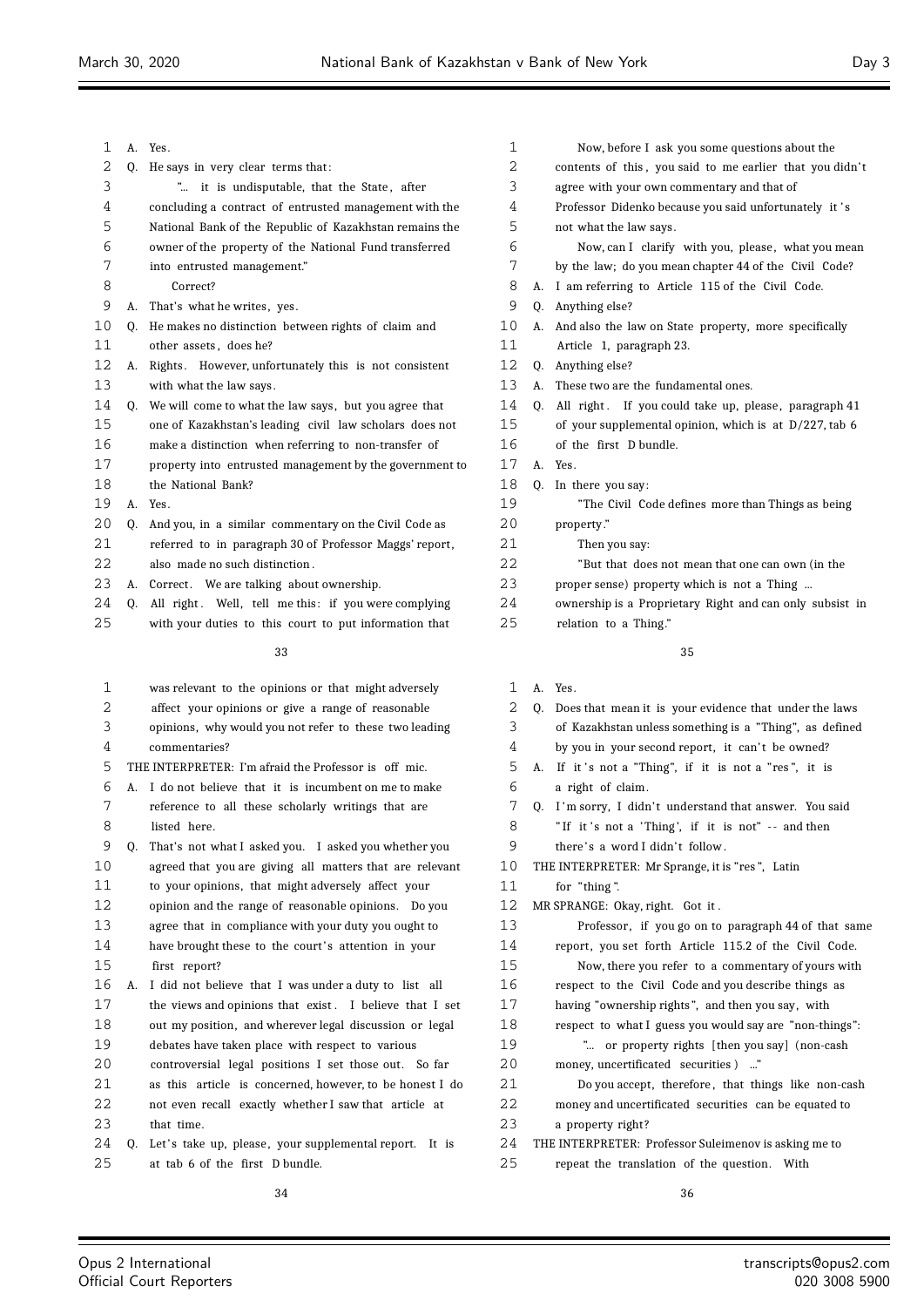A. Yes.

Q. He says in very clear terms that:

"... it is undisputable, that the State, after concluding a contract of entrusted management with the National Bank of the Republic of Kazakhstan remains the owner of the property of the National Fund transferred into entrusted management."

Correct?

A. That's what he writes, yes.

Q. He makes no distinction between rights of claim and other assets, does he?

A. Rights. However, unfortunately this is not consistent with what the law says.

Q. We will come to what the law says, but you agree that one of Kazakhstan's leading civil law scholars does not make a distinction when referring to non-transfer of property into entrusted management by the government to the National Bank?

A. Yes.

Q. And you, in a similar commentary on the Civil Code as referred to in paragraph 30 of Professor Maggs' report, also made no such distinction.

A. Correct. We are talking about ownership.

Q. All right. Well, tell me this: if you were complying with your duties to this court to put information that was relevant to the opinions or that might adversely affect your opinions or give a range of reasonable opinions, why would you not refer to these two leading commentaries?

THE INTERPRETER: I'm afraid the Professor is off mic.

A. I do not believe that it is incumbent on me to make reference to all these scholarly writings that are listed here.

Q. That's not what I asked you. I asked you whether you agreed that you are giving all matters that are relevant to your opinions, that might adversely affect your opinion and the range of reasonable opinions. Do you agree that in compliance with your duty you ought to have brought these to the court's attention in your first report?

A. I did not believe that I was under a duty to list all the views and opinions that exist. I believe that I set out my position, and wherever legal discussion or legal debates have taken place with respect to various controversial legal positions I set those out. So far as this article is concerned, however, to be honest I do not even recall exactly whether I saw that article at that time.

Q. Let's take up, please, your supplemental report. It is at tab 6 of the first D bundle.

Now, before I ask you some questions about the contents of this, you said to me earlier that you didn't agree with your own commentary and that of Professor Didenko because you said unfortunately it's not what the law says.

Now, can I clarify with you, please, what you mean by the law; do you mean chapter 44 of the Civil Code?

A. I am referring to Article 115 of the Civil Code.

Q. Anything else?

A. And also the law on State property, more specifically Article 1, paragraph 23.

Q. Anything else?

A. These two are the fundamental ones.

Q. All right. If you could take up, please, paragraph 41 of your supplemental opinion, which is at D/227, tab 6 of the first D bundle.

A. Yes.

Q. In there you say:

"The Civil Code defines more than Things as being property."

Then you say:

"But that does not mean that one can own (in the proper sense) property which is not a Thing ... ownership is a Proprietary Right and can only subsist in relation to a Thing."

A. Yes.

Q. Does that mean it is your evidence that under the laws of Kazakhstan unless something is a "Thing", as defined by you in your second report, it can't be owned?

A. If it's not a "Thing", if it is not a "res", it is a right of claim.

Q. I'm sorry, I didn't understand that answer. You said "If it's not a 'Thing', if it is not" -- and then there's a word I didn't follow.

THE INTERPRETER: Mr Sprange, it is "res", Latin for "thing".

MR SPRANGE: Okay, right. Got it.

Professor, if you go on to paragraph 44 of that same report, you set forth Article 115.2 of the Civil Code.

Now, there you refer to a commentary of yours with respect to the Civil Code and you describe things as having "ownership rights", and then you say, with respect to what I guess you would say are "non-things":

"... or property rights [then you say] (non-cash money, uncertificated securities) ..."

Do you accept, therefore, that things like non-cash money and uncertificated securities can be equated to a property right?

THE INTERPRETER: Professor Suleimenov is asking me to repeat the translation of the question. With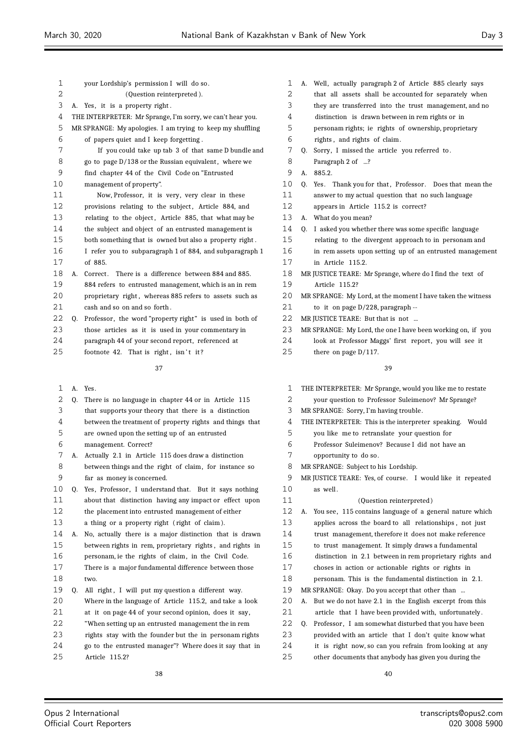1 your Lordship's permission I will do so.

2 (Question reinterpreted).

3 A. Yes, it is a property right.

4 THE INTERPRETER: Mr Sprange, I'm sorry, we can't hear you.

5 MR SPRANGE: My apologies. I am trying to keep my shuffling

6 of papers quiet and I keep forgetting.

7 If you could take up tab 3 of that same D bundle and

8 go to page D/138 or the Russian equivalent, where we

9 find chapter 44 of the Civil Code on "Entrusted

10 management of property".

11 Now, Professor, it is very, very clear in these

12 provisions relating to the subject, Article 884, and

13 relating to the object, Article 885, that what may be

14 the subject and object of an entrusted management is

15 both something that is owned but also a property right.

16 I refer you to subparagraph 1 of 884, and subparagraph 1

17 of 885.

18 A. Correct. There is a difference between 884 and 885.

19 884 refers to entrusted management, which is an in rem

20 proprietary right, whereas 885 refers to assets such as

21 cash and so on and so forth.

22 Q. Professor, the word "property right" is used in both of

23 those articles as it is used in your commentary in

24 paragraph 44 of your second report, referenced at

25 footnote 42. That is right, isn't it?

37

1 A. Yes.

2 Q. There is no language in chapter 44 or in Article 115

3 that supports your theory that there is a distinction

4 between the treatment of property rights and things that

5 are owned upon the setting up of an entrusted

6 management. Correct?

7 A. Actually 2.1 in Article 115 does draw a distinction

8 between things and the right of claim, for instance so

9 far as money is concerned.

10 Q. Yes, Professor, I understand that. But it says nothing

11 about that distinction having any impact or effect upon

12 the placement into entrusted management of either

13 a thing or a property right (right of claim).

14 A. No, actually there is a major distinction that is drawn

15 between rights in rem, proprietary rights, and rights in

16 personam, ie the rights of claim, in the Civil Code.

17 There is a major fundamental difference between those

18 two.

19 Q. All right, I will put my question a different way.

20 Where in the language of Article 115.2, and take a look

21 at it on page 44 of your second opinion, does it say,

22 "When setting up an entrusted management the in rem

23 rights stay with the founder but the in personam rights

24 go to the entrusted manager"? Where does it say that in

25 Article 115.2?

38

1 A. Well, actually paragraph 2 of Article 885 clearly says

2 that all assets shall be accounted for separately when

3 they are transferred into the trust management, and no

4 distinction is drawn between in rem rights or in

5 personam rights; ie rights of ownership, proprietary

6 rights, and rights of claim.

7 Q. Sorry, I missed the article you referred to.

8 Paragraph 2 of ...?

9 A. 885.2.

10 Q. Yes. Thank you for that, Professor. Does that mean the

11 answer to my actual question that no such language

12 appears in Article 115.2 is correct?

13 A. What do you mean?

14 Q. I asked you whether there was some specific language

15 relating to the divergent approach to in personam and

16 in rem assets upon setting up of an entrusted management

17 in Article 115.2.

18 MR JUSTICE TEARE: Mr Sprange, where do I find the text of

19 Article 115.2?

20 MR SPRANGE: My Lord, at the moment I have taken the witness

21 to it on page D/228, paragraph --

22 MR JUSTICE TEARE: But that is not ...

23 MR SPRANGE: My Lord, the one I have been working on, if you

24 look at Professor Maggs' first report, you will see it

25 there on page D/117.

39

1 THE INTERPRETER: Mr Sprange, would you like me to restate

2 your question to Professor Suleimenov? Mr Sprange?

3 MR SPRANGE: Sorry, I'm having trouble.

4 THE INTERPRETER: This is the interpreter speaking. Would

5 you like me to retranslate your question for

6 Professor Suleimenov? Because I did not have an

7 opportunity to do so.

8 MR SPRANGE: Subject to his Lordship.

9 MR JUSTICE TEARE: Yes, of course. I would like it repeated

10 as well.

11 (Question reinterpreted)

12 A. You see, 115 contains language of a general nature which

13 applies across the board to all relationships, not just

14 trust management, therefore it does not make reference

15 to trust management. It simply draws a fundamental

16 distinction in 2.1 between in rem proprietary rights and

17 choses in action or actionable rights or rights in

18 personam. This is the fundamental distinction in 2.1.

19 MR SPRANGE: Okay. Do you accept that other than ...

20 A. But we do not have 2.1 in the English excerpt from this

21 article that I have been provided with, unfortunately.

22 Q. Professor, I am somewhat disturbed that you have been

23 provided with an article that I don't quite know what

24 it is right now, so can you refrain from looking at any

25 other documents that anybody has given you during the

40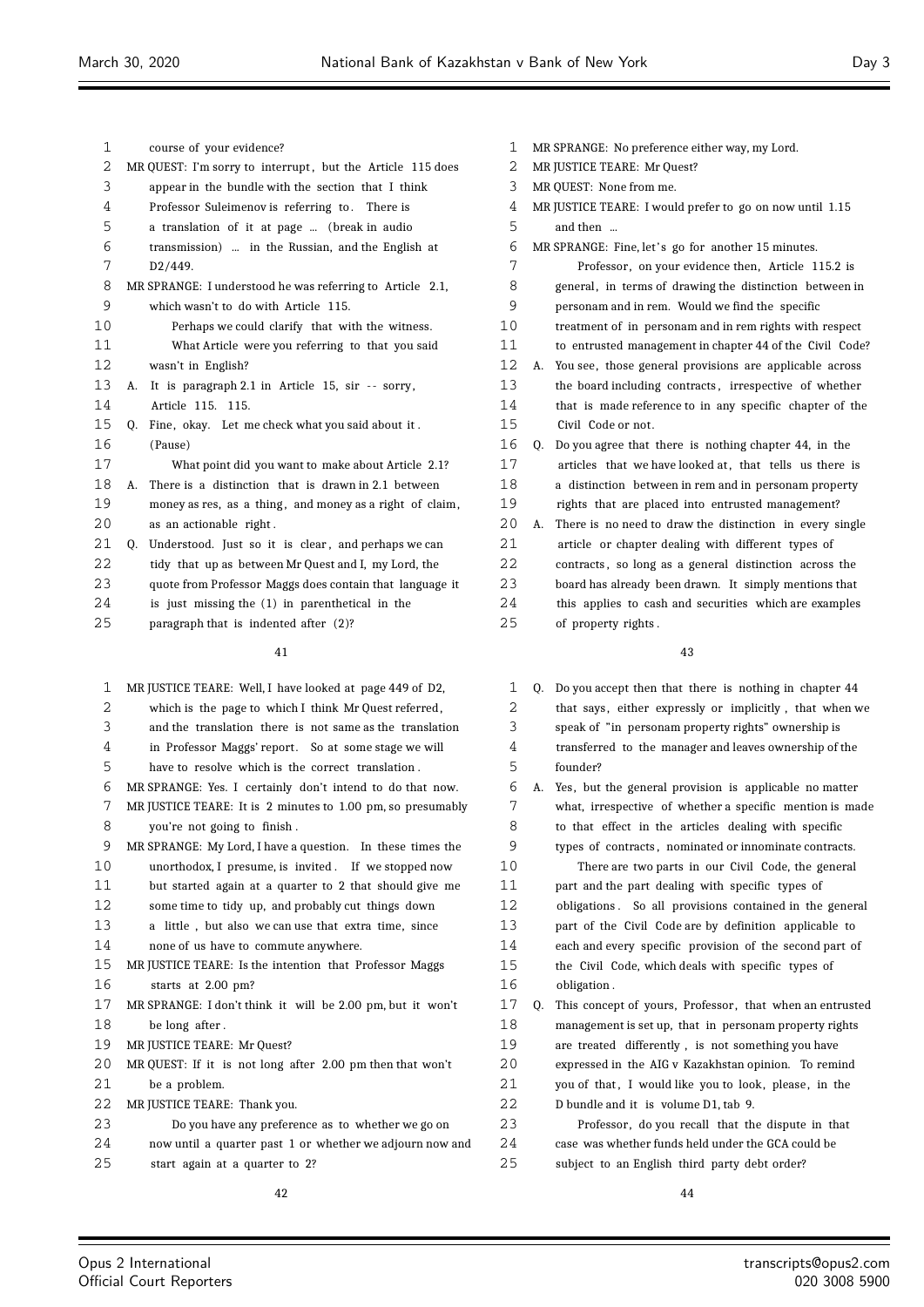course of your evidence?

MR QUEST: I'm sorry to interrupt, but the Article 115 does appear in the bundle with the section that I think Professor Suleimenov is referring to. There is a translation of it at page ... (break in audio transmission) ... in the Russian, and the English at D2/449.

MR SPRANGE: I understood he was referring to Article 2.1, which wasn't to do with Article 115.

Perhaps we could clarify that with the witness.

What Article were you referring to that you said wasn't in English?

A. It is paragraph 2.1 in Article 15, sir -- sorry, Article 115. 115.

Q. Fine, okay. Let me check what you said about it. (Pause)

What point did you want to make about Article 2.1?

A. There is a distinction that is drawn in 2.1 between money as res, as a thing, and money as a right of claim, as an actionable right.

Q. Understood. Just so it is clear, and perhaps we can tidy that up as between Mr Quest and I, my Lord, the quote from Professor Maggs does contain that language it is just missing the (1) in parenthetical in the paragraph that is indented after (2)?

MR JUSTICE TEARE: Well, I have looked at page 449 of D2, which is the page to which I think Mr Quest referred, and the translation there is not same as the translation in Professor Maggs' report. So at some stage we will have to resolve which is the correct translation.

MR SPRANGE: Yes. I certainly don't intend to do that now.

MR JUSTICE TEARE: It is 2 minutes to 1.00 pm, so presumably you're not going to finish.

MR SPRANGE: My Lord, I have a question. In these times the unorthodox, I presume, is invited. If we stopped now but started again at a quarter to 2 that should give me some time to tidy up, and probably cut things down a little, but also we can use that extra time, since none of us have to commute anywhere.

MR JUSTICE TEARE: Is the intention that Professor Maggs starts at 2.00 pm?

MR SPRANGE: I don't think it will be 2.00 pm, but it won't be long after.

MR JUSTICE TEARE: Mr Quest?

MR QUEST: If it is not long after 2.00 pm then that won't be a problem.

MR JUSTICE TEARE: Thank you.

Do you have any preference as to whether we go on now until a quarter past 1 or whether we adjourn now and start again at a quarter to 2?

MR SPRANGE: No preference either way, my Lord.

MR JUSTICE TEARE: Mr Quest?

MR QUEST: None from me.

MR JUSTICE TEARE: I would prefer to go on now until 1.15 and then ...

MR SPRANGE: Fine, let's go for another 15 minutes.

Professor, on your evidence then, Article 115.2 is general, in terms of drawing the distinction between in personam and in rem. Would we find the specific treatment of in personam and in rem rights with respect to entrusted management in chapter 44 of the Civil Code?

A. You see, those general provisions are applicable across the board including contracts, irrespective of whether that is made reference to in any specific chapter of the Civil Code or not.

Q. Do you agree that there is nothing chapter 44, in the articles that we have looked at, that tells us there is a distinction between in rem and in personam property rights that are placed into entrusted management?

A. There is no need to draw the distinction in every single article or chapter dealing with different types of contracts, so long as a general distinction across the board has already been drawn. It simply mentions that this applies to cash and securities which are examples of property rights.

Q. Do you accept then that there is nothing in chapter 44 that says, either expressly or implicitly, that when we speak of "in personam property rights" ownership is transferred to the manager and leaves ownership of the founder?

A. Yes, but the general provision is applicable no matter what, irrespective of whether a specific mention is made to that effect in the articles dealing with specific types of contracts, nominated or innominate contracts.

There are two parts in our Civil Code, the general part and the part dealing with specific types of obligations. So all provisions contained in the general part of the Civil Code are by definition applicable to each and every specific provision of the second part of the Civil Code, which deals with specific types of obligation.

Q. This concept of yours, Professor, that when an entrusted management is set up, that in personam property rights are treated differently, is not something you have expressed in the AIG v Kazakhstan opinion. To remind you of that, I would like you to look, please, in the D bundle and it is volume D1, tab 9.

Professor, do you recall that the dispute in that case was whether funds held under the GCA could be subject to an English third party debt order?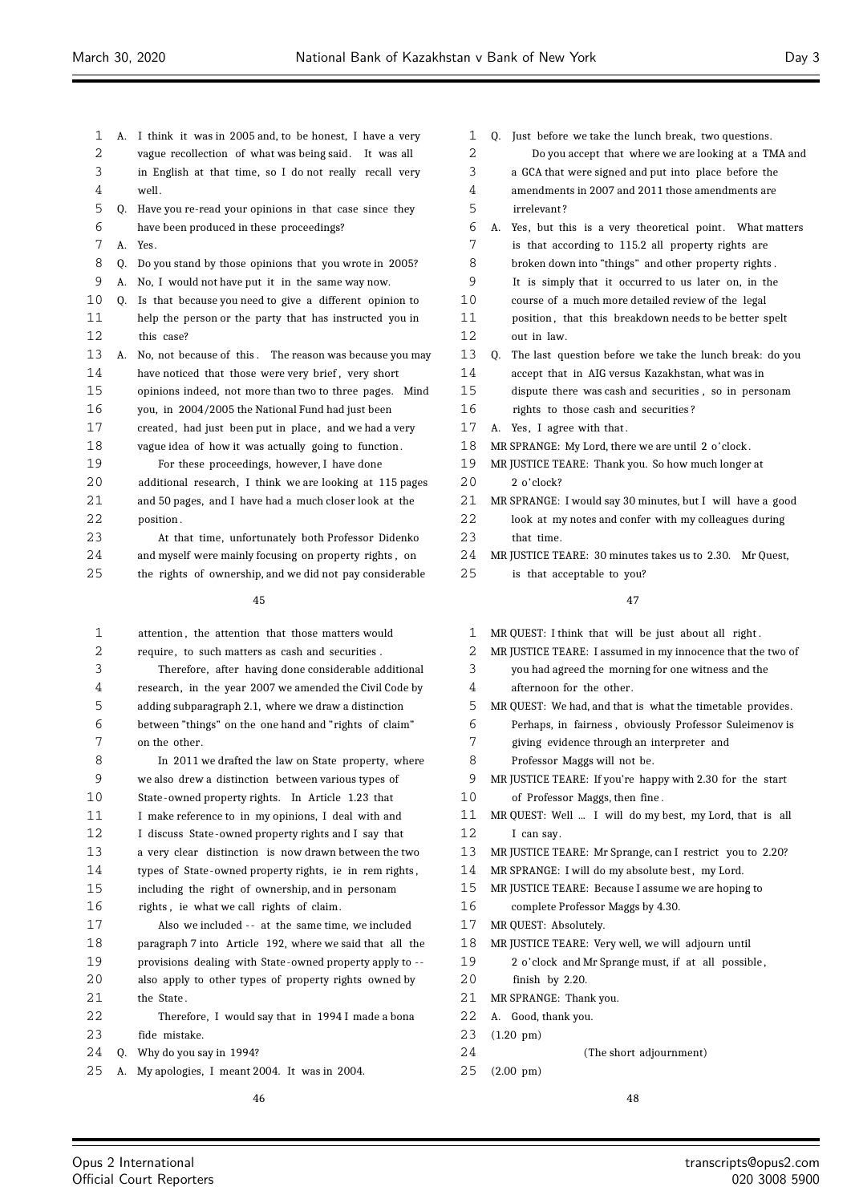A. I think it was in 2005 and, to be honest, I have a very vague recollection of what was being said. It was all in English at that time, so I do not really recall very well.

Q. Have you re-read your opinions in that case since they have been produced in these proceedings?

A. Yes.

Q. Do you stand by those opinions that you wrote in 2005?

A. No, I would not have put it in the same way now.

Q. Is that because you need to give a different opinion to help the person or the party that has instructed you in this case?

A. No, not because of this. The reason was because you may have noticed that those were very brief, very short opinions indeed, not more than two to three pages. Mind you, in 2004/2005 the National Fund had just been created, had just been put in place, and we had a very vague idea of how it was actually going to function.

For these proceedings, however, I have done additional research, I think we are looking at 115 pages and 50 pages, and I have had a much closer look at the position.

At that time, unfortunately both Professor Didenko and myself were mainly focusing on property rights, on the rights of ownership, and we did not pay considerable attention, the attention that those matters would require, to such matters as cash and securities.

Therefore, after having done considerable additional research, in the year 2007 we amended the Civil Code by adding subparagraph 2.1, where we draw a distinction between "things" on the one hand and "rights of claim" on the other.

In 2011 we drafted the law on State property, where we also drew a distinction between various types of State-owned property rights. In Article 1.23 that I make reference to in my opinions, I deal with and I discuss State-owned property rights and I say that a very clear distinction is now drawn between the two types of State-owned property rights, ie in rem rights, including the right of ownership, and in personam rights, ie what we call rights of claim.

Also we included -- at the same time, we included paragraph 7 into Article 192, where we said that all the provisions dealing with State-owned property apply to -- also apply to other types of property rights owned by the State.

Therefore, I would say that in 1994 I made a bona fide mistake.

Q. Why do you say in 1994?

A. My apologies, I meant 2004. It was in 2004.

Q. Just before we take the lunch break, two questions.

Do you accept that where we are looking at a TMA and a GCA that were signed and put into place before the amendments in 2007 and 2011 those amendments are irrelevant?

A. Yes, but this is a very theoretical point. What matters is that according to 115.2 all property rights are broken down into "things" and other property rights. It is simply that it occurred to us later on, in the course of a much more detailed review of the legal position, that this breakdown needs to be better spelt out in law.

Q. The last question before we take the lunch break: do you accept that in AIG versus Kazakhstan, what was in dispute there was cash and securities, so in personam rights to those cash and securities?

A. Yes, I agree with that.

MR SPRANGE: My Lord, there we are until 2 o'clock.

MR JUSTICE TEARE: Thank you. So how much longer at 2 o'clock?

MR SPRANGE: I would say 30 minutes, but I will have a good look at my notes and confer with my colleagues during that time.

MR JUSTICE TEARE: 30 minutes takes us to 2.30. Mr Quest, is that acceptable to you?

MR QUEST: I think that will be just about all right.

MR JUSTICE TEARE: I assumed in my innocence that the two of you had agreed the morning for one witness and the afternoon for the other.

MR QUEST: We had, and that is what the timetable provides. Perhaps, in fairness, obviously Professor Suleimenov is giving evidence through an interpreter and Professor Maggs will not be.

MR JUSTICE TEARE: If you're happy with 2.30 for the start of Professor Maggs, then fine.

MR QUEST: Well ... I will do my best, my Lord, that is all I can say.

MR JUSTICE TEARE: Mr Sprange, can I restrict you to 2.20?

MR SPRANGE: I will do my absolute best, my Lord.

MR JUSTICE TEARE: Because I assume we are hoping to complete Professor Maggs by 4.30.

MR QUEST: Absolutely.

MR JUSTICE TEARE: Very well, we will adjourn until 2 o'clock and Mr Sprange must, if at all possible, finish by 2.20.

MR SPRANGE: Thank you.

A. Good, thank you.

(1.20 pm)

(The short adjournment)

(2.00 pm)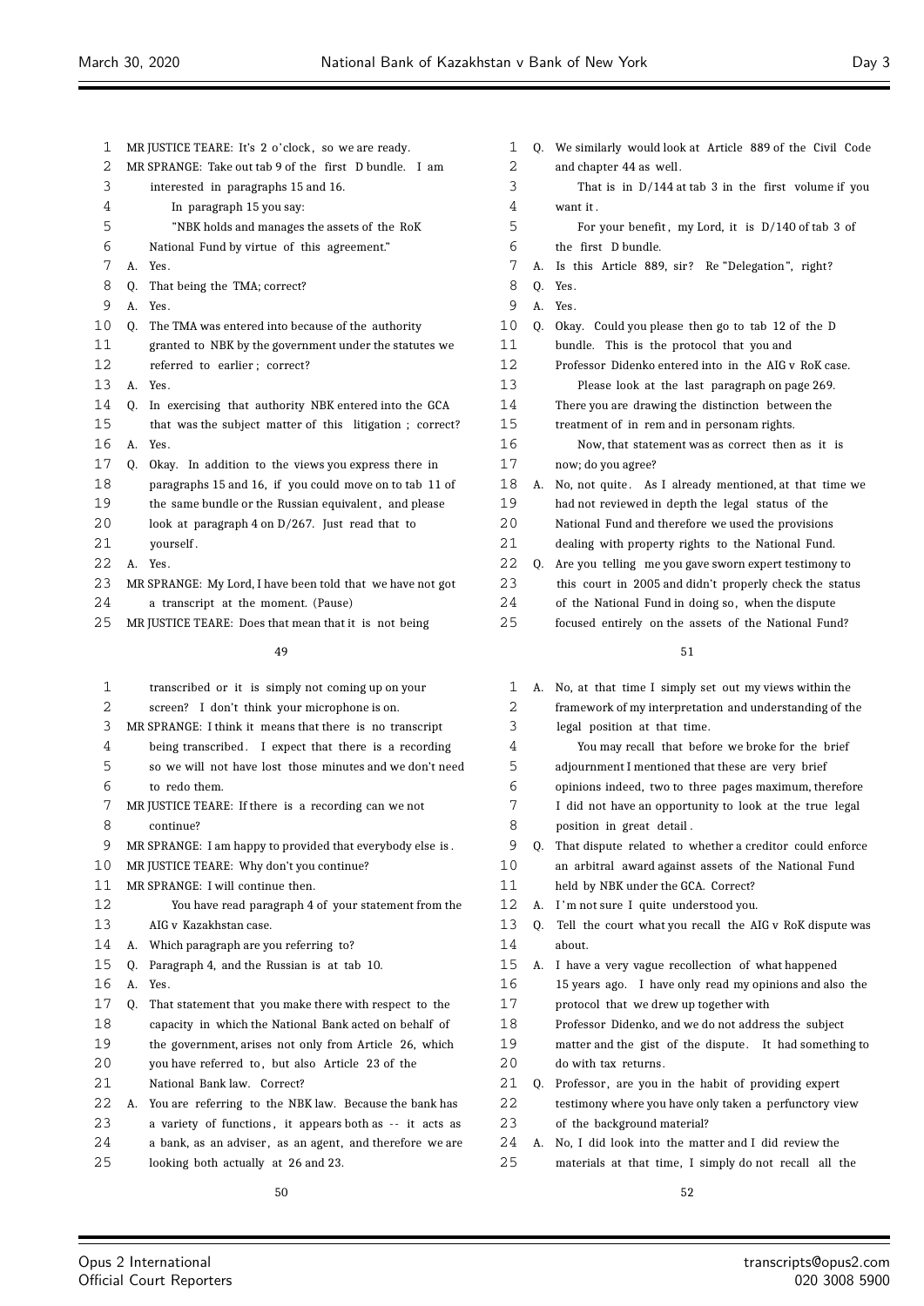MR JUSTICE TEARE: It's 2 o'clock, so we are ready.

MR SPRANGE: Take out tab 9 of the first D bundle. I am interested in paragraphs 15 and 16.

In paragraph 15 you say:

"NBK holds and manages the assets of the RoK National Fund by virtue of this agreement."

A. Yes.

Q. That being the TMA; correct?

A. Yes.

Q. The TMA was entered into because of the authority granted to NBK by the government under the statutes we referred to earlier; correct?

A. Yes.

Q. In exercising that authority NBK entered into the GCA that was the subject matter of this litigation; correct?

A. Yes.

Q. Okay. In addition to the views you express there in paragraphs 15 and 16, if you could move on to tab 11 of the same bundle or the Russian equivalent, and please look at paragraph 4 on D/267. Just read that to yourself.

A. Yes.

MR SPRANGE: My Lord, I have been told that we have not got a transcript at the moment. (Pause)

MR JUSTICE TEARE: Does that mean that it is not being transcribed or it is simply not coming up on your screen? I don't think your microphone is on.

MR SPRANGE: I think it means that there is no transcript being transcribed. I expect that there is a recording so we will not have lost those minutes and we don't need to redo them.

MR JUSTICE TEARE: If there is a recording can we not continue?

MR SPRANGE: I am happy to provided that everybody else is.

MR JUSTICE TEARE: Why don't you continue?

MR SPRANGE: I will continue then.

You have read paragraph 4 of your statement from the AIG v Kazakhstan case.

A. Which paragraph are you referring to?

Q. Paragraph 4, and the Russian is at tab 10.

A. Yes.

Q. That statement that you make there with respect to the capacity in which the National Bank acted on behalf of the government, arises not only from Article 26, which you have referred to, but also Article 23 of the National Bank law. Correct?

A. You are referring to the NBK law. Because the bank has a variety of functions, it appears both as -- it acts as a bank, as an adviser, as an agent, and therefore we are looking both actually at 26 and 23.

Q. We similarly would look at Article 889 of the Civil Code and chapter 44 as well.

That is in D/144 at tab 3 in the first volume if you want it.

For your benefit, my Lord, it is D/140 of tab 3 of the first D bundle.

A. Is this Article 889, sir? Re "Delegation", right?

Q. Yes.

A. Yes.

Q. Okay. Could you please then go to tab 12 of the D bundle. This is the protocol that you and Professor Didenko entered into in the AIG v RoK case.

Please look at the last paragraph on page 269. There you are drawing the distinction between the treatment of in rem and in personam rights.

Now, that statement was as correct then as it is now; do you agree?

A. No, not quite. As I already mentioned, at that time we had not reviewed in depth the legal status of the National Fund and therefore we used the provisions dealing with property rights to the National Fund.

Q. Are you telling me you gave sworn expert testimony to this court in 2005 and didn't properly check the status of the National Fund in doing so, when the dispute focused entirely on the assets of the National Fund?

A. No, at that time I simply set out my views within the framework of my interpretation and understanding of the legal position at that time.

You may recall that before we broke for the brief adjournment I mentioned that these are very brief opinions indeed, two to three pages maximum, therefore I did not have an opportunity to look at the true legal position in great detail.

Q. That dispute related to whether a creditor could enforce an arbitral award against assets of the National Fund held by NBK under the GCA. Correct?

A. I'm not sure I quite understood you.

Q. Tell the court what you recall the AIG v RoK dispute was about.

A. I have a very vague recollection of what happened 15 years ago. I have only read my opinions and also the protocol that we drew up together with Professor Didenko, and we do not address the subject matter and the gist of the dispute. It had something to do with tax returns.

Q. Professor, are you in the habit of providing expert testimony where you have only taken a perfunctory view of the background material?

A. No, I did look into the matter and I did review the materials at that time, I simply do not recall all the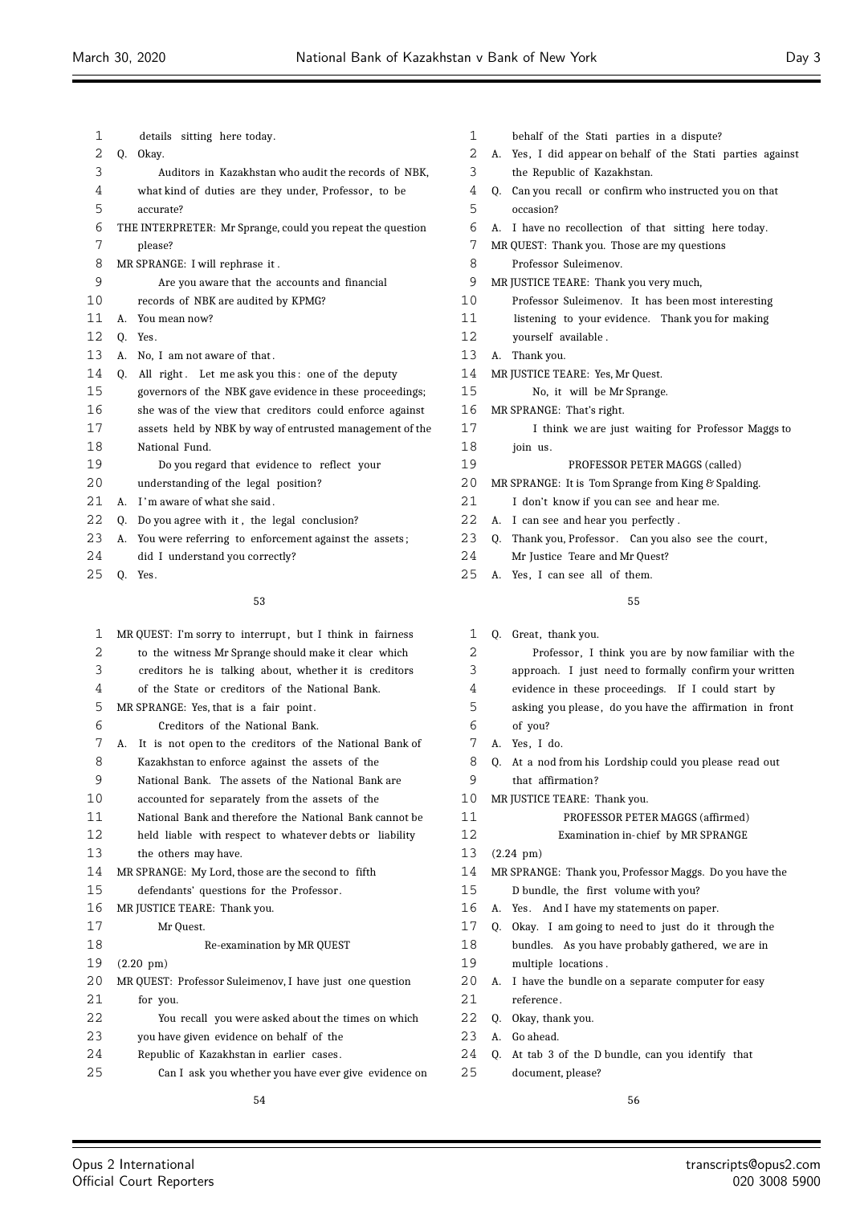details sitting here today.

Q. Okay.

Auditors in Kazakhstan who audit the records of NBK, what kind of duties are they under, Professor, to be accurate?

THE INTERPRETER: Mr Sprange, could you repeat the question please?

MR SPRANGE: I will rephrase it.

Are you aware that the accounts and financial records of NBK are audited by KPMG?

A. You mean now?

Q. Yes.

A. No, I am not aware of that.

Q. All right. Let me ask you this: one of the deputy governors of the NBK gave evidence in these proceedings; she was of the view that creditors could enforce against assets held by NBK by way of entrusted management of the National Fund.

Do you regard that evidence to reflect your understanding of the legal position?

A. I'm aware of what she said.

Q. Do you agree with it, the legal conclusion?

A. You were referring to enforcement against the assets; did I understand you correctly?

Q. Yes.

MR QUEST: I'm sorry to interrupt, but I think in fairness to the witness Mr Sprange should make it clear which creditors he is talking about, whether it is creditors of the State or creditors of the National Bank.

MR SPRANGE: Yes, that is a fair point.

Creditors of the National Bank.

A. It is not open to the creditors of the National Bank of Kazakhstan to enforce against the assets of the National Bank. The assets of the National Bank are accounted for separately from the assets of the National Bank and therefore the National Bank cannot be held liable with respect to whatever debts or liability the others may have.

MR SPRANGE: My Lord, those are the second to fifth defendants' questions for the Professor.

MR JUSTICE TEARE: Thank you.

Mr Quest.

Re-examination by MR QUEST

(2.20 pm)

MR QUEST: Professor Suleimenov, I have just one question for you.

You recall you were asked about the times on which you have given evidence on behalf of the Republic of Kazakhstan in earlier cases.

Can I ask you whether you have ever give evidence on behalf of the Stati parties in a dispute?

A. Yes, I did appear on behalf of the Stati parties against the Republic of Kazakhstan.

Q. Can you recall or confirm who instructed you on that occasion?

A. I have no recollection of that sitting here today.

MR QUEST: Thank you. Those are my questions Professor Suleimenov.

MR JUSTICE TEARE: Thank you very much, Professor Suleimenov. It has been most interesting listening to your evidence. Thank you for making yourself available.

A. Thank you.

MR JUSTICE TEARE: Yes, Mr Quest.

No, it will be Mr Sprange.

MR SPRANGE: That's right.

I think we are just waiting for Professor Maggs to join us.

PROFESSOR PETER MAGGS (called)

MR SPRANGE: It is Tom Sprange from King & Spalding. I don't know if you can see and hear me.

A. I can see and hear you perfectly.

Q. Thank you, Professor. Can you also see the court, Mr Justice Teare and Mr Quest?

A. Yes, I can see all of them.

Q. Great, thank you.

Professor, I think you are by now familiar with the approach. I just need to formally confirm your written evidence in these proceedings. If I could start by asking you please, do you have the affirmation in front of you?

A. Yes, I do.

Q. At a nod from his Lordship could you please read out that affirmation?

MR JUSTICE TEARE: Thank you.

PROFESSOR PETER MAGGS (affirmed)

Examination in-chief by MR SPRANGE

(2.24 pm)

MR SPRANGE: Thank you, Professor Maggs. Do you have the D bundle, the first volume with you?

A. Yes. And I have my statements on paper.

Q. Okay. I am going to need to just do it through the bundles. As you have probably gathered, we are in multiple locations.

A. I have the bundle on a separate computer for easy reference.

Q. Okay, thank you.

A. Go ahead.

Q. At tab 3 of the D bundle, can you identify that document, please?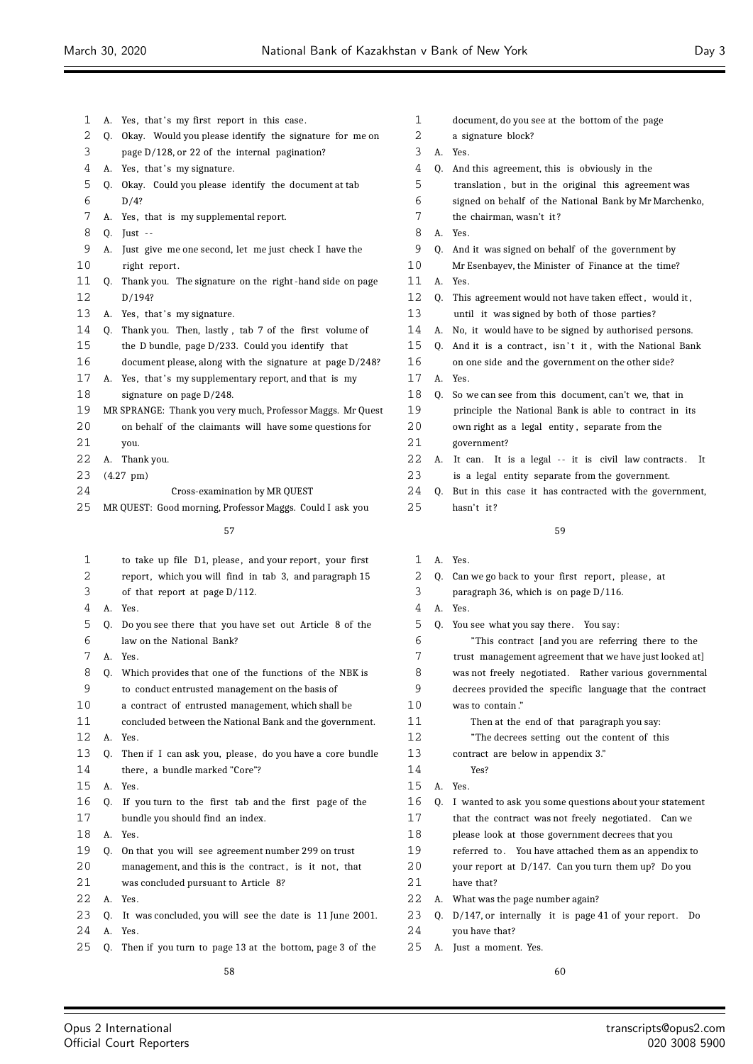A. Yes, that's my first report in this case.

Q. Okay. Would you please identify the signature for me on page D/128, or 22 of the internal pagination?

A. Yes, that's my signature.

Q. Okay. Could you please identify the document at tab D/4?

A. Yes, that is my supplemental report.

Q. Just --

A. Just give me one second, let me just check I have the right report.

Q. Thank you. The signature on the right-hand side on page D/194?

A. Yes, that's my signature.

Q. Thank you. Then, lastly, tab 7 of the first volume of the D bundle, page D/233. Could you identify that document please, along with the signature at page D/248?

A. Yes, that's my supplementary report, and that is my signature on page D/248.

MR SPRANGE: Thank you very much, Professor Maggs. Mr Quest on behalf of the claimants will have some questions for you.

A. Thank you.

(4.27 pm)

## Cross-examination by MR QUEST

MR QUEST: Good morning, Professor Maggs. Could I ask you to take up file D1, please, and your report, your first report, which you will find in tab 3, and paragraph 15 of that report at page D/112.

A. Yes.

Q. Do you see there that you have set out Article 8 of the law on the National Bank?

A. Yes.

Q. Which provides that one of the functions of the NBK is to conduct entrusted management on the basis of a contract of entrusted management, which shall be concluded between the National Bank and the government.

A. Yes.

Q. Then if I can ask you, please, do you have a core bundle there, a bundle marked "Core"?

A. Yes.

Q. If you turn to the first tab and the first page of the bundle you should find an index.

A. Yes.

Q. On that you will see agreement number 299 on trust management, and this is the contract, is it not, that was concluded pursuant to Article 8?

A. Yes.

Q. It was concluded, you will see the date is 11 June 2001.

A. Yes.

Q. Then if you turn to page 13 at the bottom, page 3 of the document, do you see at the bottom of the page a signature block?

A. Yes.

Q. And this agreement, this is obviously in the translation, but in the original this agreement was signed on behalf of the National Bank by Mr Marchenko, the chairman, wasn't it?

A. Yes.

Q. And it was signed on behalf of the government by Mr Esenbayev, the Minister of Finance at the time?

A. Yes.

Q. This agreement would not have taken effect, would it, until it was signed by both of those parties?

A. No, it would have to be signed by authorised persons.

Q. And it is a contract, isn't it, with the National Bank on one side and the government on the other side?

A. Yes.

Q. So we can see from this document, can't we, that in principle the National Bank is able to contract in its own right as a legal entity, separate from the government?

A. It can. It is a legal -- it is civil law contracts. It is a legal entity separate from the government.

Q. But in this case it has contracted with the government, hasn't it?

A. Yes.

Q. Can we go back to your first report, please, at paragraph 36, which is on page D/116.

A. Yes.

Q. You see what you say there. You say:

"This contract [and you are referring there to the trust management agreement that we have just looked at] was not freely negotiated. Rather various governmental decrees provided the specific language that the contract was to contain."

Then at the end of that paragraph you say:

"The decrees setting out the content of this contract are below in appendix 3."

Yes?

A. Yes.

Q. I wanted to ask you some questions about your statement that the contract was not freely negotiated. Can we please look at those government decrees that you referred to. You have attached them as an appendix to your report at D/147. Can you turn them up? Do you have that?

A. What was the page number again?

Q. D/147, or internally it is page 41 of your report. Do you have that?

A. Just a moment. Yes.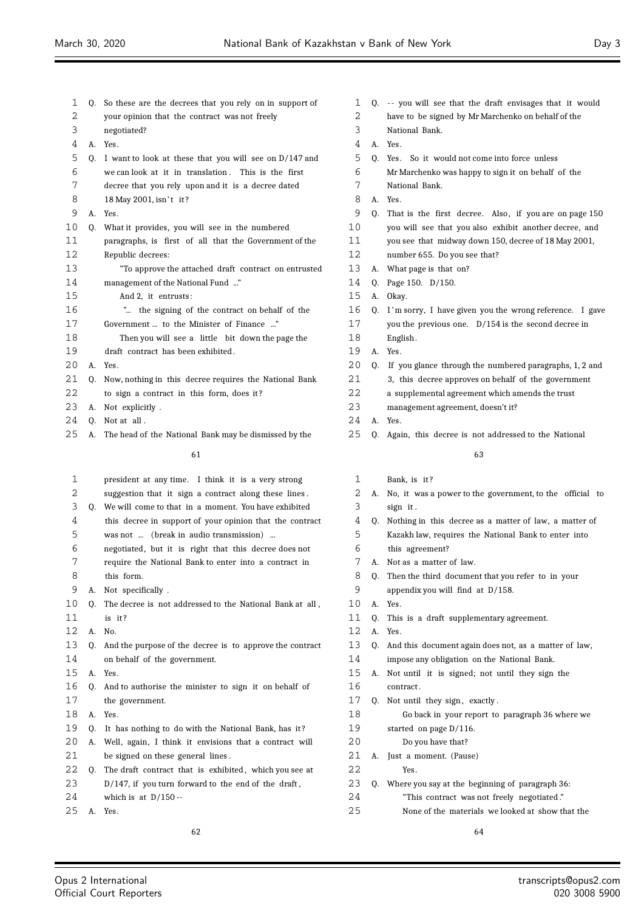1 Q. So these are the decrees that you rely on in support of
2 your opinion that the contract was not freely
3 negotiated?
4 A. Yes.
5 Q. I want to look at these that you will see on D/147 and
6 we can look at it in translation. This is the first
7 decree that you rely upon and it is a decree dated
8 18 May 2001, isn't it?
9 A. Yes.
10 Q. What it provides, you will see in the numbered
11 paragraphs, is first of all that the Government of the
12 Republic decrees:
13 "To approve the attached draft contract on entrusted
14 management of the National Fund ..."
15 And 2, it entrusts:
16 "... the signing of the contract on behalf of the
17 Government ... to the Minister of Finance ..."
18 Then you will see a little bit down the page the
19 draft contract has been exhibited.
20 A. Yes.
21 Q. Now, nothing in this decree requires the National Bank
22 to sign a contract in this form, does it?
23 A. Not explicitly.
24 Q. Not at all.
25 A. The head of the National Bank may be dismissed by the

61

1 president at any time. I think it is a very strong
2 suggestion that it sign a contract along these lines.
3 Q. We will come to that in a moment. You have exhibited
4 this decree in support of your opinion that the contract
5 was not ... (break in audio transmission) ...
6 negotiated, but it is right that this decree does not
7 require the National Bank to enter into a contract in
8 this form.
9 A. Not specifically.
10 Q. The decree is not addressed to the National Bank at all,
11 is it?
12 A. No.
13 Q. And the purpose of the decree is to approve the contract
14 on behalf of the government.
15 A. Yes.
16 Q. And to authorise the minister to sign it on behalf of
17 the government.
18 A. Yes.
19 Q. It has nothing to do with the National Bank, has it?
20 A. Well, again, I think it envisions that a contract will
21 be signed on these general lines.
22 Q. The draft contract that is exhibited, which you see at
23 D/147, if you turn forward to the end of the draft,
24 which is at D/150 --
25 A. Yes.

62

1 Q. -- you will see that the draft envisages that it would
2 have to be signed by Mr Marchenko on behalf of the
3 National Bank.
4 A. Yes.
5 Q. Yes. So it would not come into force unless
6 Mr Marchenko was happy to sign it on behalf of the
7 National Bank.
8 A. Yes.
9 Q. That is the first decree. Also, if you are on page 150
10 you will see that you also exhibit another decree, and
11 you see that midway down 150, decree of 18 May 2001,
12 number 655. Do you see that?
13 A. What page is that on?
14 Q. Page 150. D/150.
15 A. Okay.
16 Q. I'm sorry, I have given you the wrong reference. I gave
17 you the previous one. D/154 is the second decree in
18 English.
19 A. Yes.
20 Q. If you glance through the numbered paragraphs, 1, 2 and
21 3, this decree approves on behalf of the government
22 a supplemental agreement which amends the trust
23 management agreement, doesn't it?
24 A. Yes.
25 Q. Again, this decree is not addressed to the National

63

1 Bank, is it?
2 A. No, it was a power to the government, to the official to
3 sign it.
4 Q. Nothing in this decree as a matter of law, a matter of
5 Kazakh law, requires the National Bank to enter into
6 this agreement?
7 A. Not as a matter of law.
8 Q. Then the third document that you refer to in your
9 appendix you will find at D/158.
10 A. Yes.
11 Q. This is a draft supplementary agreement.
12 A. Yes.
13 Q. And this document again does not, as a matter of law,
14 impose any obligation on the National Bank.
15 A. Not until it is signed; not until they sign the
16 contract.
17 Q. Not until they sign, exactly.
18 Go back in your report to paragraph 36 where we
19 started on page D/116.
20 Do you have that?
21 A. Just a moment. (Pause)
22 Yes.
23 Q. Where you say at the beginning of paragraph 36:
24 "This contract was not freely negotiated."
25 None of the materials we looked at show that the

64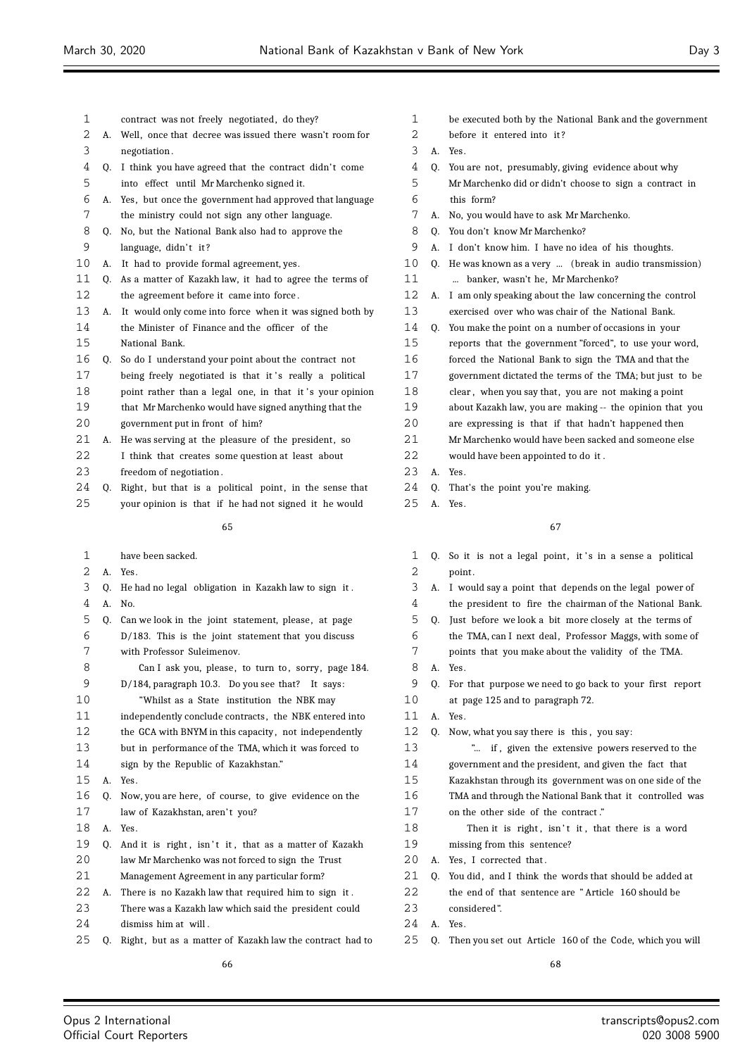contract was not freely negotiated, do they?

A. Well, once that decree was issued there wasn't room for negotiation.

Q. I think you have agreed that the contract didn't come into effect until Mr Marchenko signed it.

A. Yes, but once the government had approved that language the ministry could not sign any other language.

Q. No, but the National Bank also had to approve the language, didn't it?

A. It had to provide formal agreement, yes.

Q. As a matter of Kazakh law, it had to agree the terms of the agreement before it came into force.

A. It would only come into force when it was signed both by the Minister of Finance and the officer of the National Bank.

Q. So do I understand your point about the contract not being freely negotiated is that it's really a political point rather than a legal one, in that it's your opinion that Mr Marchenko would have signed anything that the government put in front of him?

A. He was serving at the pleasure of the president, so I think that creates some question at least about freedom of negotiation.

Q. Right, but that is a political point, in the sense that your opinion is that if he had not signed it he would have been sacked.

A. Yes.

Q. He had no legal obligation in Kazakh law to sign it.

A. No.

Q. Can we look in the joint statement, please, at page D/183. This is the joint statement that you discuss with Professor Suleimenov.

Can I ask you, please, to turn to, sorry, page 184. D/184, paragraph 10.3. Do you see that? It says:

"Whilst as a State institution the NBK may independently conclude contracts, the NBK entered into the GCA with BNYM in this capacity, not independently but in performance of the TMA, which it was forced to sign by the Republic of Kazakhstan."

A. Yes.

Q. Now, you are here, of course, to give evidence on the law of Kazakhstan, aren't you?

A. Yes.

Q. And it is right, isn't it, that as a matter of Kazakh law Mr Marchenko was not forced to sign the Trust Management Agreement in any particular form?

A. There is no Kazakh law that required him to sign it. There was a Kazakh law which said the president could dismiss him at will.

Q. Right, but as a matter of Kazakh law the contract had to be executed both by the National Bank and the government before it entered into it?

A. Yes.

Q. You are not, presumably, giving evidence about why Mr Marchenko did or didn't choose to sign a contract in this form?

A. No, you would have to ask Mr Marchenko.

Q. You don't know Mr Marchenko?

A. I don't know him. I have no idea of his thoughts.

Q. He was known as a very ... (break in audio transmission) ... banker, wasn't he, Mr Marchenko?

A. I am only speaking about the law concerning the control exercised over who was chair of the National Bank.

Q. You make the point on a number of occasions in your reports that the government "forced", to use your word, forced the National Bank to sign the TMA and that the government dictated the terms of the TMA; but just to be clear, when you say that, you are not making a point about Kazakh law, you are making -- the opinion that you are expressing is that if that hadn't happened then Mr Marchenko would have been sacked and someone else would have been appointed to do it.

A. Yes.

Q. That's the point you're making.

A. Yes.

Q. So it is not a legal point, it's in a sense a political point.

A. I would say a point that depends on the legal power of the president to fire the chairman of the National Bank.

Q. Just before we look a bit more closely at the terms of the TMA, can I next deal, Professor Maggs, with some of points that you make about the validity of the TMA.

A. Yes.

Q. For that purpose we need to go back to your first report at page 125 and to paragraph 72.

A. Yes.

Q. Now, what you say there is this, you say:

"... if, given the extensive powers reserved to the government and the president, and given the fact that Kazakhstan through its government was on one side of the TMA and through the National Bank that it controlled was on the other side of the contract."

Then it is right, isn't it, that there is a word missing from this sentence?

A. Yes, I corrected that.

Q. You did, and I think the words that should be added at the end of that sentence are "Article 160 should be considered".

A. Yes.

Q. Then you set out Article 160 of the Code, which you will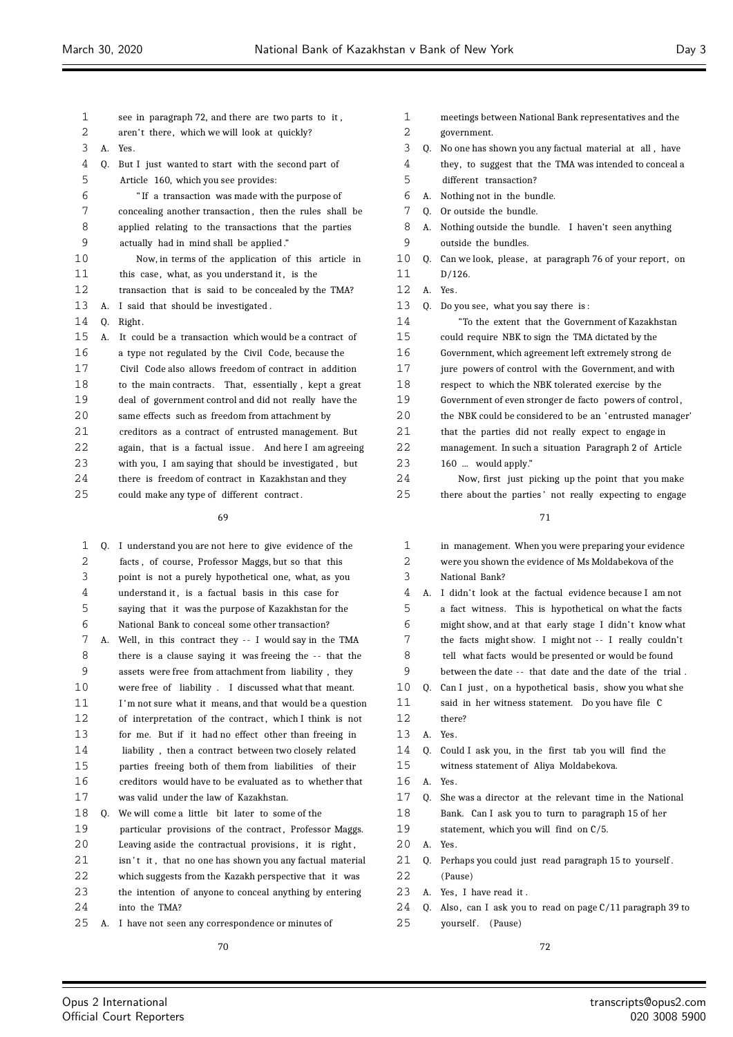see in paragraph 72, and there are two parts to it, aren't there, which we will look at quickly?

A. Yes.

Q. But I just wanted to start with the second part of Article 160, which you see provides:

"If a transaction was made with the purpose of concealing another transaction, then the rules shall be applied relating to the transactions that the parties actually had in mind shall be applied."

Now, in terms of the application of this article in this case, what, as you understand it, is the transaction that is said to be concealed by the TMA?

A. I said that should be investigated.

Q. Right.

A. It could be a transaction which would be a contract of a type not regulated by the Civil Code, because the Civil Code also allows freedom of contract in addition to the main contracts. That, essentially, kept a great deal of government control and did not really have the same effects such as freedom from attachment by creditors as a contract of entrusted management. But again, that is a factual issue. And here I am agreeing with you, I am saying that should be investigated, but there is freedom of contract in Kazakhstan and they could make any type of different contract.

Q. I understand you are not here to give evidence of the facts, of course, Professor Maggs, but so that this point is not a purely hypothetical one, what, as you understand it, is a factual basis in this case for saying that it was the purpose of Kazakhstan for the National Bank to conceal some other transaction?

A. Well, in this contract they -- I would say in the TMA there is a clause saying it was freeing the -- that the assets were free from attachment from liability, they were free of liability. I discussed what that meant. I'm not sure what it means, and that would be a question of interpretation of the contract, which I think is not for me. But if it had no effect other than freeing in liability, then a contract between two closely related parties freeing both of them from liabilities of their creditors would have to be evaluated as to whether that was valid under the law of Kazakhstan.

Q. We will come a little bit later to some of the particular provisions of the contract, Professor Maggs. Leaving aside the contractual provisions, it is right, isn't it, that no one has shown you any factual material which suggests from the Kazakh perspective that it was the intention of anyone to conceal anything by entering into the TMA?

A. I have not seen any correspondence or minutes of meetings between National Bank representatives and the government.

Q. No one has shown you any factual material at all, have they, to suggest that the TMA was intended to conceal a different transaction?

A. Nothing not in the bundle.

Q. Or outside the bundle.

A. Nothing outside the bundle. I haven't seen anything outside the bundles.

Q. Can we look, please, at paragraph 76 of your report, on D/126.

A. Yes.

Q. Do you see, what you say there is:

"To the extent that the Government of Kazakhstan could require NBK to sign the TMA dictated by the Government, which agreement left extremely strong de jure powers of control with the Government, and with respect to which the NBK tolerated exercise by the Government of even stronger de facto powers of control, the NBK could be considered to be an 'entrusted manager' that the parties did not really expect to engage in management. In such a situation Paragraph 2 of Article 160 ... would apply."

Now, first just picking up the point that you make there about the parties' not really expecting to engage in management. When you were preparing your evidence were you shown the evidence of Ms Moldabekova of the National Bank?

A. I didn't look at the factual evidence because I am not a fact witness. This is hypothetical on what the facts might show, and at that early stage I didn't know what the facts might show. I might not -- I really couldn't tell what facts would be presented or would be found between the date -- that date and the date of the trial.

Q. Can I just, on a hypothetical basis, show you what she said in her witness statement. Do you have file C there?

A. Yes.

Q. Could I ask you, in the first tab you will find the witness statement of Aliya Moldabekova.

A. Yes.

Q. She was a director at the relevant time in the National Bank. Can I ask you to turn to paragraph 15 of her statement, which you will find on C/5.

A. Yes.

Q. Perhaps you could just read paragraph 15 to yourself. (Pause)

A. Yes, I have read it.

Q. Also, can I ask you to read on page C/11 paragraph 39 to yourself. (Pause)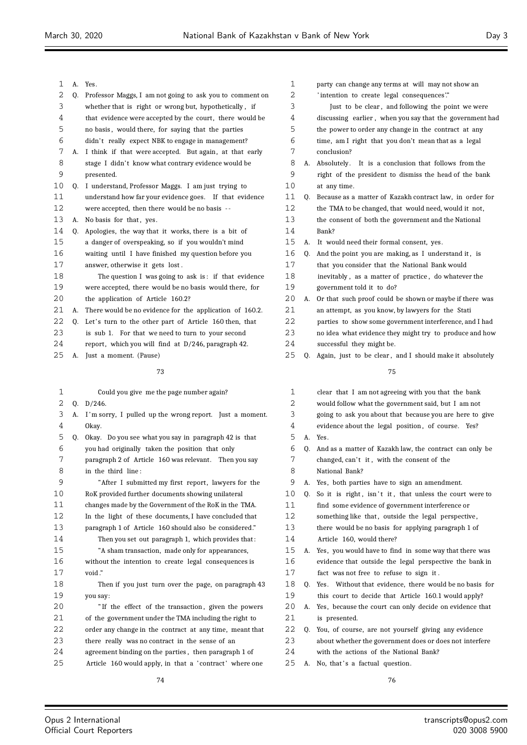A. Yes.

Q. Professor Maggs, I am not going to ask you to comment on whether that is right or wrong but, hypothetically, if that evidence were accepted by the court, there would be no basis, would there, for saying that the parties didn't really expect NBK to engage in management?

A. I think if that were accepted. But again, at that early stage I didn't know what contrary evidence would be presented.

Q. I understand, Professor Maggs. I am just trying to understand how far your evidence goes. If that evidence were accepted, then there would be no basis --

A. No basis for that, yes.

Q. Apologies, the way that it works, there is a bit of a danger of overspeaking, so if you wouldn't mind waiting until I have finished my question before you answer, otherwise it gets lost.

The question I was going to ask is: if that evidence were accepted, there would be no basis would there, for the application of Article 160.2?

A. There would be no evidence for the application of 160.2.

Q. Let's turn to the other part of Article 160 then, that is sub 1. For that we need to turn to your second report, which you will find at D/246, paragraph 42.

A. Just a moment. (Pause)

Could you give me the page number again?

Q. D/246.

A. I'm sorry, I pulled up the wrong report. Just a moment. Okay.

Q. Okay. Do you see what you say in paragraph 42 is that you had originally taken the position that only paragraph 2 of Article 160 was relevant. Then you say in the third line:

"After I submitted my first report, lawyers for the RoK provided further documents showing unilateral changes made by the Government of the RoK in the TMA. In the light of these documents, I have concluded that paragraph 1 of Article 160 should also be considered."

Then you set out paragraph 1, which provides that:

"A sham transaction, made only for appearances, without the intention to create legal consequences is void."

Then if you just turn over the page, on paragraph 43 you say:

"If the effect of the transaction, given the powers of the government under the TMA including the right to order any change in the contract at any time, meant that there really was no contract in the sense of an agreement binding on the parties, then paragraph 1 of Article 160 would apply, in that a 'contract' where one party can change any terms at will may not show an 'intention to create legal consequences'."

Just to be clear, and following the point we were discussing earlier, when you say that the government had the power to order any change in the contract at any time, am I right that you don't mean that as a legal conclusion?

A. Absolutely. It is a conclusion that follows from the right of the president to dismiss the head of the bank at any time.

Q. Because as a matter of Kazakh contract law, in order for the TMA to be changed, that would need, would it not, the consent of both the government and the National Bank?

A. It would need their formal consent, yes.

Q. And the point you are making, as I understand it, is that you consider that the National Bank would inevitably, as a matter of practice, do whatever the government told it to do?

A. Or that such proof could be shown or maybe if there was an attempt, as you know, by lawyers for the Stati parties to show some government interference, and I had no idea what evidence they might try to produce and how successful they might be.

Q. Again, just to be clear, and I should make it absolutely clear that I am not agreeing with you that the bank would follow what the government said, but I am not going to ask you about that because you are here to give evidence about the legal position, of course. Yes?

A. Yes.

Q. And as a matter of Kazakh law, the contract can only be changed, can't it, with the consent of the National Bank?

A. Yes, both parties have to sign an amendment.

Q. So it is right, isn't it, that unless the court were to find some evidence of government interference or something like that, outside the legal perspective, there would be no basis for applying paragraph 1 of Article 160, would there?

A. Yes, you would have to find in some way that there was evidence that outside the legal perspective the bank in fact was not free to refuse to sign it.

Q. Yes. Without that evidence, there would be no basis for this court to decide that Article 160.1 would apply?

A. Yes, because the court can only decide on evidence that is presented.

Q. You, of course, are not yourself giving any evidence about whether the government does or does not interfere with the actions of the National Bank?

A. No, that's a factual question.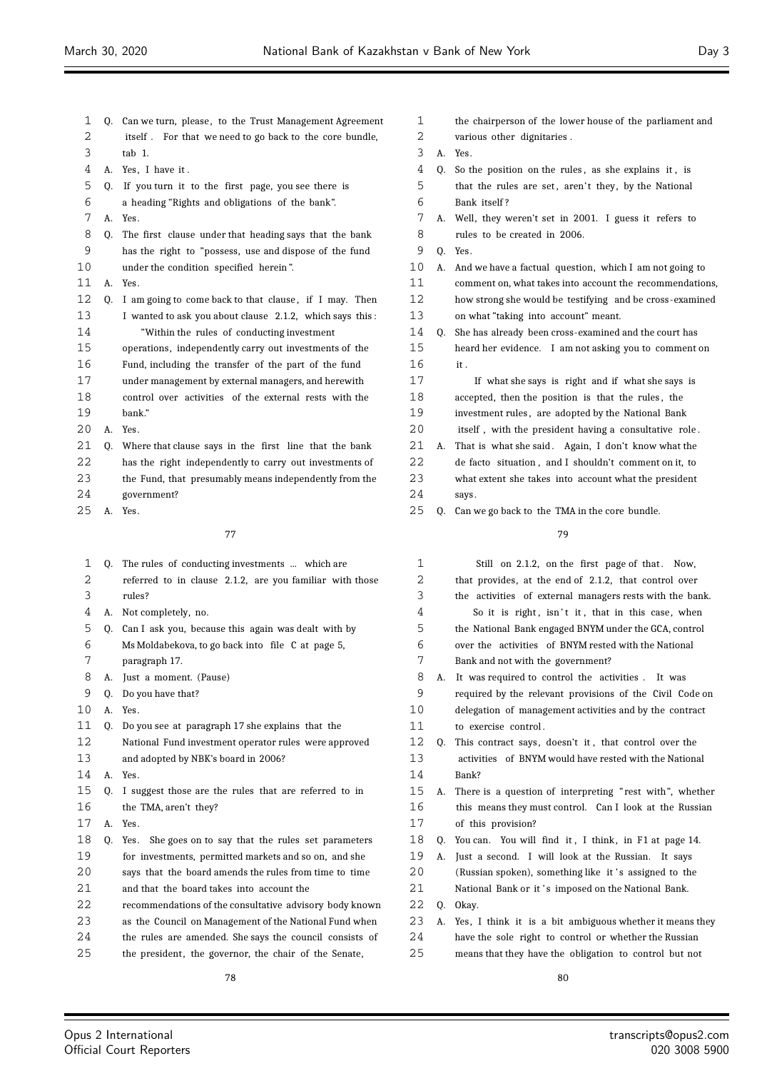Q. Can we turn, please, to the Trust Management Agreement itself. For that we need to go back to the core bundle, tab 1.

A. Yes, I have it.

Q. If you turn it to the first page, you see there is a heading "Rights and obligations of the bank".

A. Yes.

Q. The first clause under that heading says that the bank has the right to "possess, use and dispose of the fund under the condition specified herein".

A. Yes.

Q. I am going to come back to that clause, if I may. Then I wanted to ask you about clause 2.1.2, which says this:

"Within the rules of conducting investment operations, independently carry out investments of the Fund, including the transfer of the part of the fund under management by external managers, and herewith control over activities of the external rests with the bank."

A. Yes.

Q. Where that clause says in the first line that the bank has the right independently to carry out investments of the Fund, that presumably means independently from the government?

A. Yes.

Q. The rules of conducting investments ... which are referred to in clause 2.1.2, are you familiar with those rules?

A. Not completely, no.

Q. Can I ask you, because this again was dealt with by Ms Moldabekova, to go back into file C at page 5, paragraph 17.

A. Just a moment. (Pause)

Q. Do you have that?

A. Yes.

Q. Do you see at paragraph 17 she explains that the National Fund investment operator rules were approved and adopted by NBK's board in 2006?

A. Yes.

Q. I suggest those are the rules that are referred to in the TMA, aren't they?

A. Yes.

Q. Yes. She goes on to say that the rules set parameters for investments, permitted markets and so on, and she says that the board amends the rules from time to time and that the board takes into account the recommendations of the consultative advisory body known as the Council on Management of the National Fund when the rules are amended. She says the council consists of the president, the governor, the chair of the Senate, the chairperson of the lower house of the parliament and various other dignitaries.

A. Yes.

Q. So the position on the rules, as she explains it, is that the rules are set, aren't they, by the National Bank itself?

A. Well, they weren't set in 2001. I guess it refers to rules to be created in 2006.

Q. Yes.

A. And we have a factual question, which I am not going to comment on, what takes into account the recommendations, how strong she would be testifying and be cross-examined on what "taking into account" meant.

Q. She has already been cross-examined and the court has heard her evidence. I am not asking you to comment on it.

If what she says is right and if what she says is accepted, then the position is that the rules, the investment rules, are adopted by the National Bank itself, with the president having a consultative role.

A. That is what she said. Again, I don't know what the de facto situation, and I shouldn't comment on it, to what extent she takes into account what the president says.

Q. Can we go back to the TMA in the core bundle.

Still on 2.1.2, on the first page of that. Now, that provides, at the end of 2.1.2, that control over the activities of external managers rests with the bank.

So it is right, isn't it, that in this case, when the National Bank engaged BNYM under the GCA, control over the activities of BNYM rested with the National Bank and not with the government?

A. It was required to control the activities. It was required by the relevant provisions of the Civil Code on delegation of management activities and by the contract to exercise control.

Q. This contract says, doesn't it, that control over the activities of BNYM would have rested with the National Bank?

A. There is a question of interpreting "rest with", whether this means they must control. Can I look at the Russian of this provision?

Q. You can. You will find it, I think, in F1 at page 14.

A. Just a second. I will look at the Russian. It says (Russian spoken), something like it's assigned to the National Bank or it's imposed on the National Bank.

Q. Okay.

A. Yes, I think it is a bit ambiguous whether it means they have the sole right to control or whether the Russian means that they have the obligation to control but not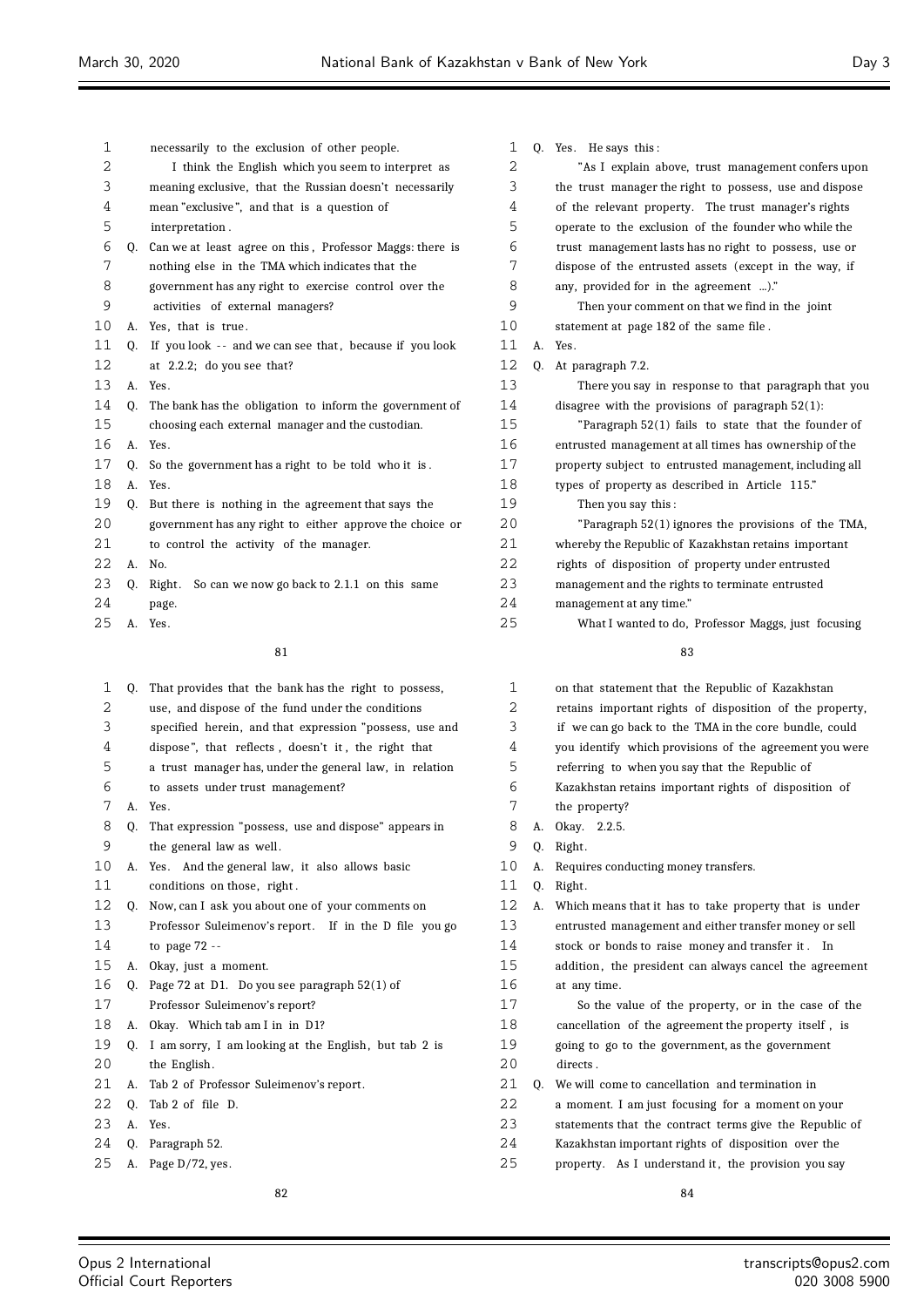81

necessarily to the exclusion of other people.

I think the English which you seem to interpret as meaning exclusive, that the Russian doesn't necessarily mean "exclusive", and that is a question of interpretation.

Q. Can we at least agree on this, Professor Maggs: there is nothing else in the TMA which indicates that the government has any right to exercise control over the activities of external managers?

A. Yes, that is true.

Q. If you look -- and we can see that, because if you look at 2.2.2; do you see that?

A. Yes.

Q. The bank has the obligation to inform the government of choosing each external manager and the custodian.

A. Yes.

Q. So the government has a right to be told who it is.

A. Yes.

Q. But there is nothing in the agreement that says the government has any right to either approve the choice or to control the activity of the manager.

A. No.

Q. Right. So can we now go back to 2.1.1 on this same page.

A. Yes.

82

Q. That provides that the bank has the right to possess, use, and dispose of the fund under the conditions specified herein, and that expression "possess, use and dispose", that reflects, doesn't it, the right that a trust manager has, under the general law, in relation to assets under trust management?

A. Yes.

Q. That expression "possess, use and dispose" appears in the general law as well.

A. Yes. And the general law, it also allows basic conditions on those, right.

Q. Now, can I ask you about one of your comments on Professor Suleimenov's report. If in the D file you go to page 72 --

A. Okay, just a moment.

Q. Page 72 at D1. Do you see paragraph 52(1) of Professor Suleimenov's report?

A. Okay. Which tab am I in in D1?

Q. I am sorry, I am looking at the English, but tab 2 is the English.

A. Tab 2 of Professor Suleimenov's report.

Q. Tab 2 of file D.

A. Yes.

Q. Paragraph 52.

A. Page D/72, yes.

83

Q. Yes. He says this:

"As I explain above, trust management confers upon the trust manager the right to possess, use and dispose of the relevant property. The trust manager's rights operate to the exclusion of the founder who while the trust management lasts has no right to possess, use or dispose of the entrusted assets (except in the way, if any, provided for in the agreement ...)."

Then your comment on that we find in the joint statement at page 182 of the same file.

A. Yes.

Q. At paragraph 7.2.

There you say in response to that paragraph that you disagree with the provisions of paragraph 52(1):

"Paragraph 52(1) fails to state that the founder of entrusted management at all times has ownership of the property subject to entrusted management, including all types of property as described in Article 115."

Then you say this:

"Paragraph 52(1) ignores the provisions of the TMA, whereby the Republic of Kazakhstan retains important rights of disposition of property under entrusted management and the rights to terminate entrusted management at any time."

What I wanted to do, Professor Maggs, just focusing

84

on that statement that the Republic of Kazakhstan retains important rights of disposition of the property, if we can go back to the TMA in the core bundle, could you identify which provisions of the agreement you were referring to when you say that the Republic of Kazakhstan retains important rights of disposition of the property?

A. Okay. 2.2.5.

Q. Right.

A. Requires conducting money transfers.

Q. Right.

A. Which means that it has to take property that is under entrusted management and either transfer money or sell stock or bonds to raise money and transfer it. In addition, the president can always cancel the agreement at any time.

So the value of the property, or in the case of the cancellation of the agreement the property itself, is going to go to the government, as the government directs.

Q. We will come to cancellation and termination in a moment. I am just focusing for a moment on your statements that the contract terms give the Republic of Kazakhstan important rights of disposition over the property. As I understand it, the provision you say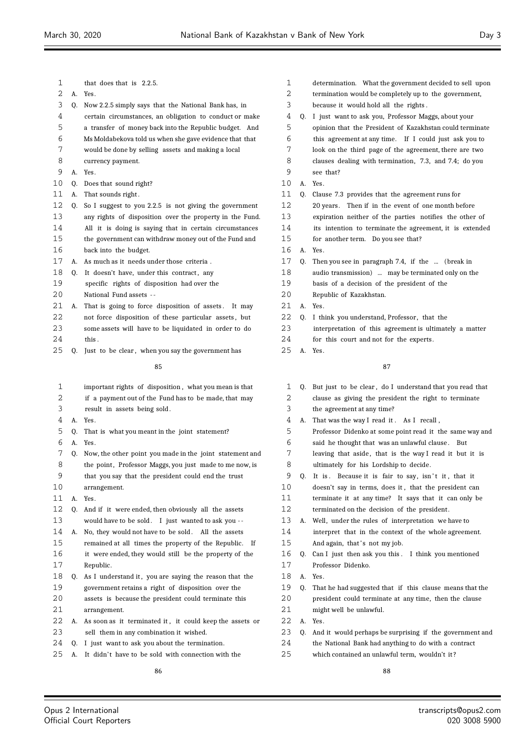that does that is 2.2.5.

A. Yes.

Q. Now 2.2.5 simply says that the National Bank has, in certain circumstances, an obligation to conduct or make a transfer of money back into the Republic budget. And Ms Moldabekova told us when she gave evidence that that would be done by selling assets and making a local currency payment.

A. Yes.

Q. Does that sound right?

A. That sounds right.

Q. So I suggest to you 2.2.5 is not giving the government any rights of disposition over the property in the Fund. All it is doing is saying that in certain circumstances the government can withdraw money out of the Fund and back into the budget.

A. As much as it needs under those criteria.

Q. It doesn't have, under this contract, any specific rights of disposition had over the National Fund assets --

A. That is going to force disposition of assets. It may not force disposition of these particular assets, but some assets will have to be liquidated in order to do this.

Q. Just to be clear, when you say the government has important rights of disposition, what you mean is that if a payment out of the Fund has to be made, that may result in assets being sold.

A. Yes.

Q. That is what you meant in the joint statement?

A. Yes.

Q. Now, the other point you made in the joint statement and the point, Professor Maggs, you just made to me now, is that you say that the president could end the trust arrangement.

A. Yes.

Q. And if it were ended, then obviously all the assets would have to be sold. I just wanted to ask you --

A. No, they would not have to be sold. All the assets remained at all times the property of the Republic. If it were ended, they would still be the property of the Republic.

Q. As I understand it, you are saying the reason that the government retains a right of disposition over the assets is because the president could terminate this arrangement.

A. As soon as it terminated it, it could keep the assets or sell them in any combination it wished.

Q. I just want to ask you about the termination.

A. It didn't have to be sold with connection with the determination. What the government decided to sell upon termination would be completely up to the government, because it would hold all the rights.

Q. I just want to ask you, Professor Maggs, about your opinion that the President of Kazakhstan could terminate this agreement at any time. If I could just ask you to look on the third page of the agreement, there are two clauses dealing with termination, 7.3, and 7.4; do you see that?

A. Yes.

Q. Clause 7.3 provides that the agreement runs for 20 years. Then if in the event of one month before expiration neither of the parties notifies the other of its intention to terminate the agreement, it is extended for another term. Do you see that?

A. Yes.

Q. Then you see in paragraph 7.4, if the ... (break in audio transmission) ... may be terminated only on the basis of a decision of the president of the Republic of Kazakhstan.

A. Yes.

Q. I think you understand, Professor, that the interpretation of this agreement is ultimately a matter for this court and not for the experts.

A. Yes.

Q. But just to be clear, do I understand that you read that clause as giving the president the right to terminate the agreement at any time?

A. That was the way I read it. As I recall, Professor Didenko at some point read it the same way and said he thought that was an unlawful clause. But leaving that aside, that is the way I read it but it is ultimately for his Lordship to decide.

Q. It is. Because it is fair to say, isn't it, that it doesn't say in terms, does it, that the president can terminate it at any time? It says that it can only be terminated on the decision of the president.

A. Well, under the rules of interpretation we have to interpret that in the context of the whole agreement. And again, that's not my job.

Q. Can I just then ask you this. I think you mentioned Professor Didenko.

A. Yes.

Q. That he had suggested that if this clause means that the president could terminate at any time, then the clause might well be unlawful.

A. Yes.

Q. And it would perhaps be surprising if the government and the National Bank had anything to do with a contract which contained an unlawful term, wouldn't it?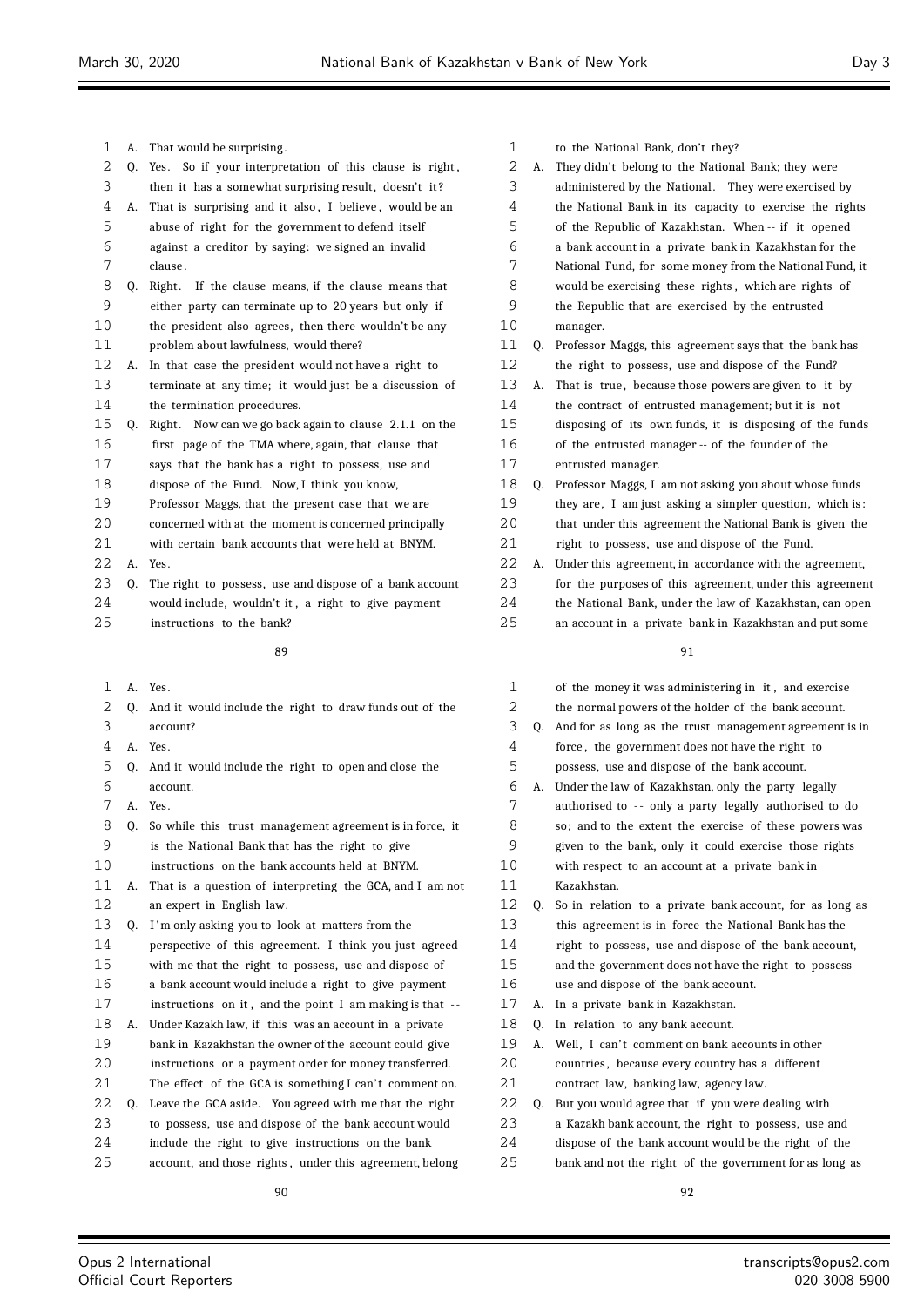A. That would be surprising.

Q. Yes. So if your interpretation of this clause is right, then it has a somewhat surprising result, doesn't it?

A. That is surprising and it also, I believe, would be an abuse of right for the government to defend itself against a creditor by saying: we signed an invalid clause.

Q. Right. If the clause means, if the clause means that either party can terminate up to 20 years but only if the president also agrees, then there wouldn't be any problem about lawfulness, would there?

A. In that case the president would not have a right to terminate at any time; it would just be a discussion of the termination procedures.

Q. Right. Now can we go back again to clause 2.1.1 on the first page of the TMA where, again, that clause that says that the bank has a right to possess, use and dispose of the Fund. Now, I think you know, Professor Maggs, that the present case that we are concerned with at the moment is concerned principally with certain bank accounts that were held at BNYM.

A. Yes.

Q. The right to possess, use and dispose of a bank account would include, wouldn't it, a right to give payment instructions to the bank?

A. Yes.

Q. And it would include the right to draw funds out of the account?

A. Yes.

Q. And it would include the right to open and close the account.

A. Yes.

Q. So while this trust management agreement is in force, it is the National Bank that has the right to give instructions on the bank accounts held at BNYM.

A. That is a question of interpreting the GCA, and I am not an expert in English law.

Q. I'm only asking you to look at matters from the perspective of this agreement. I think you just agreed with me that the right to possess, use and dispose of a bank account would include a right to give payment instructions on it, and the point I am making is that --

A. Under Kazakh law, if this was an account in a private bank in Kazakhstan the owner of the account could give instructions or a payment order for money transferred. The effect of the GCA is something I can't comment on.

Q. Leave the GCA aside. You agreed with me that the right to possess, use and dispose of the bank account would include the right to give instructions on the bank account, and those rights, under this agreement, belong to the National Bank, don't they?

A. They didn't belong to the National Bank; they were administered by the National. They were exercised by the National Bank in its capacity to exercise the rights of the Republic of Kazakhstan. When -- if it opened a bank account in a private bank in Kazakhstan for the National Fund, for some money from the National Fund, it would be exercising these rights, which are rights of the Republic that are exercised by the entrusted manager.

Q. Professor Maggs, this agreement says that the bank has the right to possess, use and dispose of the Fund?

A. That is true, because those powers are given to it by the contract of entrusted management; but it is not disposing of its own funds, it is disposing of the funds of the entrusted manager -- of the founder of the entrusted manager.

Q. Professor Maggs, I am not asking you about whose funds they are, I am just asking a simpler question, which is: that under this agreement the National Bank is given the right to possess, use and dispose of the Fund.

A. Under this agreement, in accordance with the agreement, for the purposes of this agreement, under this agreement the National Bank, under the law of Kazakhstan, can open an account in a private bank in Kazakhstan and put some of the money it was administering in it, and exercise the normal powers of the holder of the bank account.

Q. And for as long as the trust management agreement is in force, the government does not have the right to possess, use and dispose of the bank account.

A. Under the law of Kazakhstan, only the party legally authorised to -- only a party legally authorised to do so; and to the extent the exercise of these powers was given to the bank, only it could exercise those rights with respect to an account at a private bank in Kazakhstan.

Q. So in relation to a private bank account, for as long as this agreement is in force the National Bank has the right to possess, use and dispose of the bank account, and the government does not have the right to possess use and dispose of the bank account.

A. In a private bank in Kazakhstan.

Q. In relation to any bank account.

A. Well, I can't comment on bank accounts in other countries, because every country has a different contract law, banking law, agency law.

Q. But you would agree that if you were dealing with a Kazakh bank account, the right to possess, use and dispose of the bank account would be the right of the bank and not the right of the government for as long as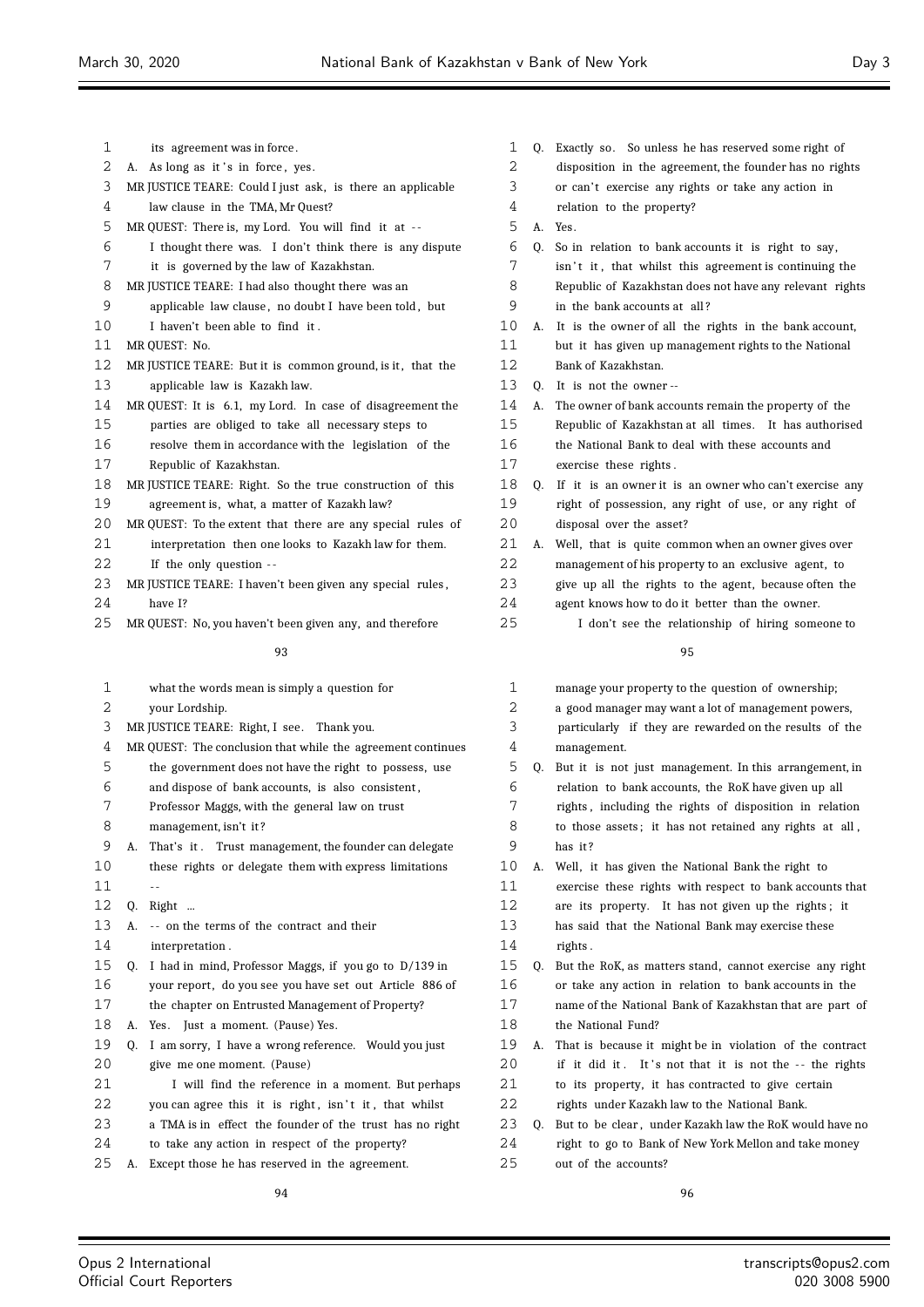its agreement was in force.

A. As long as it's in force, yes.

MR JUSTICE TEARE: Could I just ask, is there an applicable law clause in the TMA, Mr Quest?

MR QUEST: There is, my Lord. You will find it at -- I thought there was. I don't think there is any dispute it is governed by the law of Kazakhstan.

MR JUSTICE TEARE: I had also thought there was an applicable law clause, no doubt I have been told, but I haven't been able to find it.

MR QUEST: No.

MR JUSTICE TEARE: But it is common ground, is it, that the applicable law is Kazakh law.

MR QUEST: It is 6.1, my Lord. In case of disagreement the parties are obliged to take all necessary steps to resolve them in accordance with the legislation of the Republic of Kazakhstan.

MR JUSTICE TEARE: Right. So the true construction of this agreement is, what, a matter of Kazakh law?

MR QUEST: To the extent that there are any special rules of interpretation then one looks to Kazakh law for them. If the only question --

MR JUSTICE TEARE: I haven't been given any special rules, have I?

MR QUEST: No, you haven't been given any, and therefore what the words mean is simply a question for your Lordship.

MR JUSTICE TEARE: Right, I see. Thank you.

MR QUEST: The conclusion that while the agreement continues the government does not have the right to possess, use and dispose of bank accounts, is also consistent, Professor Maggs, with the general law on trust management, isn't it?

A. That's it. Trust management, the founder can delegate these rights or delegate them with express limitations --

Q. Right ...

A. -- on the terms of the contract and their interpretation.

Q. I had in mind, Professor Maggs, if you go to D/139 in your report, do you see you have set out Article 886 of the chapter on Entrusted Management of Property?

A. Yes. Just a moment. (Pause) Yes.

Q. I am sorry, I have a wrong reference. Would you just give me one moment. (Pause)

I will find the reference in a moment. But perhaps you can agree this it is right, isn't it, that whilst a TMA is in effect the founder of the trust has no right to take any action in respect of the property?

A. Except those he has reserved in the agreement.

Q. Exactly so. So unless he has reserved some right of disposition in the agreement, the founder has no rights or can't exercise any rights or take any action in relation to the property?

A. Yes.

Q. So in relation to bank accounts it is right to say, isn't it, that whilst this agreement is continuing the Republic of Kazakhstan does not have any relevant rights in the bank accounts at all?

A. It is the owner of all the rights in the bank account, but it has given up management rights to the National Bank of Kazakhstan.

Q. It is not the owner --

A. The owner of bank accounts remain the property of the Republic of Kazakhstan at all times. It has authorised the National Bank to deal with these accounts and exercise these rights.

Q. If it is an owner it is an owner who can't exercise any right of possession, any right of use, or any right of disposal over the asset?

A. Well, that is quite common when an owner gives over management of his property to an exclusive agent, to give up all the rights to the agent, because often the agent knows how to do it better than the owner.

I don't see the relationship of hiring someone to manage your property to the question of ownership; a good manager may want a lot of management powers, particularly if they are rewarded on the results of the management.

Q. But it is not just management. In this arrangement, in relation to bank accounts, the RoK have given up all rights, including the rights of disposition in relation to those assets; it has not retained any rights at all, has it?

A. Well, it has given the National Bank the right to exercise these rights with respect to bank accounts that are its property. It has not given up the rights; it has said that the National Bank may exercise these rights.

Q. But the RoK, as matters stand, cannot exercise any right or take any action in relation to bank accounts in the name of the National Bank of Kazakhstan that are part of the National Fund?

A. That is because it might be in violation of the contract if it did it. It's not that it is not the -- the rights to its property, it has contracted to give certain rights under Kazakh law to the National Bank.

Q. But to be clear, under Kazakh law the RoK would have no right to go to Bank of New York Mellon and take money out of the accounts?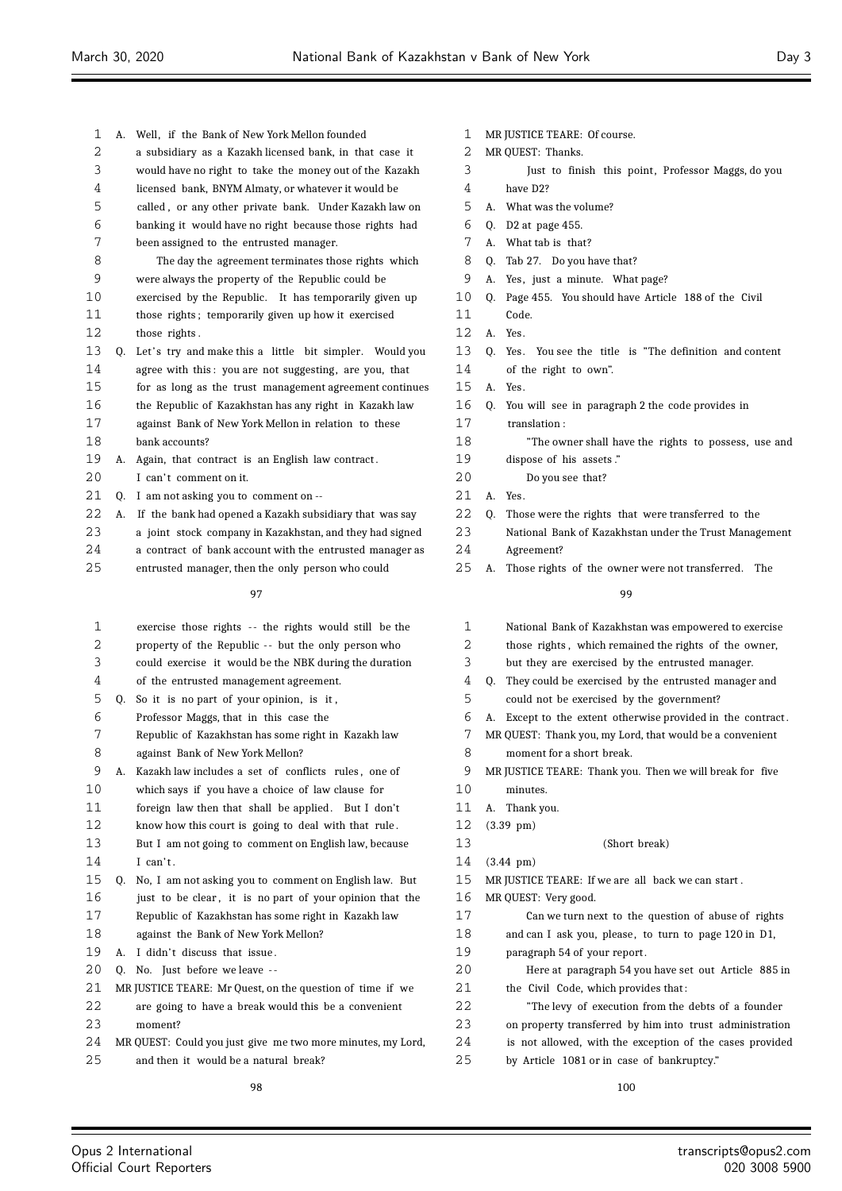A. Well, if the Bank of New York Mellon founded a subsidiary as a Kazakh licensed bank, in that case it would have no right to take the money out of the Kazakh licensed bank, BNYM Almaty, or whatever it would be called, or any other private bank. Under Kazakh law on banking it would have no right because those rights had been assigned to the entrusted manager.

The day the agreement terminates those rights which were always the property of the Republic could be exercised by the Republic. It has temporarily given up those rights; temporarily given up how it exercised those rights.

Q. Let's try and make this a little bit simpler. Would you agree with this: you are not suggesting, are you, that for as long as the trust management agreement continues the Republic of Kazakhstan has any right in Kazakh law against Bank of New York Mellon in relation to these bank accounts?

A. Again, that contract is an English law contract. I can't comment on it.

Q. I am not asking you to comment on --

A. If the bank had opened a Kazakh subsidiary that was say a joint stock company in Kazakhstan, and they had signed a contract of bank account with the entrusted manager as entrusted manager, then the only person who could exercise those rights -- the rights would still be the property of the Republic -- but the only person who could exercise it would be the NBK during the duration of the entrusted management agreement.

Q. So it is no part of your opinion, is it, Professor Maggs, that in this case the Republic of Kazakhstan has some right in Kazakh law against Bank of New York Mellon?

A. Kazakh law includes a set of conflicts rules, one of which says if you have a choice of law clause for foreign law then that shall be applied. But I don't know how this court is going to deal with that rule. But I am not going to comment on English law, because I can't.

Q. No, I am not asking you to comment on English law. But just to be clear, it is no part of your opinion that the Republic of Kazakhstan has some right in Kazakh law against the Bank of New York Mellon?

A. I didn't discuss that issue.

Q. No. Just before we leave --

MR JUSTICE TEARE: Mr Quest, on the question of time if we are going to have a break would this be a convenient moment?

MR QUEST: Could you just give me two more minutes, my Lord, and then it would be a natural break?

MR JUSTICE TEARE: Of course.

MR QUEST: Thanks.

Just to finish this point, Professor Maggs, do you have D2?

A. What was the volume?

Q. D2 at page 455.

A. What tab is that?

Q. Tab 27. Do you have that?

A. Yes, just a minute. What page?

Q. Page 455. You should have Article 188 of the Civil Code.

A. Yes.

Q. Yes. You see the title is "The definition and content of the right to own".

A. Yes.

Q. You will see in paragraph 2 the code provides in translation:

"The owner shall have the rights to possess, use and dispose of his assets."

Do you see that?

A. Yes.

Q. Those were the rights that were transferred to the National Bank of Kazakhstan under the Trust Management Agreement?

A. Those rights of the owner were not transferred. The National Bank of Kazakhstan was empowered to exercise those rights, which remained the rights of the owner, but they are exercised by the entrusted manager.

Q. They could be exercised by the entrusted manager and could not be exercised by the government?

A. Except to the extent otherwise provided in the contract.

MR QUEST: Thank you, my Lord, that would be a convenient moment for a short break.

MR JUSTICE TEARE: Thank you. Then we will break for five minutes.

A. Thank you.

(3.39 pm)

(Short break)

(3.44 pm)

MR JUSTICE TEARE: If we are all back we can start.

MR QUEST: Very good.

Can we turn next to the question of abuse of rights and can I ask you, please, to turn to page 120 in D1, paragraph 54 of your report.

Here at paragraph 54 you have set out Article 885 in the Civil Code, which provides that:

"The levy of execution from the debts of a founder on property transferred by him into trust administration is not allowed, with the exception of the cases provided by Article 1081 or in case of bankruptcy."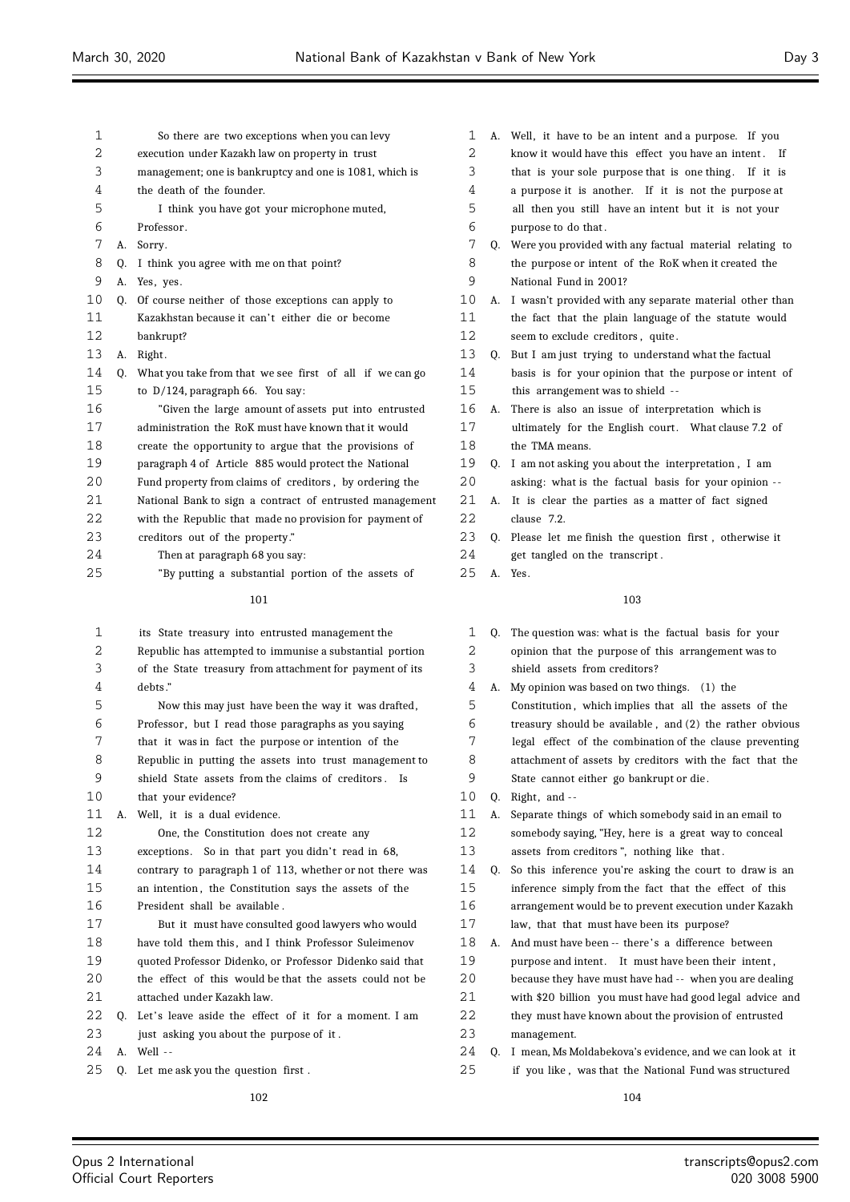So there are two exceptions when you can levy execution under Kazakh law on property in trust management; one is bankruptcy and one is 1081, which is the death of the founder.

I think you have got your microphone muted, Professor.

A. Sorry.

Q. I think you agree with me on that point?

A. Yes, yes.

Q. Of course neither of those exceptions can apply to Kazakhstan because it can't either die or become bankrupt?

A. Right.

Q. What you take from that we see first of all if we can go to D/124, paragraph 66. You say:

"Given the large amount of assets put into entrusted administration the RoK must have known that it would create the opportunity to argue that the provisions of paragraph 4 of Article 885 would protect the National Fund property from claims of creditors, by ordering the National Bank to sign a contract of entrusted management with the Republic that made no provision for payment of creditors out of the property."

Then at paragraph 68 you say:

"By putting a substantial portion of the assets of its State treasury into entrusted management the Republic has attempted to immunise a substantial portion of the State treasury from attachment for payment of its debts."

Now this may just have been the way it was drafted, Professor, but I read those paragraphs as you saying that it was in fact the purpose or intention of the Republic in putting the assets into trust management to shield State assets from the claims of creditors. Is that your evidence?

A. Well, it is a dual evidence.

One, the Constitution does not create any exceptions. So in that part you didn't read in 68, contrary to paragraph 1 of 113, whether or not there was an intention, the Constitution says the assets of the President shall be available.

But it must have consulted good lawyers who would have told them this, and I think Professor Suleimenov quoted Professor Didenko, or Professor Didenko said that the effect of this would be that the assets could not be attached under Kazakh law.

Q. Let's leave aside the effect of it for a moment. I am just asking you about the purpose of it.

A. Well --

Q. Let me ask you the question first.

A. Well, it have to be an intent and a purpose. If you know it would have this effect you have an intent. If that is your sole purpose that is one thing. If it is a purpose it is another. If it is not the purpose at all then you still have an intent but it is not your purpose to do that.

Q. Were you provided with any factual material relating to the purpose or intent of the RoK when it created the National Fund in 2001?

A. I wasn't provided with any separate material other than the fact that the plain language of the statute would seem to exclude creditors, quite.

Q. But I am just trying to understand what the factual basis is for your opinion that the purpose or intent of this arrangement was to shield --

A. There is also an issue of interpretation which is ultimately for the English court. What clause 7.2 of the TMA means.

Q. I am not asking you about the interpretation, I am asking: what is the factual basis for your opinion --

A. It is clear the parties as a matter of fact signed clause 7.2.

Q. Please let me finish the question first, otherwise it get tangled on the transcript.

A. Yes.

Q. The question was: what is the factual basis for your opinion that the purpose of this arrangement was to shield assets from creditors?

A. My opinion was based on two things. (1) the Constitution, which implies that all the assets of the treasury should be available, and (2) the rather obvious legal effect of the combination of the clause preventing attachment of assets by creditors with the fact that the State cannot either go bankrupt or die.

Q. Right, and --

A. Separate things of which somebody said in an email to somebody saying, "Hey, here is a great way to conceal assets from creditors", nothing like that.

Q. So this inference you're asking the court to draw is an inference simply from the fact that the effect of this arrangement would be to prevent execution under Kazakh law, that that must have been its purpose?

A. And must have been -- there's a difference between purpose and intent. It must have been their intent, because they have must have had -- when you are dealing with $20 billion you must have had good legal advice and they must have known about the provision of entrusted management.

Q. I mean, Ms Moldabekova's evidence, and we can look at it if you like, was that the National Fund was structured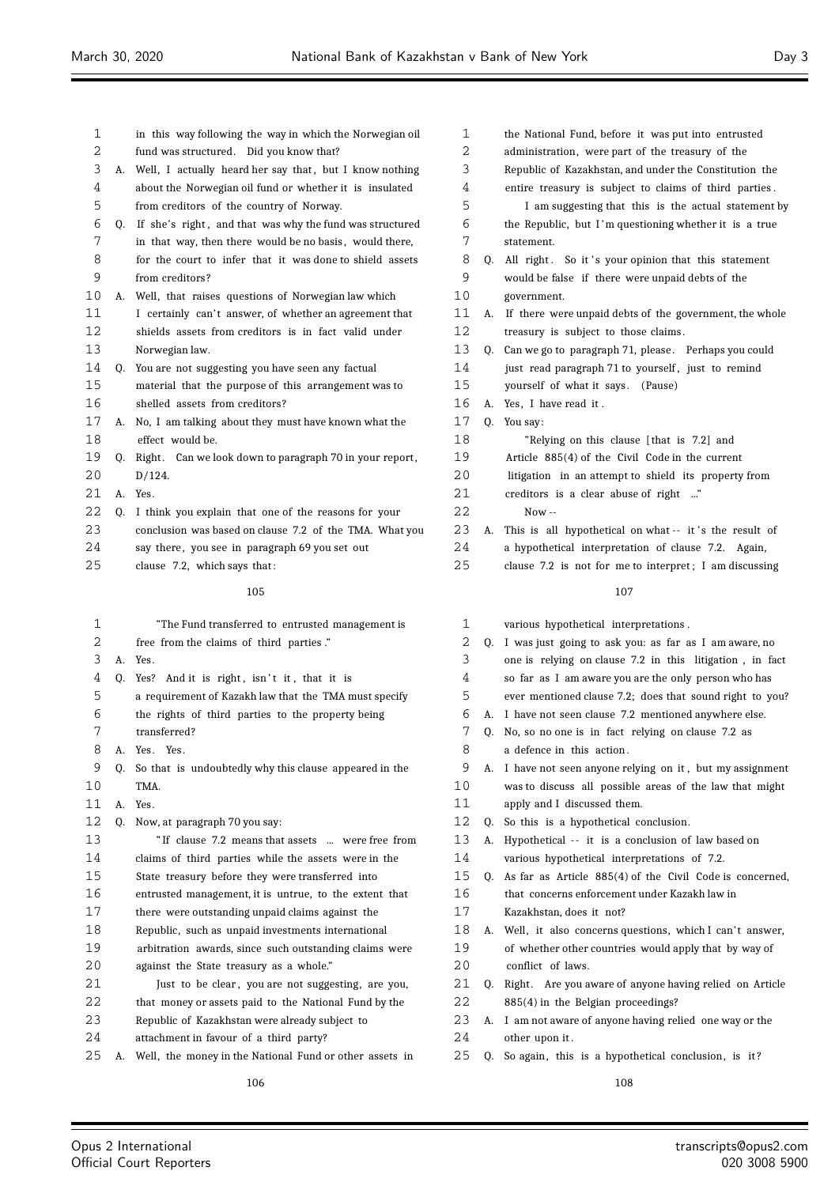in this way following the way in which the Norwegian oil fund was structured. Did you know that?

A. Well, I actually heard her say that, but I know nothing about the Norwegian oil fund or whether it is insulated from creditors of the country of Norway.

Q. If she's right, and that was why the fund was structured in that way, then there would be no basis, would there, for the court to infer that it was done to shield assets from creditors?

A. Well, that raises questions of Norwegian law which I certainly can't answer, of whether an agreement that shields assets from creditors is in fact valid under Norwegian law.

Q. You are not suggesting you have seen any factual material that the purpose of this arrangement was to shelled assets from creditors?

A. No, I am talking about they must have known what the effect would be.

Q. Right. Can we look down to paragraph 70 in your report, D/124.

A. Yes.

Q. I think you explain that one of the reasons for your conclusion was based on clause 7.2 of the TMA. What you say there, you see in paragraph 69 you set out clause 7.2, which says that:

"The Fund transferred to entrusted management is free from the claims of third parties."

A. Yes.

Q. Yes? And it is right, isn't it, that it is a requirement of Kazakh law that the TMA must specify the rights of third parties to the property being transferred?

A. Yes. Yes.

Q. So that is undoubtedly why this clause appeared in the TMA.

A. Yes.

Q. Now, at paragraph 70 you say:

"If clause 7.2 means that assets ... were free from claims of third parties while the assets were in the State treasury before they were transferred into entrusted management, it is untrue, to the extent that there were outstanding unpaid claims against the Republic, such as unpaid investments international arbitration awards, since such outstanding claims were against the State treasury as a whole."

Just to be clear, you are not suggesting, are you, that money or assets paid to the National Fund by the Republic of Kazakhstan were already subject to attachment in favour of a third party?

A. Well, the money in the National Fund or other assets in the National Fund, before it was put into entrusted administration, were part of the treasury of the Republic of Kazakhstan, and under the Constitution the entire treasury is subject to claims of third parties.

I am suggesting that this is the actual statement by the Republic, but I'm questioning whether it is a true statement.

Q. All right. So it's your opinion that this statement would be false if there were unpaid debts of the government.

A. If there were unpaid debts of the government, the whole treasury is subject to those claims.

Q. Can we go to paragraph 71, please. Perhaps you could just read paragraph 71 to yourself, just to remind yourself of what it says. (Pause)

A. Yes, I have read it.

Q. You say:

"Relying on this clause [that is 7.2] and Article 885(4) of the Civil Code in the current litigation in an attempt to shield its property from creditors is a clear abuse of right ..."

Now --

A. This is all hypothetical on what -- it's the result of a hypothetical interpretation of clause 7.2. Again, clause 7.2 is not for me to interpret; I am discussing various hypothetical interpretations.

Q. I was just going to ask you: as far as I am aware, no one is relying on clause 7.2 in this litigation, in fact so far as I am aware you are the only person who has ever mentioned clause 7.2; does that sound right to you?

A. I have not seen clause 7.2 mentioned anywhere else.

Q. No, so no one is in fact relying on clause 7.2 as a defence in this action.

A. I have not seen anyone relying on it, but my assignment was to discuss all possible areas of the law that might apply and I discussed them.

Q. So this is a hypothetical conclusion.

A. Hypothetical -- it is a conclusion of law based on various hypothetical interpretations of 7.2.

Q. As far as Article 885(4) of the Civil Code is concerned, that concerns enforcement under Kazakh law in Kazakhstan, does it not?

A. Well, it also concerns questions, which I can't answer, of whether other countries would apply that by way of conflict of laws.

Q. Right. Are you aware of anyone having relied on Article 885(4) in the Belgian proceedings?

A. I am not aware of anyone having relied one way or the other upon it.

Q. So again, this is a hypothetical conclusion, is it?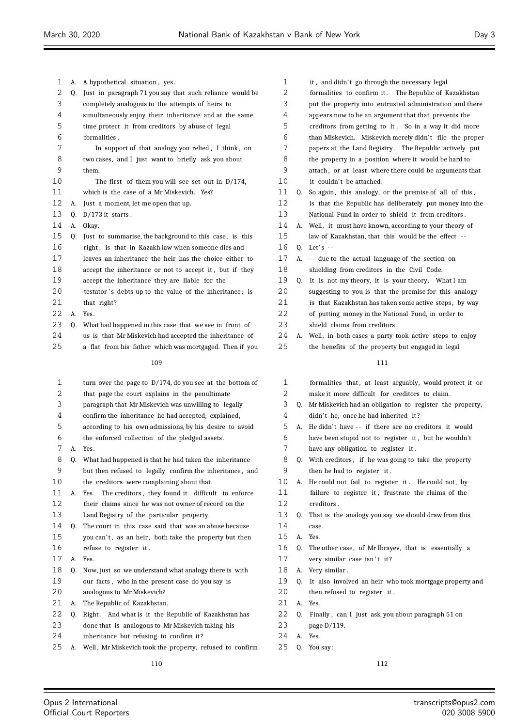A. A hypothetical situation, yes.

Q. Just in paragraph 71 you say that such reliance would be completely analogous to the attempts of heirs to simultaneously enjoy their inheritance and at the same time protect it from creditors by abuse of legal formalities.

In support of that analogy you relied, I think, on two cases, and I just want to briefly ask you about them.

The first of them you will see set out in D/174, which is the case of a Mr Miskevich. Yes?

A. Just a moment, let me open that up.

Q. D/173 it starts.

A. Okay.

Q. Just to summarise, the background to this case, is this right, is that in Kazakh law when someone dies and leaves an inheritance the heir has the choice either to accept the inheritance or not to accept it, but if they accept the inheritance they are liable for the testator's debts up to the value of the inheritance; is that right?

A. Yes.

Q. What had happened in this case that we see in front of us is that Mr Miskevich had accepted the inheritance of a flat from his father which was mortgaged. Then if you turn over the page to D/174, do you see at the bottom of that page the court explains in the penultimate paragraph that Mr Miskevich was unwilling to legally confirm the inheritance he had accepted, explained, according to his own admissions, by his desire to avoid the enforced collection of the pledged assets.

A. Yes.

Q. What had happened is that he had taken the inheritance but then refused to legally confirm the inheritance, and the creditors were complaining about that.

A. Yes. The creditors, they found it difficult to enforce their claims since he was not owner of record on the Land Registry of the particular property.

Q. The court in this case said that was an abuse because you can't, as an heir, both take the property but then refuse to register it.

A. Yes.

Q. Now, just so we understand what analogy there is with our facts, who in the present case do you say is analogous to Mr Miskevich?

A. The Republic of Kazakhstan.

Q. Right. And what is it the Republic of Kazakhstan has done that is analogous to Mr Miskevich taking his inheritance but refusing to confirm it?

A. Well, Mr Miskevich took the property, refused to confirm it, and didn't go through the necessary legal formalities to confirm it. The Republic of Kazakhstan put the property into entrusted administration and there appears now to be an argument that that prevents the creditors from getting to it. So in a way it did more than Miskevich. Miskevich merely didn't file the proper papers at the Land Registry. The Republic actively put the property in a position where it would be hard to attach, or at least where there could be arguments that it couldn't be attached.

Q. So again, this analogy, or the premise of all of this, is that the Republic has deliberately put money into the National Fund in order to shield it from creditors.

A. Well, it must have known, according to your theory of law of Kazakhstan, that this would be the effect --

Q. Let's --

A. -- due to the actual language of the section on shielding from creditors in the Civil Code.

Q. It is not my theory, it is your theory. What I am suggesting to you is that the premise for this analogy is that Kazakhstan has taken some active steps, by way of putting money in the National Fund, in order to shield claims from creditors.

A. Well, in both cases a party took active steps to enjoy the benefits of the property but engaged in legal formalities that, at least arguably, would protect it or make it more difficult for creditors to claim.

Q. Mr Miskevich had an obligation to register the property, didn't he, once he had inherited it?

A. He didn't have -- if there are no creditors it would have been stupid not to register it, but he wouldn't have any obligation to register it.

Q. With creditors, if he was going to take the property then he had to register it.

A. He could not fail to register it. He could not, by failure to register it, frustrate the claims of the creditors.

Q. That is the analogy you say we should draw from this case.

A. Yes.

Q. The other case, of Mr Ibrayev, that is essentially a very similar case isn't it?

A. Very similar.

Q. It also involved an heir who took mortgage property and then refused to register it.

A. Yes.

Q. Finally, can I just ask you about paragraph 51 on page D/119.

A. Yes.

Q. You say: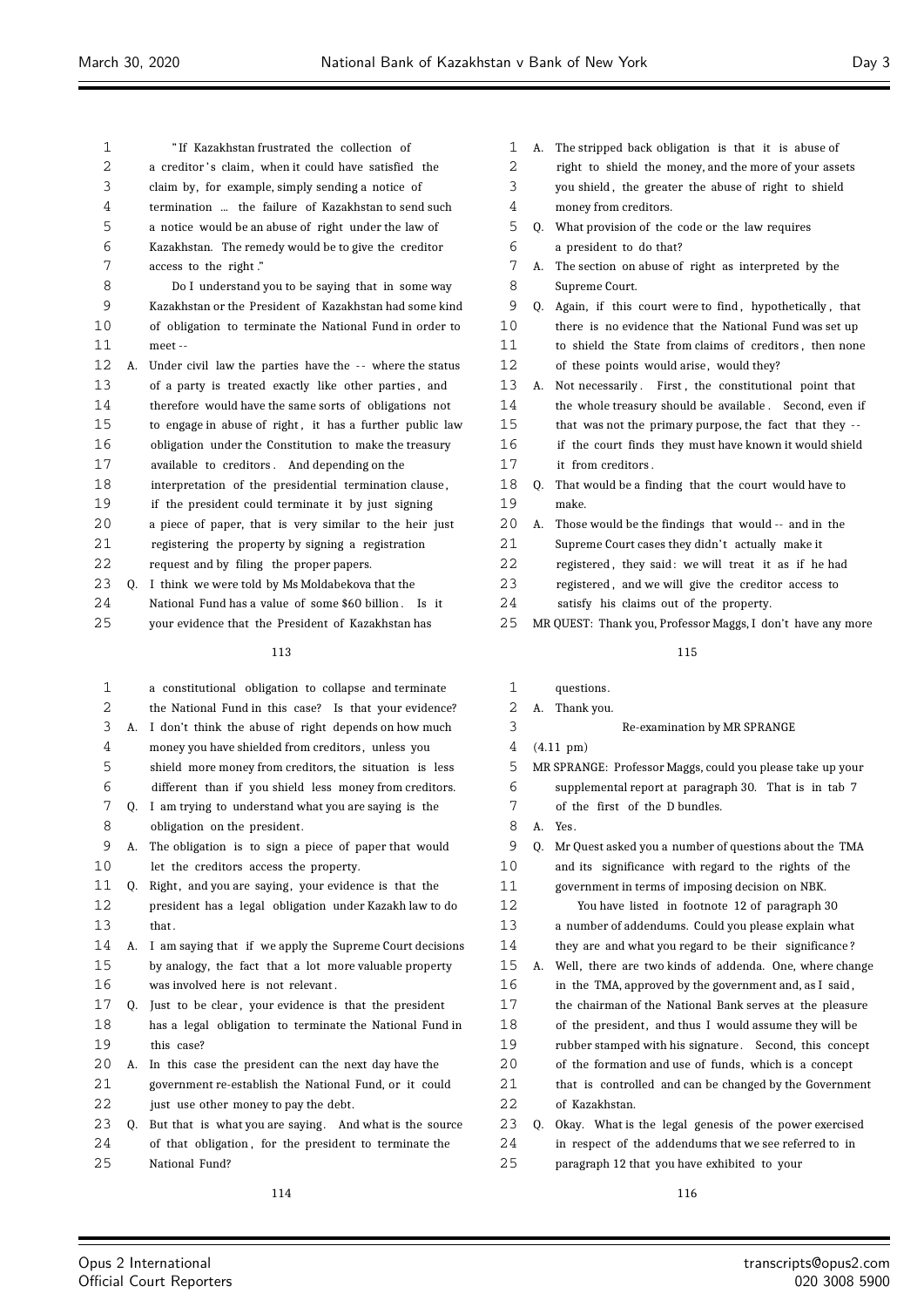"If Kazakhstan frustrated the collection of a creditor's claim, when it could have satisfied the claim by, for example, simply sending a notice of termination ... the failure of Kazakhstan to send such a notice would be an abuse of right under the law of Kazakhstan. The remedy would be to give the creditor access to the right."

Do I understand you to be saying that in some way Kazakhstan or the President of Kazakhstan had some kind of obligation to terminate the National Fund in order to meet --

A. Under civil law the parties have the -- where the status of a party is treated exactly like other parties, and therefore would have the same sorts of obligations not to engage in abuse of right, it has a further public law obligation under the Constitution to make the treasury available to creditors. And depending on the interpretation of the presidential termination clause, if the president could terminate it by just signing a piece of paper, that is very similar to the heir just registering the property by signing a registration request and by filing the proper papers.

Q. I think we were told by Ms Moldabekova that the National Fund has a value of some $60 billion. Is it your evidence that the President of Kazakhstan has a constitutional obligation to collapse and terminate the National Fund in this case? Is that your evidence?

A. I don't think the abuse of right depends on how much money you have shielded from creditors, unless you shield more money from creditors, the situation is less different than if you shield less money from creditors.

Q. I am trying to understand what you are saying is the obligation on the president.

A. The obligation is to sign a piece of paper that would let the creditors access the property.

Q. Right, and you are saying, your evidence is that the president has a legal obligation under Kazakh law to do that.

A. I am saying that if we apply the Supreme Court decisions by analogy, the fact that a lot more valuable property was involved here is not relevant.

Q. Just to be clear, your evidence is that the president has a legal obligation to terminate the National Fund in this case?

A. In this case the president can the next day have the government re-establish the National Fund, or it could just use other money to pay the debt.

Q. But that is what you are saying. And what is the source of that obligation, for the president to terminate the National Fund?

A. The stripped back obligation is that it is abuse of right to shield the money, and the more of your assets you shield, the greater the abuse of right to shield money from creditors.

Q. What provision of the code or the law requires a president to do that?

A. The section on abuse of right as interpreted by the Supreme Court.

Q. Again, if this court were to find, hypothetically, that there is no evidence that the National Fund was set up to shield the State from claims of creditors, then none of these points would arise, would they?

A. Not necessarily. First, the constitutional point that the whole treasury should be available. Second, even if that was not the primary purpose, the fact that they -- if the court finds they must have known it would shield it from creditors.

Q. That would be a finding that the court would have to make.

A. Those would be the findings that would -- and in the Supreme Court cases they didn't actually make it registered, they said: we will treat it as if he had registered, and we will give the creditor access to satisfy his claims out of the property.

MR QUEST: Thank you, Professor Maggs, I don't have any more questions.

A. Thank you.

## Re-examination by MR SPRANGE

(4.11 pm)

MR SPRANGE: Professor Maggs, could you please take up your supplemental report at paragraph 30. That is in tab 7 of the first of the D bundles.

A. Yes.

Q. Mr Quest asked you a number of questions about the TMA and its significance with regard to the rights of the government in terms of imposing decision on NBK.

You have listed in footnote 12 of paragraph 30 a number of addendums. Could you please explain what they are and what you regard to be their significance?

A. Well, there are two kinds of addenda. One, where change in the TMA, approved by the government and, as I said, the chairman of the National Bank serves at the pleasure of the president, and thus I would assume they will be rubber stamped with his signature. Second, this concept of the formation and use of funds, which is a concept that is controlled and can be changed by the Government of Kazakhstan.

Q. Okay. What is the legal genesis of the power exercised in respect of the addendums that we see referred to in paragraph 12 that you have exhibited to your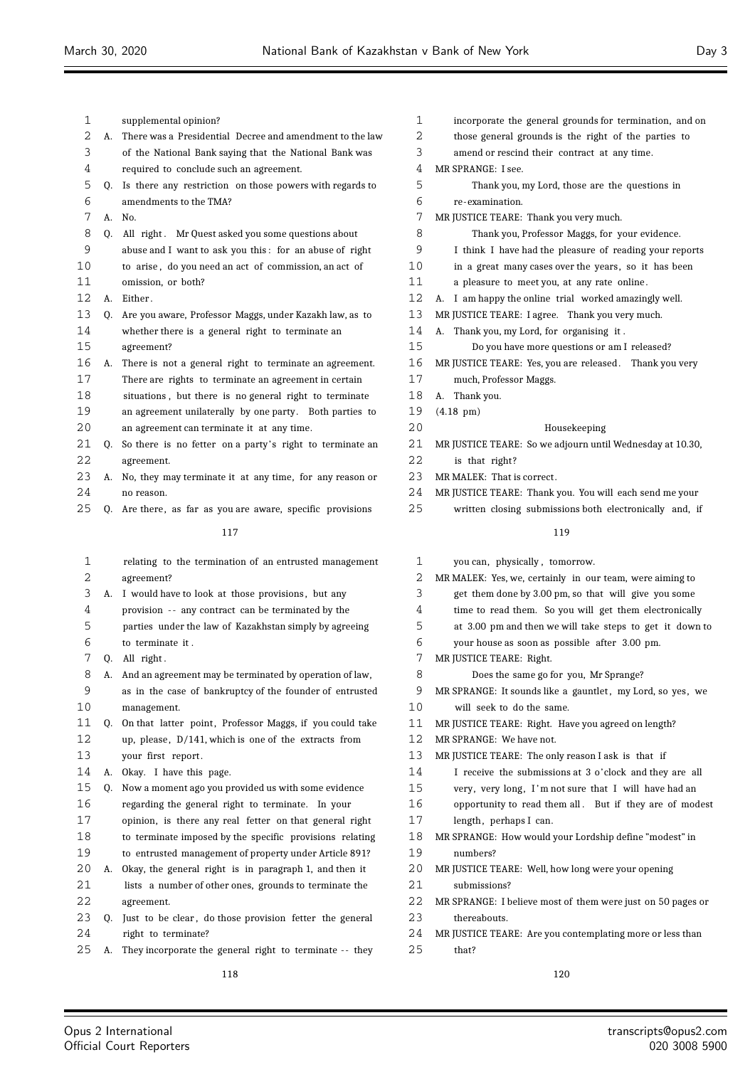supplemental opinion?

A. There was a Presidential Decree and amendment to the law of the National Bank saying that the National Bank was required to conclude such an agreement.

Q. Is there any restriction on those powers with regards to amendments to the TMA?

A. No.

Q. All right. Mr Quest asked you some questions about abuse and I want to ask you this: for an abuse of right to arise, do you need an act of commission, an act of omission, or both?

A. Either.

Q. Are you aware, Professor Maggs, under Kazakh law, as to whether there is a general right to terminate an agreement?

A. There is not a general right to terminate an agreement. There are rights to terminate an agreement in certain situations, but there is no general right to terminate an agreement unilaterally by one party. Both parties to an agreement can terminate it at any time.

Q. So there is no fetter on a party's right to terminate an agreement.

A. No, they may terminate it at any time, for any reason or no reason.

Q. Are there, as far as you are aware, specific provisions relating to the termination of an entrusted management agreement?

A. I would have to look at those provisions, but any provision -- any contract can be terminated by the parties under the law of Kazakhstan simply by agreeing to terminate it.

Q. All right.

A. And an agreement may be terminated by operation of law, as in the case of bankruptcy of the founder of entrusted management.

Q. On that latter point, Professor Maggs, if you could take up, please, D/141, which is one of the extracts from your first report.

A. Okay. I have this page.

Q. Now a moment ago you provided us with some evidence regarding the general right to terminate. In your opinion, is there any real fetter on that general right to terminate imposed by the specific provisions relating to entrusted management of property under Article 891?

A. Okay, the general right is in paragraph 1, and then it lists a number of other ones, grounds to terminate the agreement.

Q. Just to be clear, do those provision fetter the general right to terminate?

A. They incorporate the general right to terminate -- they incorporate the general grounds for termination, and on those general grounds is the right of the parties to amend or rescind their contract at any time.

MR SPRANGE: I see.

Thank you, my Lord, those are the questions in re-examination.

MR JUSTICE TEARE: Thank you very much.

Thank you, Professor Maggs, for your evidence. I think I have had the pleasure of reading your reports in a great many cases over the years, so it has been a pleasure to meet you, at any rate online.

A. I am happy the online trial worked amazingly well.

MR JUSTICE TEARE: I agree. Thank you very much.

A. Thank you, my Lord, for organising it.

Do you have more questions or am I released?

MR JUSTICE TEARE: Yes, you are released. Thank you very much, Professor Maggs.

A. Thank you.

(4.18 pm)

## Housekeeping

MR JUSTICE TEARE: So we adjourn until Wednesday at 10.30, is that right?

MR MALEK: That is correct.

MR JUSTICE TEARE: Thank you. You will each send me your written closing submissions both electronically and, if you can, physically, tomorrow.

MR MALEK: Yes, we, certainly in our team, were aiming to get them done by 3.00 pm, so that will give you some time to read them. So you will get them electronically at 3.00 pm and then we will take steps to get it down to your house as soon as possible after 3.00 pm.

MR JUSTICE TEARE: Right.

Does the same go for you, Mr Sprange?

MR SPRANGE: It sounds like a gauntlet, my Lord, so yes, we will seek to do the same.

MR JUSTICE TEARE: Right. Have you agreed on length?

MR SPRANGE: We have not.

MR JUSTICE TEARE: The only reason I ask is that if I receive the submissions at 3 o'clock and they are all very, very long, I'm not sure that I will have had an opportunity to read them all. But if they are of modest length, perhaps I can.

MR SPRANGE: How would your Lordship define "modest" in numbers?

MR JUSTICE TEARE: Well, how long were your opening submissions?

MR SPRANGE: I believe most of them were just on 50 pages or thereabouts.

MR JUSTICE TEARE: Are you contemplating more or less than that?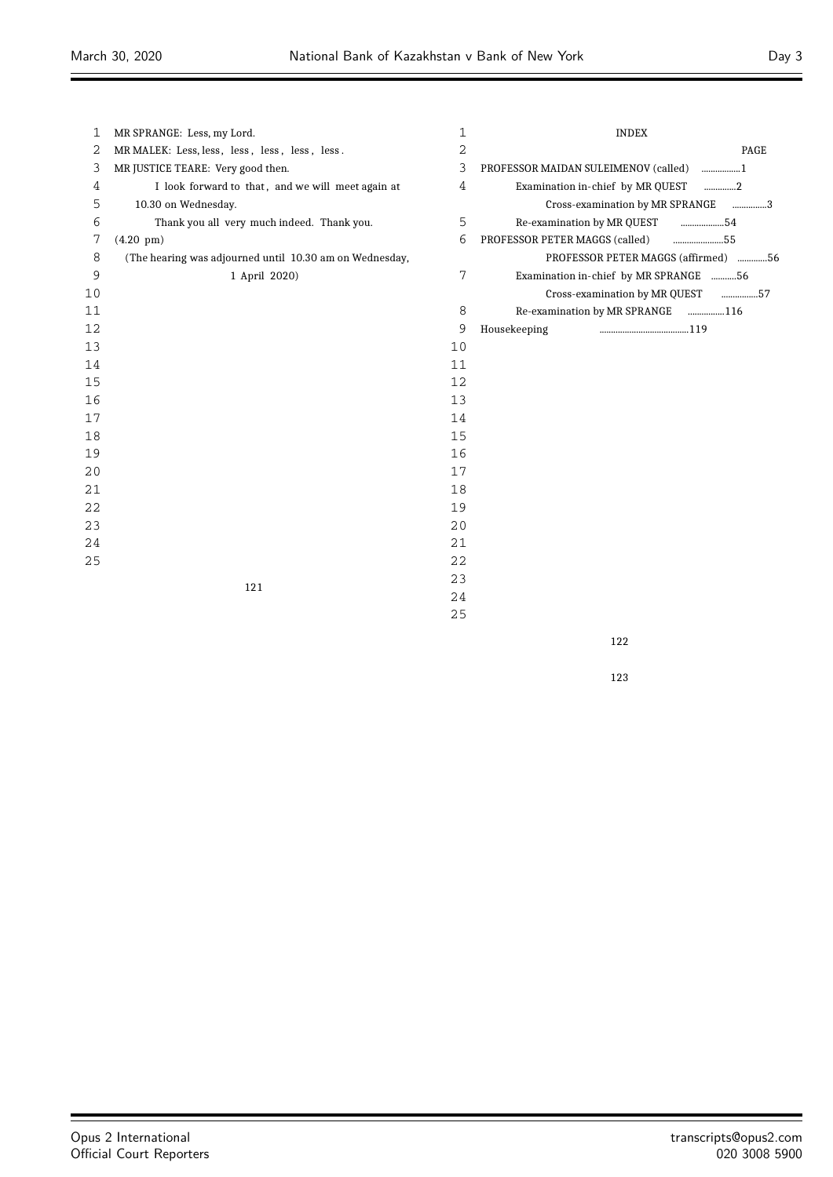MR SPRANGE: Less, my Lord.

MR MALEK: Less, less, less, less, less, less.

MR JUSTICE TEARE: Very good then.

I look forward to that, and we will meet again at 10.30 on Wednesday.

Thank you all very much indeed. Thank you.

(4.20 pm)

(The hearing was adjourned until 10.30 am on Wednesday, 1 April 2020)

INDEX

| | PAGE |
|---|---|
| PROFESSOR MAIDAN SULEIMENOV (called) | 1 |
| Examination in-chief by MR QUEST | 2 |
| Cross-examination by MR SPRANGE | 3 |
| Re-examination by MR QUEST | 54 |
| PROFESSOR PETER MAGGS (called) | 55 |
| PROFESSOR PETER MAGGS (affirmed) | 56 |
| Examination in-chief by MR SPRANGE | 56 |
| Cross-examination by MR QUEST | 57 |
| Re-examination by MR SPRANGE | 116 |
| Housekeeping | 119 |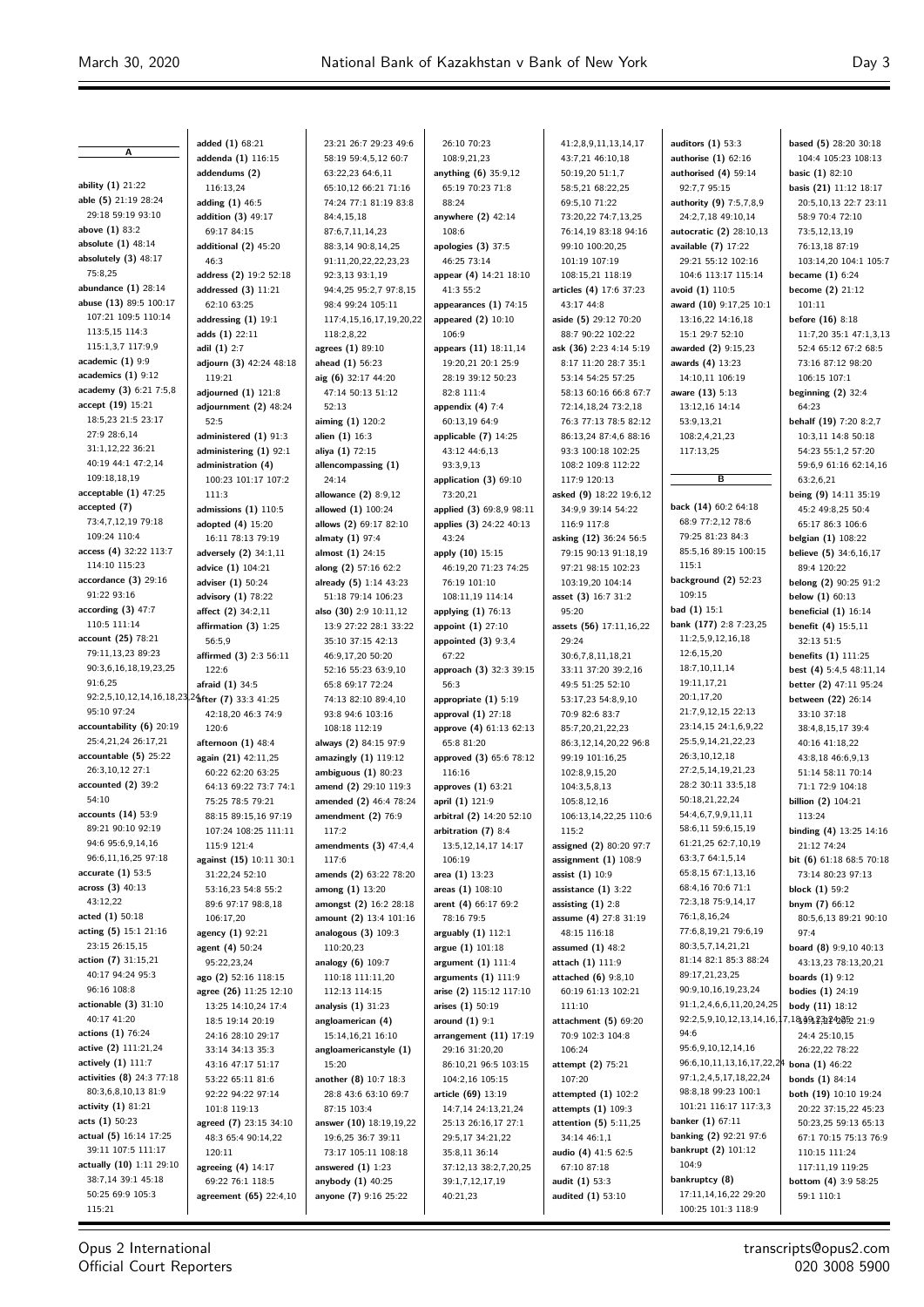## A

ability (1) 21:22
able (5) 21:19 28:24 29:18 59:19 93:10
above (1) 83:2
absolute (1) 48:14
absolutely (3) 48:17 75:8,25
abundance (1) 28:14
abuse (13) 89:5 100:17 107:21 109:5 110:14 113:5,15 114:3 115:1,3,7 117:9,9
academic (1) 9:9
academics (1) 9:12
academy (3) 6:21 7:5,8
accept (19) 15:21 18:5,23 21:5 23:17 27:9 28:6,14 31:1,12,22 36:21 40:19 44:1 47:2,14 109:18,18,19
acceptable (1) 47:25
accepted (7) 73:4,7,12,19 79:18 109:24 110:4
access (4) 32:22 113:7 114:10 115:23
accordance (3) 29:16 91:22 93:16
according (3) 47:7 110:5 111:14
account (25) 78:21 79:11,13,23 89:23 90:3,6,16,18,19,23,25 91:6,25 92:2,5,10,12,14,16,18,23,24 95:10 97:24
accountability (6) 20:19 25:4,21,24 26:17,21
accountable (5) 25:22 26:3,10,12 27:1
accounted (2) 39:2 54:10
accounts (14) 53:9 89:21 90:10 92:19 94:6 95:6,9,14,16 96:6,11,16,25 97:18
accurate (1) 53:5
across (3) 40:13 43:12,22
acted (1) 50:18
acting (5) 15:1 21:16 23:15 26:15,15
action (7) 31:15,21 40:17 94:24 95:3 96:16 108:8
actionable (3) 31:10 40:17 41:20
actions (1) 76:24
active (2) 111:21,24
actively (1) 111:7
activities (8) 24:3 77:18 80:3,6,8,10,13 81:9
activity (1) 81:21
acts (1) 50:23
actual (5) 16:14 17:25 39:11 107:5 111:17
actually (10) 1:11 29:10 38:7,14 39:1 45:18 50:25 69:9 105:3 115:21
added (1) 68:21
addenda (1) 116:15
addendums (2) 116:13,24
adding (1) 46:5
addition (3) 49:17 69:17 84:15
additional (2) 45:20 46:3
address (2) 19:2 52:18
addressed (3) 11:21 62:10 63:25
addressing (1) 19:1
adds (1) 22:11
adil (1) 2:7
adjourn (3) 42:24 48:18 119:21
adjourned (1) 121:8
adjournment (2) 48:24 52:5
administered (1) 91:3
administering (1) 92:1
administration (4) 100:23 101:17 107:2 111:3
admissions (1) 110:5
adopted (4) 15:20 16:11 78:13 79:19
adversely (2) 34:1,11
advice (1) 104:21
adviser (1) 50:24
advisory (1) 78:22
affect (2) 34:2,11
affirmation (3) 1:25 56:5,9
affirmed (3) 2:3 56:11 122:6
afraid (1) 34:5
after (7) 33:3 41:25 42:18,20 46:3 74:9 120:6
afternoon (1) 48:4
again (21) 42:11,25 60:22 62:20 63:25 64:13 69:22 73:7 74:1 75:25 78:5 79:21 88:15 89:15,16 97:19 107:24 108:25 111:11 115:9 121:4
against (15) 10:11 30:1 31:22,24 52:10 53:16,23 54:8 55:2 89:6 97:17 98:8,18 106:17,20
agency (1) 92:21
agent (4) 50:24 95:22,23,24
ago (2) 52:16 118:15
agree (26) 11:25 12:10 13:25 14:10,24 17:4 18:5 19:14 20:19 24:16 28:10 29:17 33:14 34:13 35:3 43:16 47:17 51:17 53:22 65:11 81:6 92:22 94:22 97:14 101:8 119:13
agreed (7) 23:15 34:10 48:3 65:4 90:14,22 120:11
agreeing (4) 14:17 69:22 76:1 118:5
agreement (65) 22:4,10 23:21 26:7 29:23 49:6 58:19 59:4,5,12 60:7 63:22,23 64:6,11 65:10,12 66:21 71:16 74:24 77:1 81:19 83:8 84:4,15,18 87:6,7,11,14,23 88:3,14 90:8,14,25 91:11,20,22,22,23,23 92:3,13 93:1,19 94:4,25 95:2,7 97:8,15 98:4 99:24 105:11 117:4,15,16,17,19,20,22 118:2,8,22
agrees (1) 89:10
ahead (1) 56:23
aig (6) 32:17 44:20 47:14 50:13 51:12 52:13
aiming (1) 120:2
alien (1) 16:3
aliya (1) 72:15
allencompassing (1) 24:14
allowance (2) 8:9,12
allowed (1) 100:24
allows (2) 69:17 82:10
almaty (1) 97:4
almost (1) 24:15
along (2) 57:16 62:2
already (5) 1:14 43:23 51:18 79:14 106:23
also (30) 2:9 10:11,12 13:9 27:22 28:1 33:22 35:10 37:15 42:13 46:9,17,20 50:20 52:16 55:23 63:9,10 65:8 69:17 72:24 74:13 82:10 89:4,10 93:8 94:6 103:16 108:18 112:19
always (2) 84:15 97:9
amazingly (1) 119:12
ambiguous (1) 80:23
amend (2) 29:10 119:3
amended (2) 46:4 78:24
amendment (2) 76:9 117:2
amendments (3) 47:4,4 117:6
amends (2) 63:22 78:20
among (1) 13:20
amongst (2) 16:2 28:18
amount (2) 13:4 101:16
analogous (3) 109:3 110:20,23
analogy (6) 109:7 110:18 111:11,20 112:13 114:15
analysis (1) 31:23
angloamerican (4) 15:14,16,21 16:10
angloamericanstyle (1) 15:20
another (8) 10:7 18:3 28:8 43:6 63:10 69:7 87:15 103:4
answer (10) 18:19,19,22 19:6,25 36:7 39:11 73:17 105:11 108:18
answered (1) 1:23
anybody (1) 40:25
anyone (7) 9:16 25:22 26:10 70:23 108:9,21,23
anything (6) 35:9,12 65:19 70:23 71:8 88:24
anywhere (2) 42:14 108:6
apologies (3) 37:5 46:25 73:14
appear (4) 14:21 18:10 41:3 55:2
appearances (1) 74:15
appeared (2) 10:10 106:9
appears (11) 18:11,14 19:20,21 20:1 25:9 28:19 39:12 50:23 82:8 111:4
appendix (4) 7:4 60:13,19 64:9
applicable (7) 14:25 43:12 44:6,13 93:3,9,13
application (3) 69:10 73:20,21
applied (3) 69:8,9 98:11
applies (3) 24:22 40:13 43:24
apply (10) 15:15 46:19,20 71:23 74:25 76:19 101:10 108:11,19 114:14
applying (1) 76:13
appoint (1) 27:10
appointed (3) 9:3,4 67:22
approach (3) 32:3 39:15 56:3
appropriate (1) 5:19
approval (1) 27:18
approve (4) 61:13 62:13 65:8 81:20
approved (3) 65:6 78:12 116:16
approves (1) 63:21
april (1) 121:9
arbitral (2) 14:20 52:10
arbitration (7) 8:4 13:5,12,14,17 14:17 106:19
area (1) 13:23
areas (1) 108:10
arent (4) 66:17 69:2 78:16 79:5
arguably (1) 112:1
argue (1) 101:18
argument (1) 111:4
arguments (1) 111:9
arise (2) 115:12 117:10
arises (1) 50:19
around (1) 9:1
arrangement (11) 17:19 29:16 31:20,20 86:10,21 96:5 103:15 104:2,16 105:15
article (69) 13:19 14:7,14 24:13,21,24 25:13 26:16,17 27:1 29:5,17 34:21,22 35:8,11 36:14 37:12,13 38:2,7,20,25 39:1,7,12,17,19 40:21,23 41:2,8,9,11,13,14,17 43:7,21 46:10,18 50:19,20 51:1,7 58:5,21 68:22,25 69:5,10 71:22 73:20,22 74:7,13,25 76:14,19 83:18 94:16 99:10 100:20,25 101:19 107:19 108:15,21 118:19
articles (4) 17:6 37:23 43:17 44:8
aside (5) 29:12 70:20 88:7 90:22 102:22
ask (36) 2:23 4:14 5:19 8:17 11:20 28:7 35:1 53:14 54:25 57:25 58:13 60:16 66:8 67:7 72:14,18,24 73:2,18 76:3 77:13 78:5 82:12 86:13,24 87:4,6 88:16 93:3 100:18 102:25 108:2 109:8 112:22 117:9 120:13
asked (9) 18:22 19:6,12 34:9,9 39:14 54:22 116:9 117:8
asking (12) 36:24 56:5 79:15 90:13 91:18,19 97:21 98:15 102:23 103:19,20 104:14
asset (3) 16:7 31:2 95:20
assets (56) 17:11,16,22 29:24 30:6,7,8,11,18,21 33:11 37:20 39:2,16 49:5 51:25 52:10 53:17,23 54:8,9,10 70:9 82:6 83:7 85:7,20,21,22,23 86:3,12,14,20,22 96:8 99:19 101:16,25 102:8,9,15,20 104:3,5,8,13 105:8,12,16 106:13,14,22,25 110:6 115:2
assigned (2) 80:20 97:7
assignment (1) 108:9
assist (1) 10:9
assistance (1) 3:22
assisting (1) 2:8
assume (4) 27:8 31:19 48:15 116:18
assumed (1) 48:2
attach (1) 111:9
attached (6) 9:8,10 60:19 61:13 102:21 111:10
attachment (5) 69:20 70:9 102:3 104:8 106:24
attempt (2) 75:21 107:20
attempted (1) 102:2
attempts (1) 109:3
attention (5) 5:11,25 34:14 46:1,1
audio (4) 41:5 62:5 67:10 87:18
audit (1) 53:3
audited (1) 53:10
auditors (1) 53:3
authorise (1) 62:16
authorised (4) 59:14 92:7,7 95:15
authority (9) 7:5,7,8,9 24:2,7,18 49:10,14
autocratic (2) 28:10,13
available (7) 17:22 29:21 55:12 102:16 104:6 113:17 115:14
avoid (1) 110:5
award (10) 9:17,25 10:1 13:16,22 14:16,18 15:1 29:7 52:10
awarded (2) 9:15,23
awards (4) 13:23 14:10,11 106:19
aware (13) 5:13 13:12,16 14:14 53:9,13,21 108:2,4,21,23 117:13,25

## B

back (14) 60:2 64:18 68:9 77:2,12 78:6 79:25 81:23 84:3 85:5,16 89:15 100:15 115:1
background (2) 52:23 109:15
bad (1) 15:1
bank (177) 2:8 7:23,25 11:2,5,9,12,16,18 12:6,15,20 18:7,10,11,14 19:11,17,21 20:1,17,20 21:7,9,12,15 22:13 23:14,15 24:1,6,9,22 25:5,9,14,21,22,23 26:3,10,12,18 27:2,5,14,19,21,23 28:2 30:11 33:5,18 50:18,21,22,24 54:4,6,7,9,9,11,11 58:6,11 59:6,15,19 61:21,25 62:7,10,19 63:3,7 64:1,5,14 65:8,15 67:1,13,16 68:4,16 70:6 71:1 72:3,18 75:9,14,17 76:1,8,16,24 77:6,8,19,21 79:6,19 80:3,5,7,14,21,22 81:14 82:1 85:3 88:24 89:17,21,23,25 90:9,10,16,19,23,24 91:1,2,4,6,6,11,20,24,25 92:2,5,9,10,12,13,14,16,17,18,19,23,24,25 94:6 95:6,9,10,12,14,16 96:6,10,11,13,16,17,22,24 97:1,2,4,5,17,18,22,24 98:8,18 99:23 100:1 101:21 116:17 117:3,3
banker (1) 67:11
banking (2) 92:21 97:6
bankrupt (2) 101:12 104:9
bankruptcy (8) 17:11,14,16,22 29:20 100:25 101:3 118:9
based (5) 28:20 30:18 104:4 105:23 108:13
basic (1) 82:10
basis (21) 11:12 18:17 20:5,10,13 22:7 23:11 58:9 70:4 72:10 73:5,12,13,19 76:13,18 87:19 103:14,20 104:1 105:7
became (1) 6:24
become (2) 21:12 101:11
before (16) 8:18 11:7,20 35:1 47:1,3,13 52:4 65:12 67:2 68:5 73:16 87:12 98:20 106:15 107:1
beginning (2) 32:4 64:23
behalf (19) 7:20 8:2,7 10:3,11 14:8 50:18 54:23 55:1,2 57:20 59:6,8 61:16 62:14,16 63:2,6,21
being (9) 14:11 35:19 45:2 49:8,25 50:4 65:17 86:3 106:6
belgian (1) 108:22
believe (5) 34:6,16,17 89:4 120:22
belong (2) 90:25 91:2
below (1) 60:13
beneficial (1) 16:14
benefit (4) 15:5,11 32:13 51:5
benefits (1) 111:25
best (4) 5:4,5 48:11,14
better (2) 47:11 95:24
between (22) 26:14 33:10 37:18 38:4,8,15,17 39:4 40:16 41:18,22 43:8,18 46:6,9,13 51:14 58:11 70:14 71:1 72:9 104:18
billion (2) 104:21 113:24
binding (4) 13:25 14:16 21:12 74:24
bit (6) 61:18 68:5 70:18 73:14 80:23 97:13
block (1) 59:2
bnym (7) 66:12 80:5,6,13 89:21 90:10 97:4
board (8) 9:9,10 40:13 43:13,23 78:13,20,21
boards (1) 9:12
bodies (1) 24:19
body (11) 18:12 19:11,12 20:2 21:9 24:4 25:10,15 26:22,22 78:22
bona (1) 46:22
bonds (1) 84:14
both (19) 10:10 19:24 20:22 37:15,22 45:9 50:23,25 59:13 65:13 67:1 70:15 75:13 76:9 110:15 111:24 117:11,19 119:25
bottom (4) 3:9 58:25 59:1 110:1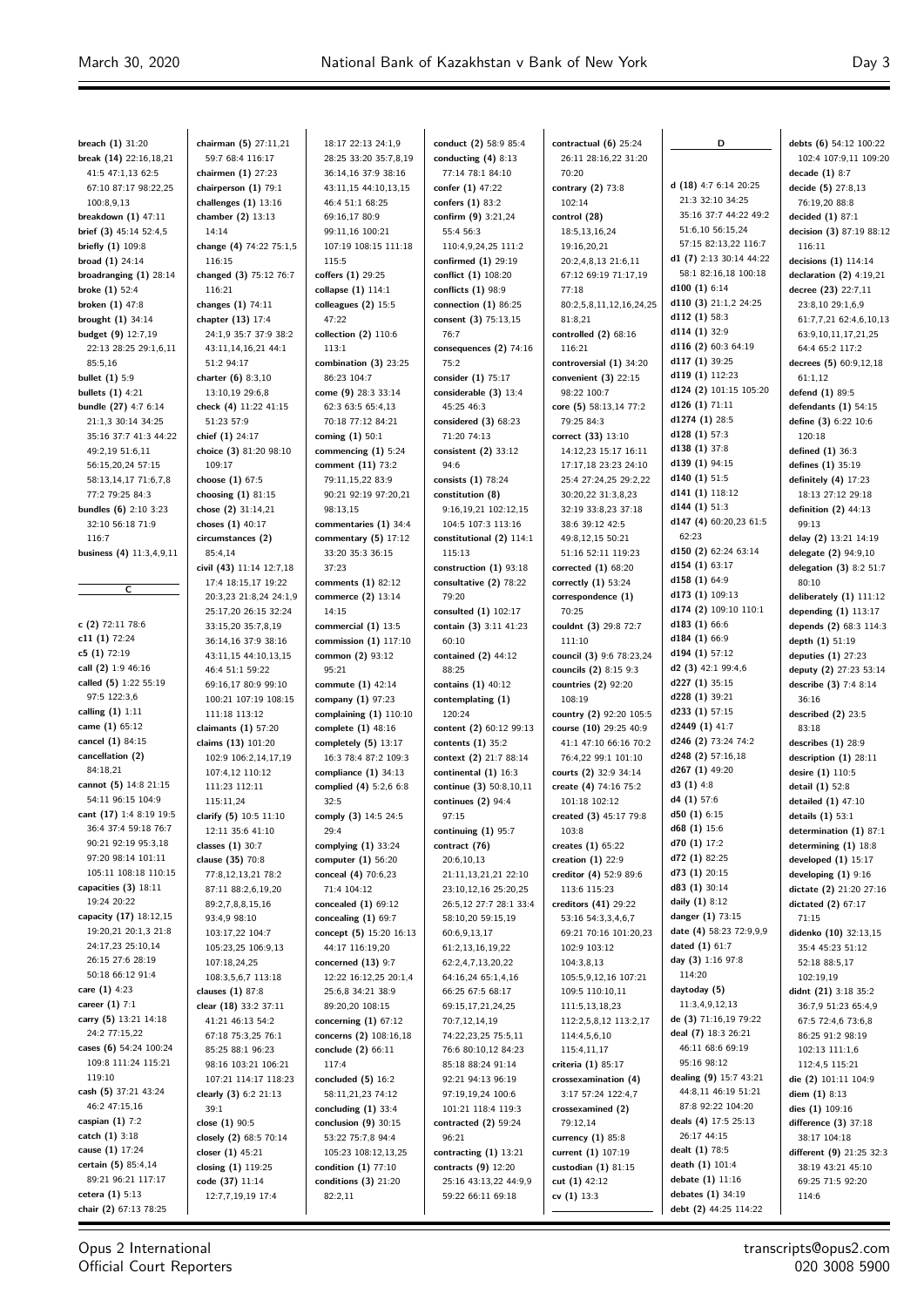**breach (1)** 31:20
**break (14)** 22:16,18,21 41:5 47:1,13 62:5 67:10 87:17 98:22,25 100:8,9,13
**breakdown (1)** 47:11
**brief (3)** 45:14 52:4,5
**briefly (1)** 109:8
**broad (1)** 24:14
**broadranging (1)** 28:14
**broke (1)** 52:4
**broken (1)** 47:8
**brought (1)** 34:14
**budget (9)** 12:7,19 22:13 28:25 29:1,6,11 85:5,16
**bullet (1)** 5:9
**bullets (1)** 4:21
**bundle (27)** 4:7 6:14 21:1,3 30:14 34:25 35:16 37:7 41:3 44:22 49:2,19 51:6,11 56:15,20,24 57:15 58:13,14,17 71:6,7,8 77:2 79:25 84:3
**bundles (6)** 2:10 3:23 32:10 56:18 71:9 116:7
**business (4)** 11:3,4,9,11

## C

**c (2)** 72:11 78:6
**c11 (1)** 72:24
**c5 (1)** 72:19
**call (2)** 1:9 46:16
**called (5)** 1:22 55:19 97:5 122:3,6
**calling (1)** 1:11
**came (1)** 65:12
**cancel (1)** 84:15
**cancellation (2)** 84:18,21
**cannot (5)** 14:8 21:15 54:11 96:15 104:9
**cant (17)** 1:4 8:19 19:5 36:4 37:4 59:18 76:7 90:21 92:19 95:3,18 97:20 98:14 101:11 105:11 108:18 110:15
**capacities (3)** 18:11 19:24 20:22
**capacity (17)** 18:12,15 19:20,21 20:1,3 21:8 24:17,23 25:10,14 26:15 27:6 28:19 50:18 66:12 91:4
**care (1)** 4:23
**career (1)** 7:1
**carry (5)** 13:21 14:18 24:2 77:15,22
**cases (6)** 54:24 100:24 109:8 111:24 115:21 119:10
**cash (5)** 37:21 43:24 46:2 47:15,16
**caspian (1)** 7:2
**catch (1)** 3:18
**cause (1)** 17:24
**certain (5)** 85:4,14 89:21 96:21 117:17
**cetera (1)** 5:13
**chair (2)** 67:13 78:25
**chairman (5)** 27:11,21 59:7 68:4 116:17
**chairmen (1)** 27:23
**chairperson (1)** 79:1
**challenges (1)** 13:16
**chamber (2)** 13:13 14:14
**change (4)** 74:22 75:1,5 116:15
**changed (3)** 75:12 76:7 116:21
**changes (1)** 74:11
**chapter (13)** 17:4 24:1,9 35:7 37:9 38:2 43:11,14,16,21 44:1 51:2 94:17
**charter (6)** 8:3,10 13:10,19 29:6,8
**check (4)** 11:22 41:15 51:23 57:9
**chief (1)** 24:17
**choice (3)** 81:20 98:10 109:17
**choose (1)** 67:5
**choosing (1)** 81:15
**chose (2)** 31:14,21
**choses (1)** 40:17
**circumstances (2)** 85:4,14
**civil (43)** 11:14 12:7,18 17:4 18:15,17 19:22 20:3,23 21:8,24 24:1,9 25:17,20 26:15 32:24 33:15,20 35:7,8,19 36:14,16 37:9 38:16 43:11,15 44:10,13,15 46:4 51:1 59:22 69:16,17 80:9 99:10 100:21 107:19 108:15 111:18 113:12
**claimants (1)** 57:20
**claims (13)** 101:20 102:9 106:2,14,17,19 107:4,12 110:12 111:23 112:11 115:11,24
**clarify (5)** 10:5 11:10 12:11 35:6 41:10
**classes (1)** 30:7
**clause (35)** 70:8 77:8,12,13,21 78:2 87:11 88:2,6,19,20 89:2,7,8,8,15,16 93:4,9 98:10 103:17,22 104:7 105:23,25 106:9,13 107:18,24,25 108:3,5,6,7 113:18
**clauses (1)** 87:8
**clear (18)** 33:2 37:11 41:21 46:13 54:2 67:18 75:3,25 76:1 85:25 88:1 96:23 98:16 103:21 106:21 107:21 114:17 118:23
**clearly (3)** 6:2 21:13 39:1
**close (1)** 90:5
**closely (2)** 68:5 70:14
**closer (1)** 45:21
**closing (1)** 119:25
**code (37)** 11:14 12:7,7,19,19 17:4 18:17 22:13 24:1,9 28:25 33:20 35:7,8,19 36:14,16 37:9 38:16 43:11,15 44:10,13,15 46:4 51:1 68:25 69:16,17 80:9 99:11,16 100:21 107:19 108:15 111:18 115:5
**coffers (1)** 29:25
**collapse (1)** 114:1
**colleagues (2)** 15:5 47:22
**collection (2)** 110:6 113:1
**combination (3)** 23:25 86:23 104:7
**come (9)** 28:3 33:14 62:3 63:5 65:4,13 70:18 77:12 84:21
**coming (1)** 50:1
**commencing (1)** 5:24
**comment (11)** 73:2 79:11,15,22 83:9 90:21 92:19 97:20,21 98:13,15
**commentaries (1)** 34:4
**commentary (5)** 17:12 33:20 35:3 36:15 37:23
**comments (1)** 82:12
**commerce (2)** 13:14 14:15
**commercial (1)** 13:5
**commission (1)** 117:10
**common (2)** 93:12 95:21
**commute (1)** 42:14
**company (1)** 97:23
**complaining (1)** 110:10
**complete (1)** 48:16
**completely (5)** 13:17 16:3 78:4 87:2 109:3
**compliance (1)** 34:13
**complied (4)** 5:2,6 6:8 32:5
**comply (3)** 14:5 24:5 29:4
**complying (1)** 33:24
**computer (1)** 56:20
**conceal (4)** 70:6,23 71:4 104:12
**concealed (1)** 69:12
**concealing (1)** 69:7
**concept (5)** 15:20 16:13 44:17 116:19,20
**concerned (13)** 9:7 12:22 16:12,25 20:1,4 25:6,8 34:21 38:9 89:20,20 108:15
**concerning (1)** 67:12
**concerns (2)** 108:16,18
**conclude (2)** 66:11 117:4
**concluded (5)** 16:2 58:11,21,23 74:12
**concluding (1)** 33:4
**conclusion (9)** 30:15 53:22 75:7,8 94:4 105:23 108:12,13,25
**condition (1)** 77:10
**conditions (3)** 21:20 82:2,11
**conduct (2)** 58:9 85:4
**conducting (4)** 8:13 77:14 78:1 84:10
**confer (1)** 47:22
**confers (1)** 83:2
**confirm (9)** 3:21,24 55:4 56:3 110:4,9,24,25 111:2
**confirmed (1)** 29:19
**conflict (1)** 108:20
**conflicts (1)** 98:9
**connection (1)** 86:25
**consent (3)** 75:13,15 76:7
**consequences (2)** 74:16 75:2
**consider (1)** 75:17
**considerable (3)** 13:4 45:25 46:3
**considered (3)** 68:23 71:20 74:13
**consistent (2)** 33:12 94:6
**consists (1)** 78:24
**constitution (8)** 9:16,19,21 102:12,15 104:5 107:3 113:16
**constitutional (2)** 114:1 115:13
**construction (1)** 93:18
**consultative (2)** 78:22 79:20
**consulted (1)** 102:17
**contain (3)** 3:11 41:23 60:10
**contained (2)** 44:12 88:25
**contains (1)** 40:12
**contemplating (1)** 120:24
**content (2)** 60:12 99:13
**contents (1)** 35:2
**context (2)** 21:7 88:14
**continental (1)** 16:3
**continue (3)** 50:8,10,11
**continues (2)** 94:4 97:15
**continuing (1)** 95:7
**contract (76)** 20:6,10,13 21:11,13,21,21 22:10 23:10,12,16 25:20,25 26:5,12 27:7 28:1 33:4 58:10,20 59:15,19 60:6,9,13,17 61:2,13,16,19,22 62:2,4,7,13,20,22 64:16,24 65:1,4,16 66:25 67:5 68:17 69:15,17,21,24,25 70:7,12,14,19 74:22,23,25 75:5,11 76:6 80:10,12 84:23 85:18 88:24 91:14 92:21 94:13 96:19 97:19,19,24 100:6 101:21 118:4 119:3
**contracted (2)** 59:24 96:21
**contracting (1)** 13:21
**contracts (9)** 12:20 25:16 43:13,22 44:9,9 59:22 66:11 69:18
**contractual (6)** 25:24 26:11 28:16,22 31:20 70:20
**contrary (2)** 73:8 102:14
**control (28)** 18:5,13,16,24 19:16,20,21 20:2,4,8,13 21:6,11 67:12 69:19 71:17,19 77:18 80:2,5,8,11,12,16,24,25 81:8,21
**controlled (2)** 68:16 116:21
**controversial (1)** 34:20
**convenient (3)** 22:15 98:22 100:7
**core (5)** 58:13,14 77:2 79:25 84:3
**correct (33)** 13:10 14:12,23 15:17 16:11 17:17,18 23:23 24:10 25:4 27:24,25 29:2,22 30:20,22 31:3,8,23 32:19 33:8,23 37:18 38:6 39:12 42:5 49:8,12,15 50:21 51:16 52:11 119:23
**corrected (1)** 68:20
**correctly (1)** 53:24
**correspondence (1)** 70:25
**couldnt (3)** 29:8 72:7 111:10
**council (3)** 9:6 78:23,24
**councils (2)** 8:15 9:3
**countries (2)** 92:20 108:19
**country (2)** 92:20 105:5
**course (10)** 29:25 40:9 41:1 47:10 66:16 70:2 76:4,22 99:1 101:10
**courts (2)** 32:9 34:14
**create (4)** 74:16 75:2 101:18 102:12
**created (3)** 45:17 79:8 103:8
**creates (1)** 65:22
**creation (1)** 22:9
**creditor (4)** 52:9 89:6 113:6 115:23
**creditors (41)** 29:22 53:16 54:3,3,4,6,7 69:21 70:16 101:20,23 102:9 103:12 104:3,8,13 105:5,9,12,16 107:21 109:5 110:10,11 111:5,13,18,23 112:2,5,8,12 113:2,17 114:4,5,6,10 115:4,11,17
**criteria (1)** 85:17
**crossexamination (4)** 3:17 57:24 122:4,7
**crossexamined (2)** 79:12,14
**currency (1)** 85:8
**current (1)** 107:19
**custodian (1)** 81:15
**cut (1)** 42:12
**cv (1)** 13:3

## D

**d (18)** 4:7 6:14 20:25 21:3 32:10 34:25 35:16 37:7 44:22 49:2 51:6,10 56:15,24 57:15 82:13,22 116:7
**d1 (7)** 2:13 30:14 44:22 58:1 82:16,18 100:18
**d100 (1)** 6:14
**d110 (3)** 21:1,2 24:25
**d112 (1)** 58:3
**d114 (1)** 32:9
**d116 (2)** 60:3 64:19
**d117 (1)** 39:25
**d119 (1)** 112:23
**d124 (2)** 101:15 105:20
**d126 (1)** 71:11
**d1274 (1)** 28:5
**d128 (1)** 57:3
**d138 (1)** 37:8
**d139 (1)** 94:15
**d140 (1)** 51:5
**d141 (1)** 118:12
**d144 (1)** 51:3
**d147 (4)** 60:20,23 61:5 62:23
**d150 (2)** 62:24 63:14
**d154 (1)** 63:17
**d158 (1)** 64:9
**d173 (1)** 109:13
**d174 (2)** 109:10 110:1
**d183 (1)** 66:6
**d184 (1)** 66:9
**d194 (1)** 57:12
**d2 (3)** 42:1 99:4,6
**d227 (1)** 35:15
**d228 (1)** 39:21
**d233 (1)** 57:15
**d2449 (1)** 41:7
**d246 (2)** 73:24 74:2
**d248 (2)** 57:16,18
**d267 (1)** 49:20
**d3 (1)** 4:8
**d4 (1)** 57:6
**d50 (1)** 6:15
**d68 (1)** 15:6
**d70 (1)** 17:2
**d72 (1)** 82:25
**d73 (1)** 20:15
**d83 (1)** 30:14
**daily (1)** 8:12
**danger (1)** 73:15
**date (4)** 58:23 72:9,9,9
**dated (1)** 61:7
**day (3)** 1:16 97:8 114:20
**daytoday (5)** 11:3,4,9,12,13
**de (3)** 71:16,19 79:22
**deal (7)** 18:3 26:21 46:11 68:6 69:19 95:16 98:12
**dealing (9)** 15:7 43:21 44:8,11 46:19 51:21 87:8 92:22 104:20
**deals (4)** 17:5 25:13 26:17 44:15
**dealt (1)** 78:5
**death (1)** 101:4
**debate (1)** 11:16
**debates (1)** 34:19
**debt (2)** 44:25 114:22
**debts (6)** 54:12 100:22 102:4 107:9,11 109:20
**decade (1)** 8:7
**decide (5)** 27:8,13 76:19,20 88:8
**decided (1)** 87:1
**decision (3)** 87:19 88:12 116:11
**decisions (1)** 114:14
**declaration (2)** 4:19,21
**decree (23)** 22:7,11 23:8,10 29:1,6,9 61:7,7,21 62:4,6,10,13 63:9,10,11,17,21,25 64:4 65:2 117:2
**decrees (5)** 60:9,12,18 61:1,12
**defend (1)** 89:5
**defendants (1)** 54:15
**define (3)** 6:22 10:6 120:18
**defined (1)** 36:3
**defines (1)** 35:19
**definitely (4)** 17:23 18:13 27:12 29:18
**definition (2)** 44:13 99:13
**delay (2)** 13:21 14:19
**delegate (2)** 94:9,10
**delegation (3)** 8:2 51:7 80:10
**deliberately (1)** 111:12
**depending (1)** 113:17
**depends (2)** 68:3 114:3
**depth (1)** 51:19
**deputies (1)** 27:23
**deputy (2)** 27:23 53:14
**describe (3)** 7:4 8:14 36:16
**described (2)** 23:5 83:18
**describes (1)** 28:9
**description (1)** 28:11
**desire (1)** 110:5
**detail (1)** 52:8
**detailed (1)** 47:10
**details (1)** 53:1
**determination (1)** 87:1
**determining (1)** 18:8
**developed (1)** 15:17
**developing (1)** 9:16
**dictate (2)** 21:20 27:16
**dictated (2)** 67:17 71:15
**didenko (10)** 32:13,15 35:4 45:23 51:12 52:18 88:5,17 102:19,19
**didnt (21)** 3:18 35:2 36:7,9 51:23 65:4,9 67:5 72:4,6 73:6,8 86:25 91:2 98:19 102:13 111:1,6 112:4,5 115:21
**die (2)** 101:11 104:9
**diem (1)** 8:13
**dies (1)** 109:16
**difference (3)** 37:18 38:17 104:18
**different (9)** 21:25 32:3 38:19 43:21 45:10 69:25 71:5 92:20 114:6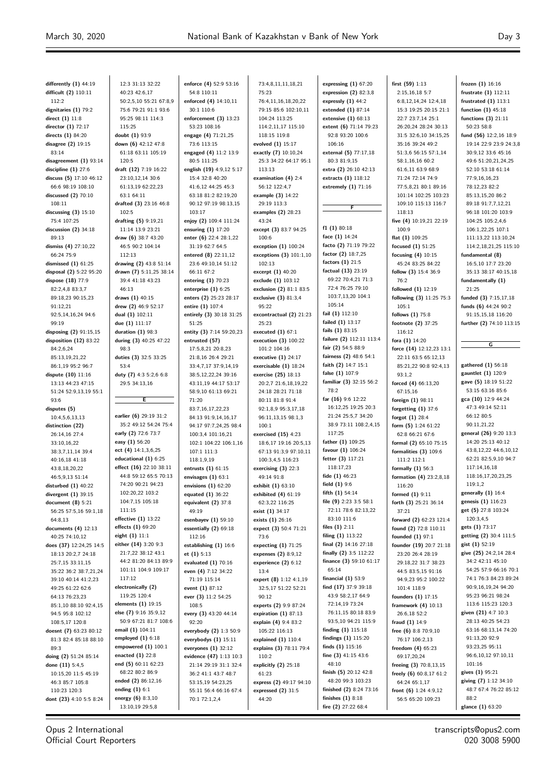differently (1) 44:19
difficult (2) 110:11 112:2
dignitaries (1) 79:2
direct (1) 11:8
director (1) 72:17
directs (1) 84:20
disagree (2) 19:15 83:14
disagreement (1) 93:14
discipline (1) 27:6
discuss (5) 17:10 46:12 66:6 98:19 108:10
discussed (2) 70:10 108:11
discussing (3) 15:10 75:4 107:25
discussion (2) 34:18 89:13
dismiss (4) 27:10,22 66:24 75:9
dismissed (1) 61:25
disposal (2) 5:22 95:20
dispose (18) 77:9 82:2,4,8 83:3,7 89:18,23 90:15,23 91:12,21 92:5,14,16,24 94:6 99:19
disposing (2) 91:15,15
disposition (12) 83:22 84:2,6,24 85:13,19,21,22 86:1,19 95:2 96:7
dispute (10) 11:16 13:13 44:23 47:15 51:24 52:9,13,19 55:1 93:6
disputes (5) 10:4,5,6,13,13
distinction (22) 26:14,16 27:4 33:10,16,22 38:3,7,11,14 39:4 40:16,18 41:18 43:8,18,20,22 46:5,9,13 51:14
disturbed (1) 40:22
divergent (1) 39:15
document (8) 5:21 56:25 57:5,16 59:1,18 64:8,13
documents (4) 12:13 40:25 74:10,12
does (37) 12:24,25 14:5 18:13 20:2,7 24:18 25:7,15 33:11,15 35:22 36:2 38:7,21,24 39:10 40:14 41:2,23 49:25 61:22 62:6 64:13 76:23,23 85:1,10 88:10 92:4,15 94:5 95:8 102:12 108:5,17 120:8
doesnt (7) 63:23 80:12 81:3 82:4 85:18 88:10 89:3
doing (2) 51:24 85:14
done (11) 5:4,5 10:15,20 11:5 45:19 46:3 85:7 105:8 110:23 120:3
dont (23) 4:10 5:5 8:24 12:3 31:13 32:22 40:23 42:6,17 50:2,5,10 55:21 67:8,9 75:6 79:21 91:1 93:6 95:25 98:11 114:3 115:25
doubt (1) 93:9
down (6) 42:12 47:8 61:18 63:11 105:19 120:5
draft (12) 7:19 16:22 23:10,12,14 30:6 61:13,19 62:22,23 63:1 64:11
drafted (3) 23:16 46:8 102:5
drafting (5) 9:19,21 11:14 13:9 23:21
draw (6) 38:7 43:20 46:5 90:2 104:14 112:13
drawing (2) 43:8 51:14
drawn (7) 5:11,25 38:14 39:4 41:18 43:23 46:13
draws (1) 40:15
drew (2) 46:9 52:17
dual (1) 102:11
due (1) 111:17
duration (1) 98:3
during (3) 40:25 47:22 98:3
duties (3) 32:5 33:25 53:4
duty (7) 4:3 5:2,6 6:8 29:5 34:13,16

## E

earlier (6) 29:19 31:2 35:2 49:12 54:24 75:4
early (2) 72:6 73:7
easy (1) 56:20
ect (4) 14:1,3,6,25
educational (1) 6:25
effect (16) 22:10 38:11 44:8 59:12 65:5 70:13 74:20 90:21 94:23 102:20,22 103:2 104:7,25 105:18 111:15
effective (1) 13:22
effects (1) 69:20
eight (1) 11:1
either (14) 3:20 9:3 21:7,22 38:12 43:1 44:2 81:20 84:13 89:9 101:11 104:9 109:17 117:12
electronically (2) 119:25 120:4
elements (1) 19:15
else (7) 9:16 35:9,12 50:9 67:21 81:7 108:6
email (1) 104:11
employed (1) 6:18
empowered (1) 100:1
enacted (1) 22:8
end (5) 60:11 62:23 68:22 80:2 86:9
ended (2) 86:12,16
ending (1) 6:1
energy (6) 8:3,10 13:10,19 29:5,8
enforce (4) 52:9 53:16 54:8 110:11
enforced (4) 14:10,11 30:1 110:6
enforcement (3) 13:23 53:23 108:16
engage (4) 71:21,25 73:6 113:15
engaged (4) 11:2 13:9 80:5 111:25
english (19) 4:9,12 5:17 15:4 32:8 40:20 41:6,12 44:25 45:3 63:18 81:2 82:19,20 90:12 97:19 98:13,15 103:17
enjoy (2) 109:4 111:24
ensuring (1) 17:20
enter (6) 22:4 28:1,22 31:19 62:7 64:5
entered (8) 22:11,12 23:6 49:10,14 51:12 66:11 67:2
entering (1) 70:23
enterprise (1) 6:25
enters (2) 25:23 28:17
entire (1) 107:4
entirely (3) 30:18 31:25 51:25
entity (3) 7:14 59:20,23
entrusted (57) 17:5,8,21 20:8,23 21:8,16 26:4 29:21 33:4,7,17 37:9,14,19 38:5,12,22,24 39:16 43:11,19 44:17 53:17 58:9,10 61:13 69:21 71:20 83:7,16,17,22,23 84:13 91:9,14,16,17 94:17 97:7,24,25 98:4 100:3,4 101:16,21 102:1 104:22 106:1,16 107:1 111:3 118:1,9,19
entrusts (1) 61:15
envisages (1) 63:1
envisions (1) 62:20
equated (1) 36:22
equivalent (2) 37:8 49:19
esenbayev (1) 59:10
essentially (2) 69:18 112:16
establishing (1) 16:6
et (1) 5:13
evaluated (1) 70:16
even (4) 7:12 34:22 71:19 115:14
event (1) 87:12
ever (3) 11:2 54:25 108:5
every (3) 43:20 44:14 92:20
everybody (2) 1:3 50:9
everybodys (1) 15:11
everyones (1) 32:12
evidence (47) 1:13 10:3 21:14 29:19 31:1 32:4 36:2 41:1 43:7 48:7 53:15,19 54:23,25 55:11 56:4 66:16 67:4 70:1 72:1,2,4 73:4,8,11,11,18,21 75:23 76:4,11,16,18,20,22 79:15 85:6 102:10,11 104:24 113:25 114:2,11,17 115:10 118:15 119:8
evolved (1) 15:17
exactly (7) 10:10,24 25:3 34:22 64:17 95:1 113:13
examination (4) 2:4 56:12 122:4,7
example (3) 14:22 29:19 113:3
examples (2) 28:23 43:24
except (3) 83:7 94:25 100:6
exception (1) 100:24
exceptions (3) 101:1,10 102:13
excerpt (1) 40:20
exclude (1) 103:12
exclusion (2) 81:1 83:5
exclusive (3) 81:3,4 95:22
excontractual (2) 21:23 25:23
executed (1) 67:1
execution (3) 100:22 101:2 104:16
executive (1) 24:17
exercisable (1) 18:24
exercise (25) 18:13 20:2,7 21:6,18,19,22 24:18 28:21 71:18 80:11 81:8 91:4 92:1,8,9 95:3,17,18 96:11,13,15 98:1,3 100:1
exercised (15) 4:23 18:6,17 19:16 20:5,13 67:13 91:3,9 97:10,11 100:3,4,5 116:23
exercising (3) 22:3 49:14 91:8
exhibit (1) 63:10
exhibited (4) 61:19 62:3,22 116:25
exist (1) 34:17
exists (1) 26:16
expect (3) 50:4 71:21 73:6
expecting (1) 71:25
expenses (2) 8:9,12
experience (2) 6:12 13:4
expert (8) 1:12 4:1,19 32:5,17 51:22 52:21 90:12
experts (2) 9:9 87:24
expiration (1) 87:13
explain (4) 9:4 83:2 105:22 116:13
explained (1) 110:4
explains (3) 78:11 79:4 110:2
explicitly (2) 25:18 61:23
express (2) 49:17 94:10
expressed (2) 31:5 44:20
expressing (1) 67:20
expression (2) 82:3,8
expressly (1) 44:2
extended (1) 87:14
extensive (1) 68:13
extent (6) 71:14 79:23 92:8 93:20 100:6 106:16
external (5) 77:17,18 80:3 81:9,15
extra (2) 26:10 42:13
extracts (1) 118:12
extremely (1) 71:16

## F

f1 (1) 80:18
face (1) 14:24
facto (2) 71:19 79:22
factor (2) 18:7,25
factors (1) 21:5
factual (13) 23:19 69:22 70:4,21 71:3 72:4 76:25 79:10 103:7,13,20 104:1 105:14
fail (1) 112:10
failed (1) 13:17
fails (1) 83:15
failure (2) 112:11 113:4
fair (2) 54:5 88:9
fairness (2) 48:6 54:1
faith (2) 14:7 15:1
false (1) 107:9
familiar (3) 32:15 56:2 78:2
far (16) 9:6 12:22 16:12,25 19:25 20:3 21:24 25:5,7 34:20 38:9 73:11 108:2,4,15 117:25
father (1) 109:25
favour (1) 106:24
fetter (3) 117:21 118:17,23
fide (1) 46:23
field (1) 9:6
fifth (1) 54:14
file (9) 2:23 3:5 58:1 72:11 78:6 82:13,22 83:10 111:6
files (1) 2:11
filing (1) 113:22
final (2) 14:16 27:18
finally (2) 3:5 112:22
finance (3) 59:10 61:17 65:14
financial (1) 53:9
find (17) 37:9 39:18 43:9 58:2,17 64:9 72:14,19 73:24 76:11,15 80:18 83:9 93:5,10 94:21 115:9
finding (1) 115:18
findings (1) 115:20
finds (1) 115:16
fine (3) 41:15 43:6 48:10
finish (5) 20:12 42:8 48:20 99:3 103:23
finished (2) 8:24 73:16
finishes (1) 8:18
fire (2) 27:22 68:4
first (59) 1:13 2:15,16,18 5:7 6:8,12,14,24 12:4,18 15:3 19:25 20:15 21:1 22:7 23:7,14 25:1 26:20,24 28:24 30:13 31:5 32:6,10 34:15,25 35:16 39:24 49:2 51:3,6 56:15 57:1,14 58:1,16,16 60:2 61:6,11 63:9 68:9 71:24 72:14 74:9 77:5,8,21 80:1 89:16 101:14 102:25 103:23 109:10 115:13 116:7 118:13
five (4) 10:19,21 22:19 100:9
flat (1) 109:25
focused (1) 51:25
focusing (4) 10:15 45:24 83:25 84:22
follow (3) 15:4 36:9 76:2
followed (1) 12:19
following (3) 11:25 75:3 105:1
follows (1) 75:8
footnote (2) 37:25 116:12
fora (1) 14:20
force (14) 12:12,23 13:1 22:11 63:5 65:12,13 85:21,22 90:8 92:4,13 93:1,2
foreign (1) 98:11
forgetting (1) 37:6
forgot (1) 28:4
form (5) 1:24 61:22 62:8 66:21 67:6
formal (2) 65:10 75:15
formalities (3) 109:6 111:2 112:1
formally (1) 56:3
formation (4) 23:2,8,18 116:20
formed (1) 9:11
forth (3) 25:21 36:14 37:21
forward (2) 62:23 121:4
found (2) 72:8 110:11
founded (1) 97:1
founder (19) 20:7 21:18 23:20 26:4 28:19 29:18,22 31:7 38:23 44:5 83:5,15 91:16 94:9,23 95:2 100:22 101:4 118:9
founders (1) 17:15
framework (4) 10:13 26:6,18 52:2
fraud (1) 14:9
free (6) 8:8 70:9,10 76:17 106:2,13
freedom (4) 65:23 69:17,20,24
freeing (3) 70:8,13,15
freely (6) 60:8,17 61:2 64:24 65:1,17
front (6) 1:24 4:9,12 56:5 65:20 109:23
frozen (1) 16:16
frustrate (1) 112:11
frustrated (1) 113:1
function (1) 45:18
functions (3) 21:11 50:23 58:8
fund (56) 12:2,16 18:9 19:14 22:9 23:9 24:3,8 30:9,12 33:6 45:16 49:6 51:20,21,24,25 52:10 53:18 61:14 77:9,16,23 78:12,23 82:2 85:13,15,20 86:2 89:18 91:7,7,12,21 96:18 101:20 103:9 104:25 105:2,4,6 106:1,22,25 107:1 111:13,22 113:10,24 114:2,18,21,25 115:10
fundamental (8) 16:5,10 17:7 23:20 35:13 38:17 40:15,18
fundamentally (1) 21:25
funded (3) 7:15,17,18
funds (6) 44:24 90:2 91:15,15,18 116:20
further (2) 74:10 113:15

## G

gathered (1) 56:18
gauntlet (1) 120:9
gave (5) 18:19 51:22 53:15 63:16 85:6
gca (10) 12:9 44:24 47:3 49:14 52:11 66:12 80:5 90:11,21,22
general (26) 9:20 13:3 14:20 25:13 40:12 43:8,12,22 44:6,10,12 62:21 82:5,9,10 94:7 117:14,16,18 118:16,17,20,23,25 119:1,2
generally (1) 16:4
genesis (1) 116:23
get (5) 27:8 103:24 120:3,4,5
gets (1) 73:17
getting (2) 30:4 111:5
gist (1) 52:19
give (25) 24:2,14 28:4 34:2 42:11 45:10 54:25 57:9 66:16 70:1 74:1 76:3 84:23 89:24 90:9,16,19,24 94:20 95:23 96:21 98:24 113:6 115:23 120:3
given (21) 4:7 10:3 28:13 40:25 54:23 63:16 68:13,14 74:20 91:13,20 92:9 93:23,25 95:11 96:6,10,12 97:10,11 101:16
gives (1) 95:21
giving (7) 1:12 34:10 48:7 67:4 76:22 85:12 88:2
glance (1) 63:20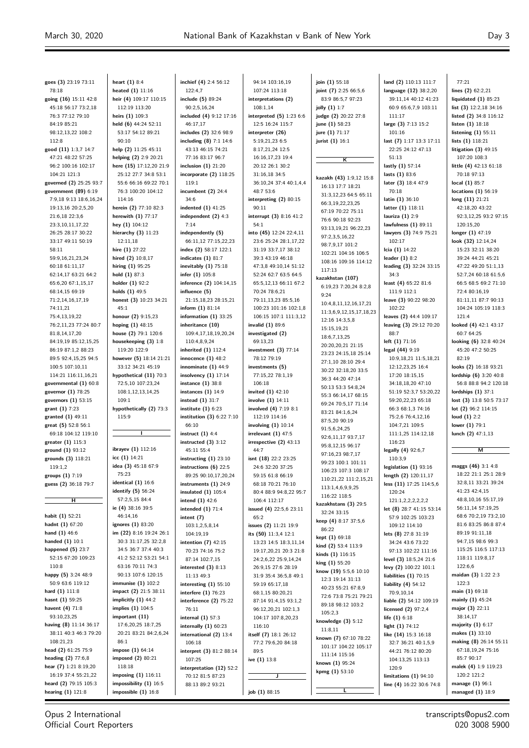goes (3) 23:19 73:11 78:18
going (16) 15:11 42:8 45:18 56:17 73:2,18 76:3 77:12 79:10 84:19 85:21 98:12,13,22 108:2 112:8
good (11) 1:3,7 14:7 47:21 48:22 57:25 96:2 100:16 102:17 104:21 121:3
governed (2) 25:25 93:7
government (89) 6:19 7:9,18 9:13 18:6,16,24 19:13,16 20:2,5,20 21:6,18 22:3,6 23:3,10,11,17,22 26:25 28:17 30:22 33:17 49:11 50:19 58:11 59:9,16,21,23,24 60:18 61:11,17 62:14,17 63:21 64:2 65:6,20 67:1,15,17 68:14,15 69:19 71:2,14,16,17,19 74:11,21 75:4,13,19,22 76:2,11,23 77:24 80:7 81:8,14,17,20 84:19,19 85:12,15,25 86:19 87:1,2 88:23 89:5 92:4,15,25 94:5 100:5 107:10,11 114:21 116:11,16,21
governmental (1) 60:8
governor (1) 78:25
governors (1) 53:15
grant (1) 7:23
granted (1) 49:11
great (5) 52:8 56:1 69:18 104:12 119:10
greater (1) 115:3
ground (1) 93:12
grounds (3) 118:21 119:1,2
groups (1) 7:19
guess (2) 36:18 79:7

## H

habit (1) 52:21
hadnt (1) 67:20
hand (1) 46:6
handed (1) 10:1
happened (5) 23:7 52:15 67:20 109:23 110:8
happy (5) 3:24 48:9 50:9 63:6 119:12
hard (1) 111:8
hasnt (1) 59:25
havent (4) 71:8 93:10,23,25
having (8) 11:14 36:17 38:11 40:3 46:3 79:20 108:21,23
head (2) 61:25 75:9
heading (2) 77:6,8
hear (7) 1:21 8:19,20 16:19 37:4 55:21,22
heard (2) 79:15 105:3
hearing (1) 121:8
heart (1) 8:4
heated (1) 11:16
heir (4) 109:17 110:15 112:19 113:20
heirs (1) 109:3
held (6) 44:24 52:11 53:17 54:12 89:21 90:10
help (2) 11:25 45:11
helping (2) 2:9 20:21
here (15) 17:12,20 21:9 25:12 27:7 34:8 53:1 55:6 66:16 69:22 70:1 76:3 100:20 104:12 114:16
herein (2) 77:10 82:3
herewith (1) 77:17
hey (1) 104:12
hierarchy (3) 11:23 12:11,18
hire (1) 27:22
hired (2) 10:8,17
hiring (1) 95:25
hold (1) 87:3
holder (1) 92:2
holds (1) 49:5
honest (3) 10:23 34:21 45:1
honour (2) 9:15,23
hoping (1) 48:15
house (2) 79:1 120:6
housekeeping (3) 1:8 119:20 122:9
however (5) 18:14 21:21 33:12 34:21 45:19
hypothetical (11) 70:3 72:5,10 107:23,24 108:1,12,13,14,25 109:1
hypothetically (2) 73:3 115:9

## I

ibrayev (1) 112:16
icc (1) 14:21
idea (3) 45:18 67:9 75:23
identical (1) 16:6
identify (5) 56:24 57:2,5,15 84:4
ie (4) 38:16 39:5 46:14,16
ignores (1) 83:20
im (22) 8:16 19:24 26:1 30:3 31:17,25 32:2,8 34:5 36:7 37:4 40:3 41:2 52:12 53:21 54:1 63:16 70:11 74:3 90:13 107:6 120:15
immunise (1) 102:2
impact (2) 21:5 38:11
implicitly (1) 44:2
implies (1) 104:5
important (11) 17:6,20,25 18:7,25 20:21 83:21 84:2,6,24 86:1
impose (1) 64:14
imposed (2) 80:21 118:18
imposing (1) 116:11
impossibility (1) 16:5
impossible (1) 16:8
inchief (4) 2:4 56:12 122:4,7
include (5) 89:24 90:2,5,16,24
included (4) 9:12 17:16 46:17,17
includes (2) 32:6 98:9
including (8) 7:1 14:6 43:13 46:15 74:21 77:16 83:17 96:7
inclusion (1) 21:20
incorporate (2) 118:25 119:1
incumbent (2) 24:4 34:6
indented (1) 41:25
independent (2) 4:3 7:14
independently (5) 66:11,12 77:15,22,23
index (2) 58:17 122:1
indicates (1) 81:7
inevitably (1) 75:18
infer (1) 105:8
inference (2) 104:14,15
influence (5) 21:15,18,23 28:15,21
inform (1) 81:14
information (1) 33:25
inheritance (10) 109:4,17,18,19,20,24 110:4,8,9,24
inherited (1) 112:4
innocence (1) 48:2
innominate (1) 44:9
insolvency (1) 17:14
instance (1) 38:8
instances (1) 14:9
instead (1) 31:7
institute (1) 6:23
institution (3) 6:22 7:10 66:10
instruct (1) 4:4
instructed (3) 3:12 45:11 55:4
instructing (1) 23:10
instructions (6) 22:5 89:25 90:10,17,20,24
instruments (1) 24:9
insulated (1) 105:4
intend (1) 42:6
intended (1) 71:4
intent (7) 103:1,2,5,8,14 104:19,19
intention (7) 42:15 70:23 74:16 75:2 87:14 102:7,15
interested (3) 8:13 11:13 49:3
interesting (1) 55:10
interfere (1) 76:23
interference (2) 75:22 76:11
internal (1) 57:3
internally (1) 60:23
international (2) 13:4 106:18
interpret (3) 81:2 88:14 107:25
interpretation (12) 52:2 70:12 81:5 87:23 88:13 89:2 93:21 94:14 103:16,19 107:24 113:18
interpretations (2) 108:1,14
interpreted (5) 1:23 6:6 12:5 16:24 115:7
interpreter (26) 5:19,21,23 6:5 8:17,21,24 12:5 16:16,17,23 19:4 20:12 26:1 30:2 31:16,18 34:5 36:10,24 37:4 40:1,4,4 48:7 53:6
interpreting (2) 80:15 90:11
interrupt (3) 8:16 41:2 54:1
into (45) 12:24 22:4,11 23:6 25:24 28:1,17,22 31:19 33:7,17 38:12 39:3 43:19 46:18 47:3,8 49:10,14 51:12 52:24 62:7 63:5 64:5 65:5,12,13 66:11 67:2 70:24 78:6,21 79:11,13,23 85:5,16 100:23 101:16 102:1,8 106:15 107:1 111:3,12
invalid (1) 89:6
investigated (2) 69:13,23
investment (3) 77:14 78:12 79:19
investments (5) 77:15,22 78:1,19 106:18
invited (1) 42:10
involve (1) 14:11
involved (4) 7:19 8:1 112:19 114:16
involving (1) 10:14
irrelevant (1) 47:5
irrespective (2) 43:13 44:7
isnt (18) 22:2 23:25 24:6 32:20 37:25 59:15 61:8 66:19 68:18 70:21 76:10 80:4 88:9 94:8,22 95:7 106:4 112:17
issued (4) 22:5,6 23:11 65:2
issues (2) 11:21 19:9
its (50) 11:3,4 12:1 13:23 14:5 18:3,11,14 19:17,20,21 20:3 21:8 24:2,6,22 25:9,14,24 26:9,15 27:6 28:19 31:9 35:4 36:5,8 49:1 59:19 65:17,18 68:1,15 80:20,21 87:14 91:4,15 93:1,2 96:12,20,21 102:1,3 104:17 107:8,20,23 116:10
itself (7) 18:1 26:12 77:2 79:6,20 84:18 89:5
ive (1) 13:8

## J

job (1) 88:15
join (1) 55:18
joint (7) 2:25 66:5,6 83:9 86:5,7 97:23
jolly (1) 1:7
judge (2) 20:22 27:8
june (1) 58:23
jure (1) 71:17
jurist (1) 16:1

## K

kazakh (43) 1:9,12 15:8 16:13 17:7 18:21 31:3,12,23 64:5 65:11 66:3,19,22,23,25 67:19 70:22 75:11 76:6 90:18 92:23 93:13,19,21 96:22,23 97:2,3,5,16,22 98:7,9,17 101:2 102:21 104:16 106:5 108:16 109:16 114:12 117:13
kazakhstan (107) 6:19,23 7:20,24 8:2,8 9:24 10:4,8,11,12,16,17,21 11:3,6,9,12,15,17,18,23 12:16 14:3,5,8 15:15,19,21 18:6,7,13,25 20:20,20,21 21:15 23:23 24:15,18 25:14 27:1,10 28:10 29:4 30:22 32:18,20 33:5 36:3 44:20 47:14 50:13 53:3 54:8,24 55:3 66:14,17 68:15 69:24 70:5,17 71:14 83:21 84:1,6,24 87:5,20 90:19 91:5,6,24,25 92:6,11,17 93:7,17 95:8,12,15 96:17 97:16,23 98:7,17 99:23 100:1 101:11 106:23 107:3 108:17 110:21,22 111:2,15,21 113:1,4,6,9,9,25 116:22 118:5
kazakhstans (3) 29:5 32:24 33:15
keep (4) 8:17 37:5,6 86:22
kept (1) 69:18
kind (2) 53:4 113:9
kinds (1) 116:15
king (1) 55:20
know (19) 5:5,6 10:10 12:3 19:14 31:13 40:23 55:21 67:8,9 72:6 73:8 75:21 79:21 89:18 98:12 103:2 105:2,3
knowledge (3) 5:12 11:8,11
known (7) 67:10 78:22 101:17 104:22 105:17 111:14 115:16
knows (1) 95:24
kpmg (1) 53:10

## L

land (2) 110:13 111:7
language (12) 38:2,20 39:11,14 40:12 41:23 60:9 65:6,7,9 103:11 111:17
large (3) 7:13 15:2 101:16
last (7) 1:17 13:3 17:11 22:25 24:12 47:13 51:13
lastly (1) 57:14
lasts (1) 83:6
later (3) 18:4 47:9 70:18
latin (1) 36:10
latter (1) 118:11
lauriza (1) 2:9
lawfulness (1) 89:11
lawyers (3) 74:9 75:21 102:17
lcia (1) 14:22
leader (1) 8:2
leading (3) 32:24 33:15 34:3
least (4) 65:22 81:6 111:9 112:1
leave (3) 90:22 98:20 102:22
leaves (2) 44:4 109:17
leaving (3) 29:12 70:20 88:7
left (1) 71:16
legal (44) 9:19 10:9,18,21 11:5,18,21 12:12,23,25 16:4 17:20 18:15,15 34:18,18,20 47:10 51:19 52:3,7 53:20,22 59:20,22,23 65:18 66:3 68:1,3 74:16 75:2,6 76:4,12,16 104:7,21 109:5 111:1,25 114:12,18 116:23
legally (4) 92:6,7 110:3,9
legislation (1) 93:16
length (2) 120:11,17
less (11) 17:25 114:5,6 120:24 121:1,2,2,2,2,2,2
let (8) 28:7 41:15 53:14 57:9 102:25 103:23 109:12 114:10
lets (8) 27:8 31:19 34:24 43:6 73:22 97:13 102:22 111:16
level (3) 18:5,24 21:6
levy (2) 100:22 101:1
liabilities (1) 70:15
liability (4) 54:12 70:9,10,14
liable (2) 54:12 109:19
licensed (2) 97:2,4
life (1) 6:18
light (1) 74:12
like (14) 15:3 16:18 32:7 36:21 40:1,5,9 44:21 76:12 80:20 104:13,25 113:13 120:9
limitations (1) 94:10
line (4) 16:22 30:6 74:8 77:21
lines (2) 62:2,21
liquidated (1) 85:23
list (3) 12:2,18 34:16
listed (2) 34:8 116:12
listen (1) 18:18
listening (1) 55:11
lists (1) 118:21
litigation (3) 49:15 107:20 108:3
little (4) 42:13 61:18 70:18 97:13
local (1) 85:7
locations (1) 56:19
long (11) 21:21 42:18,20 43:22 92:3,12,25 93:2 97:15 120:15,20
longer (1) 47:19
look (32) 12:14,24 15:23 32:11 38:20 39:24 44:21 45:21 47:22 49:20 51:1,13 52:7,24 60:18 61:5,6 66:5 68:5 69:2 71:10 72:4 80:16,19 81:11,11 87:7 90:13 104:24 105:19 118:3 121:4
looked (4) 42:1 43:17 60:7 64:25
looking (6) 32:8 40:24 45:20 47:2 50:25 82:19
looks (2) 16:18 93:21
lordship (6) 3:20 40:8 56:8 88:8 94:2 120:18
lordships (1) 37:1
lost (3) 13:8 50:5 73:17
lot (2) 96:2 114:15
loud (1) 2:2
lower (1) 79:1
lunch (2) 47:1,13

## M

maggs (46) 3:1 4:8 18:22 21:1 25:1 28:9 32:8,11 33:21 39:24 41:23 42:4,15 48:8,10,16 55:17,19 56:11,14 57:19,25 68:6 70:2,19 73:2,10 81:6 83:25 86:8 87:4 89:19 91:11,18 94:7,15 98:6 99:3 115:25 116:5 117:13 118:11 119:8,17 122:6,6
maidan (3) 1:22 2:3 122:3
main (1) 69:18
mainly (1) 45:24
major (3) 22:11 38:14,17
majority (1) 6:17
makes (1) 33:10
making (8) 26:14 55:11 67:18,19,24 75:16 85:7 90:17
malek (4) 1:9 119:23 120:2 121:2
manage (1) 96:1
managed (1) 18:9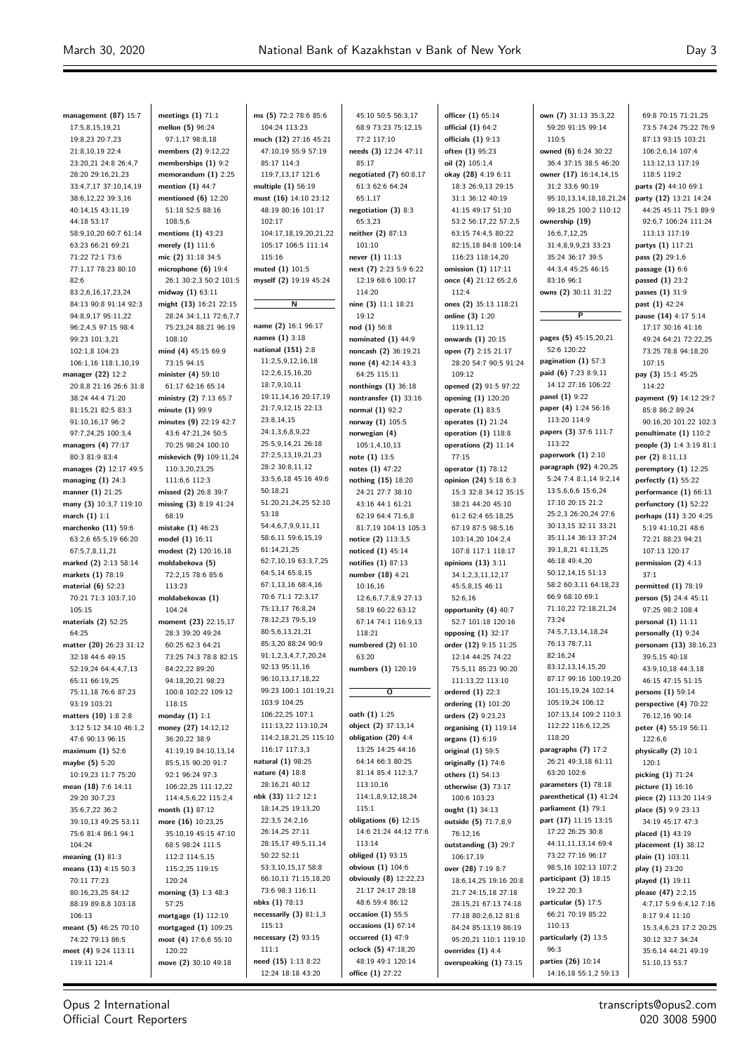**management (87)** 15:7 17:5,8,15,19,21 19:8,23 20:7,23 21:8,10,19 22:4 23:20,21 24:8 26:4,7 28:20 29:16,21,23 33:4,7,17 37:10,14,19 38:6,12,22 39:3,16 40:14,15 43:11,19 44:18 53:17 58:9,10,20 60:7 61:14 63:23 66:21 69:21 71:22 72:1 73:6 77:1,17 78:23 80:10 82:6 83:2,6,16,17,23,24 84:13 90:8 91:14 92:3 94:8,9,17 95:11,22 96:2,4,5 97:15 98:4 99:23 101:3,21 102:1,8 104:23 106:1,16 118:1,10,19
**manager (22)** 12:2 20:8,8 21:16 26:6 31:8 38:24 44:4 71:20 81:15,21 82:5 83:3 91:10,16,17 96:2 97:7,24,25 100:3,4
**managers (4)** 77:17 80:3 81:9 83:4
**manages (2)** 12:17 49:5
**managing (1)** 24:3
**manner (1)** 21:25
**many (3)** 10:3,7 119:10
**march (1)** 1:1
**marchenko (11)** 59:6 63:2,6 65:5,19 66:20 67:5,7,8,11,21
**marked (2)** 2:13 58:14
**markets (1)** 78:19
**material (6)** 52:23 70:21 71:3 103:7,10 105:15
**materials (2)** 52:25 64:25
**matter (20)** 26:23 31:12 32:18 44:6 49:15 52:19,24 64:4,4,7,13 65:11 66:19,25 75:11,18 76:6 87:23 93:19 103:21
**matters (10)** 1:8 2:8 3:12 5:12 34:10 46:1,2 47:6 90:13 96:15
**maximum (1)** 52:6
**maybe (5)** 5:20 10:19,23 11:7 75:20
**mean (18)** 7:6 14:11 29:20 30:7,23 35:6,7,22 36:2 39:10,13 49:25 53:11 75:6 81:4 86:1 94:1 104:24
**meaning (1)** 81:3
**means (13)** 4:15 50:3 70:11 77:23 80:16,23,25 84:12 88:19 89:8,8 103:18 106:13
**meant (5)** 46:25 70:10 74:22 79:13 86:5
**meet (4)** 9:24 113:11 119:11 121:4
**meetings (1)** 71:1
**mellon (5)** 96:24 97:1,17 98:8,18
**members (2)** 9:12,22
**memberships (1)** 9:2
**memorandum (1)** 2:25
**mention (1)** 44:7
**mentioned (6)** 12:20 51:18 52:5 88:16 108:5,6
**mentions (1)** 43:23
**merely (1)** 111:6
**mic (2)** 31:18 34:5
**microphone (6)** 19:4 26:1 30:2,3 50:2 101:5
**midway (1)** 63:11
**might (13)** 16:21 22:15 28:24 34:1,11 72:6,7,7 75:23,24 88:21 96:19 108:10
**mind (4)** 45:15 69:9 73:15 94:15
**minister (4)** 59:10 61:17 62:16 65:14
**ministry (2)** 7:13 65:7
**minute (1)** 99:9
**minutes (9)** 22:19 42:7 43:6 47:21,24 50:5 70:25 98:24 100:10
**miskevich (9)** 109:11,24 110:3,20,23,25 111:6,6 112:3
**missed (2)** 26:8 39:7
**missing (3)** 8:19 41:24 68:19
**mistake (1)** 46:23
**model (1)** 16:11
**modest (2)** 120:16,18
**moldabekova (5)** 72:2,15 78:6 85:6 113:23
**moldabekovas (1)** 104:24
**moment (23)** 22:15,17 28:3 39:20 49:24 60:25 62:3 64:21 73:25 74:3 78:8 82:15 84:22,22 89:20 94:18,20,21 98:23 100:8 102:22 109:12 118:15
**monday (1)** 1:1
**money (27)** 14:12,12 36:20,22 38:9 41:19,19 84:10,13,14 85:5,15 90:20 91:7 92:1 96:24 97:3 106:22,25 111:12,22 114:4,5,6,22 115:2,4 116:17 117:3,3
**month (1)** 87:12
**more (16)** 10:23,25 35:10,19 45:15 47:10 68:5 98:24 111:5 112:2 114:5,15 115:2,15 119:15 120:24
**morning (3)** 1:3 48:3 57:25
**mortgage (1)** 112:19
**mortgaged (1)** 109:25
**most (4)** 17:6,6 55:10 120:22
**move (2)** 30:10 49:18
**ms (5)** 72:2 78:6 85:6 104:24 113:23
**much (12)** 27:16 45:21 47:10,19 55:9 57:19 85:17 114:3 119:7,13,17 121:6
**multiple (1)** 56:19
**must (16)** 14:10 23:12 48:19 80:16 101:17 102:17 104:17,18,19,20,21,22 105:17 106:5 111:14 115:16
**muted (1)** 101:5
**myself (2)** 19:19 45:24

**N**

**name (2)** 16:1 96:17
**names (1)** 3:18
**national (151)** 2:8 11:2,5,9,12,16,18 12:2,6,15,16,20 18:7,9,10,11 19:11,14,16 20:17,19 21:7,9,12,15 22:13 23:8,14,15 24:1,3,6,8,9,22 25:5,9,14,21 26:18 27:2,5,13,19,21,23 28:2 30:8,11,12 33:5,16,18 45:16 49:6 50:18,21 51:20,21,24,25 52:10 53:18 54:4,6,7,9,9,11,11 58:6,11 59:6,15,19 61:14,21,25 62:7,10,19 63:3,7,25 64:5,14 65:8,15 67:1,13,16 68:4,16 70:6 71:1 72:3,17 75:13,17 76:8,24 78:12,23 79:5,19 80:5,6,13,21,21 85:3,20 88:24 90:9 91:1,2,3,4,7,7,20,24 92:13 95:11,16 96:10,13,17,18,22 99:23 100:1 101:19,21 103:9 104:25 106:22,25 107:1 111:13,22 113:10,24 114:2,18,21,25 115:10 116:17 117:3,3
**natural (1)** 98:25
**nature (4)** 18:8 28:16,21 40:12
**nbk (33)** 11:2 12:1 18:14,25 19:13,20 22:3,5 24:2,16 26:14,25 27:11 28:15,17 49:5,11,14 50:22 52:11 53:3,10,15,17 58:8 66:10,11 71:15,18,20 73:6 98:3 116:11
**nbks (1)** 78:13
**necessarily (3)** 81:1,3 115:13
**necessary (2)** 93:15 111:1
**need (15)** 1:13 8:22 12:24 18:18 43:20 45:10 50:5 56:3,17 68:9 73:23 75:12,15 77:2 117:10
**needs (3)** 12:24 47:11 85:17
**negotiated (7)** 60:8,17 61:3 62:6 64:24 65:1,17
**negotiation (3)** 8:3 65:3,23
**neither (2)** 87:13 101:10
**never (1)** 11:13
**next (7)** 2:23 5:9 6:22 12:19 68:6 100:17 114:20
**nine (3)** 11:1 18:21 19:12
**nod (1)** 56:8
**nominated (1)** 44:9
**noncash (2)** 36:19,21
**none (4)** 42:14 43:3 64:25 115:11
**nonthings (1)** 36:18
**nontransfer (1)** 33:16
**normal (1)** 92:2
**norway (1)** 105:5
**norwegian (4)** 105:1,4,10,13
**note (1)** 13:5
**notes (1)** 47:22
**nothing (15)** 18:20 24:21 27:7 38:10 43:16 44:1 61:21 62:19 64:4 71:6,8 81:7,19 104:13 105:3
**notice (2)** 113:3,5
**noticed (1)** 45:14
**notifies (1)** 87:13
**number (18)** 4:21 10:16,16 12:6,6,7,7,8,9 27:13 58:19 60:22 63:12 67:14 74:1 116:9,13 118:21
**numbered (2)** 61:10 63:20
**numbers (1)** 120:19

**O**

**oath (1)** 1:25
**object (2)** 37:13,14
**obligation (20)** 4:4 13:25 14:25 44:16 64:14 66:3 80:25 81:14 85:4 112:3,7 113:10,16 114:1,8,9,12,18,24 115:1
**obligations (6)** 12:15 14:6 21:24 44:12 77:6 113:14
**obliged (1)** 93:15
**obvious (1)** 104:6
**obviously (8)** 12:22,23 21:17 24:17 28:18 48:6 59:4 86:12
**occasion (1)** 55:5
**occasions (1)** 67:14
**occurred (1)** 47:9
**oclock (5)** 47:18,20 48:19 49:1 120:14
**office (1)** 27:22
**officer (1)** 65:14
**official (1)** 64:2
**officials (1)** 9:13
**often (1)** 95:23
**oil (2)** 105:1,4
**okay (28)** 4:19 6:11 18:3 26:9,13 29:15 31:1 36:12 40:19 41:15 49:17 51:10 53:2 56:17,22 57:2,5 63:15 74:4,5 80:22 82:15,18 84:8 109:14 116:23 118:14,20
**omission (1)** 117:11
**once (4)** 21:12 65:2,6 112:4
**ones (2)** 35:13 118:21
**online (3)** 1:20 119:11,12
**onwards (1)** 20:15
**open (7)** 2:15 21:17 28:20 54:7 90:5 91:24 109:12
**opened (2)** 91:5 97:22
**opening (1)** 120:20
**operate (1)** 83:5
**operates (1)** 21:24
**operation (1)** 118:8
**operations (2)** 11:14 77:15
**operator (1)** 78:12
**opinion (24)** 5:18 6:3 15:3 32:8 34:12 35:15 38:21 44:20 45:10 61:2 62:4 65:18,25 67:19 87:5 98:5,16 103:14,20 104:2,4 107:8 117:1 118:17
**opinions (13)** 3:11 34:1,2,3,11,12,17 45:5,8,15 46:11 52:6,16
**opportunity (4)** 40:7 52:7 101:18 120:16
**opposing (1)** 32:17
**order (12)** 9:15 11:25 12:14 44:25 74:22 75:5,11 85:23 90:20 111:13,22 113:10
**ordered (1)** 22:3
**ordering (1)** 101:20
**orders (2)** 9:23,23
**organising (1)** 119:14
**organs (1)** 6:19
**original (1)** 59:5
**originally (1)** 74:6
**others (1)** 54:13
**otherwise (3)** 73:17 100:6 103:23
**ought (1)** 34:13
**outside (5)** 71:7,8,9 76:12,16
**outstanding (3)** 29:7 106:17,19
**over (28)** 7:19 8:7 18:6,14,25 19:16 20:8 21:7 24:15,18 27:18 28:15,21 67:13 74:18 77:18 80:2,6,12 81:8 84:24 85:13,19 86:19 95:20,21 110:1 119:10
**overrides (1)** 4:4
**overspeaking (1)** 73:15
**own (7)** 31:13 35:3,22 59:20 91:15 99:14 110:5
**owned (6)** 6:24 30:22 36:4 37:15 38:5 46:20
**owner (17)** 16:14,14,15 31:2 33:6 90:19 95:10,13,14,18,18,21,24 99:18,25 100:2 110:12
**ownership (19)** 16:6,7,12,25 31:4,8,9,9,23 33:23 35:24 36:17 39:5 44:3,4 45:25 46:15 83:16 96:1
**owns (2)** 30:11 31:22

**P**

**pages (5)** 45:15,20,21 52:6 120:22
**pagination (1)** 57:3
**paid (6)** 7:23 8:9,11 14:12 27:16 106:22
**panel (1)** 9:22
**paper (4)** 1:24 56:16 113:20 114:9
**papers (3)** 37:6 111:7 113:22
**paperwork (1)** 2:10
**paragraph (92)** 4:20,25 5:24 7:4 8:1,14 9:2,14 13:5,6,6,6 15:6,24 17:10 20:15 21:2 25:2,3 26:20,24 27:6 30:13,15 32:11 33:21 35:11,14 36:13 37:24 39:1,8,21 41:13,25 46:18 49:4,20 50:12,14,15 51:13 58:2 60:3,11 64:18,23 66:9 68:10 69:1 71:10,22 72:18,21,24 73:24 74:5,7,13,14,18,24 76:13 78:7,11 82:16,24 83:12,13,14,15,20 87:17 99:16 100:19,20 101:15,19,24 102:14 105:19,24 106:12 107:13,14 109:2 110:3 112:22 116:6,12,25 118:20
**paragraphs (7)** 17:2 26:21 49:3,18 61:11 63:20 102:6
**parameters (1)** 78:18
**parenthetical (1)** 41:24
**parliament (1)** 79:1
**part (17)** 11:15 13:15 17:22 26:25 30:8 44:11,11,13,14 69:4 73:22 77:16 96:17 98:5,16 102:13 107:2
**participant (3)** 18:15 19:22 20:3
**particular (5)** 17:5 66:21 70:19 85:22 110:13
**particularly (2)** 13:5 96:3
**parties (26)** 10:14 14:16,18 55:1,2 59:13 69:8 70:15 71:21,25 73:5 74:24 75:22 76:9 87:13 93:15 103:21 106:2,6,14 107:4 113:12,13 117:19 118:5 119:2
**parts (2)** 44:10 69:1
**party (12)** 13:21 14:24 44:25 45:11 75:1 89:9 92:6,7 106:24 111:24 113:13 117:19
**partys (1)** 117:21
**pass (2)** 29:1,6
**passage (1)** 6:6
**passed (1)** 23:2
**passes (1)** 31:9
**past (1)** 42:24
**pause (14)** 4:17 5:14 17:17 30:16 41:16 49:24 64:21 72:22,25 73:25 78:8 94:18,20 107:15
**pay (3)** 15:1 45:25 114:22
**payment (9)** 14:12 29:7 85:8 86:2 89:24 90:16,20 101:22 102:3
**penultimate (1)** 110:2
**people (3)** 1:4 3:19 81:1
**per (2)** 8:11,13
**peremptory (1)** 12:25
**perfectly (1)** 55:22
**performance (1)** 66:13
**perfunctory (1)** 52:22
**perhaps (11)** 3:20 4:25 5:19 41:10,21 48:6 72:21 88:23 94:21 107:13 120:17
**permission (2)** 4:13 37:1
**permitted (1)** 78:19
**person (5)** 24:4 45:11 97:25 98:2 108:4
**personal (1)** 11:11
**personally (1)** 9:24
**personam (13)** 38:16,23 39:5,15 40:18 43:9,10,18 44:3,18 46:15 47:15 51:15
**persons (1)** 59:14
**perspective (4)** 70:22 76:12,16 90:14
**peter (4)** 55:19 56:11 122:6,6
**physically (2)** 10:1 120:1
**picking (1)** 71:24
**picture (1)** 16:16
**piece (2)** 113:20 114:9
**place (5)** 9:9 23:13 34:19 45:17 47:3
**placed (1)** 43:19
**placement (1)** 38:12
**plain (1)** 103:11
**play (1)** 23:20
**played (1)** 19:11
**please (47)** 2:2,15 4:7,17 5:9 6:4,12 7:16 8:17 9:4 11:10 15:3,4,6,23 17:2 20:25 30:12 32:7 34:24 35:6,14 44:21 49:19 51:10,13 53:7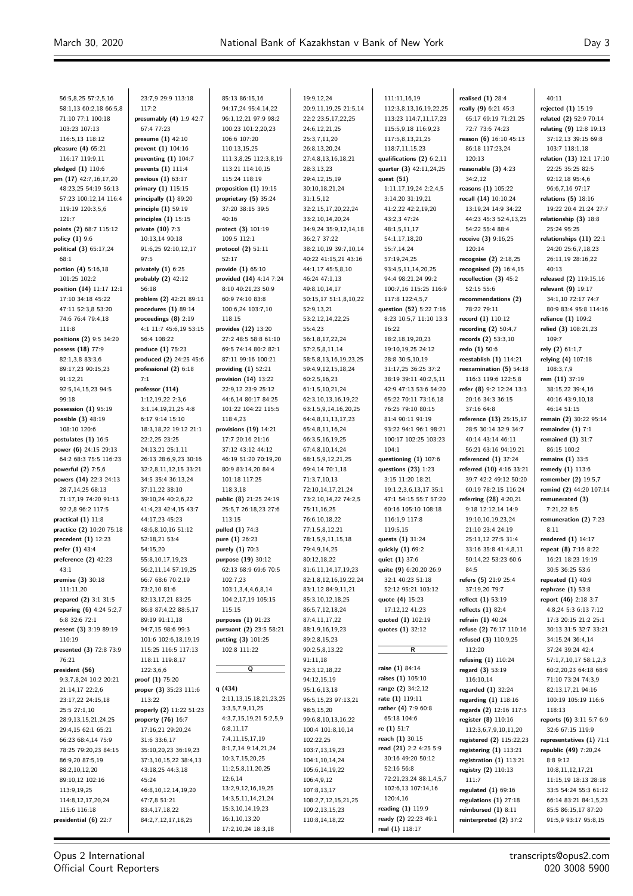56:5,8,25 57:2,5,16
58:1,13 60:2,18 66:5,8
71:10 77:1 100:18
103:23 107:13
116:5,13 118:12
**pleasure (4)** 65:21
116:17 119:9,11
**pledged (1)** 110:6
**pm (17)** 42:7,16,17,20
48:23,25 54:19 56:13
57:23 100:12,14 116:4
119:19 120:3,5,6
121:7
**points (2)** 68:7 115:12
**policy (1)** 9:6
**political (3)** 65:17,24
68:1
**portion (4)** 5:16,18
101:25 102:2
**position (14)** 11:17 12:1
17:10 34:18 45:22
47:11 52:3,8 53:20
74:6 76:4 79:4,18
111:8
**positions (2)** 9:5 34:20
**possess (18)** 77:9
82:1,3,8 83:3,6
89:17,23 90:15,23
91:12,21
92:5,14,15,23 94:5
99:18
**possession (1)** 95:19
**possible (3)** 48:19
108:10 120:6
**postulates (1)** 16:5
**power (6)** 24:15 29:13
64:2 68:3 75:5 116:23
**powerful (2)** 7:5,6
**powers (14)** 22:3 24:13
28:7,14,25 68:13
71:17,19 74:20 91:13
92:2,8 96:2 117:5
**practical (1)** 11:8
**practice (2)** 10:20 75:18
**precedent (1)** 12:23
**prefer (1)** 43:4
**preference (2)** 42:23
43:1
**premise (3)** 30:18
111:11,20
**prepared (2)** 3:1 31:5
**preparing (6)** 4:24 5:2,7
6:8 32:6 72:1
**present (3)** 3:19 89:19
110:19
**presented (3)** 72:8 73:9
76:21
**president (56)**
9:3,7,8,24 10:2 20:21
21:14,17 22:2,6
23:17,22 24:15,18
25:5 27:1,10
28:9,13,15,21,24,25
29:4,15 62:1 65:21
66:23 68:4,14 75:9
78:25 79:20,23 84:15
86:9,20 87:5,19
88:2,10,12,20
89:10,12 102:16
113:9,19,25
114:8,12,17,20,24
115:6 116:18
**presidential (6)** 22:7
23:7,9 29:9 113:18
117:2
**presumably (4)** 1:9 42:7
67:4 77:23
**presume (1)** 42:10
**prevent (1)** 104:16
**preventing (1)** 104:7
**prevents (1)** 111:4
**previous (1)** 63:17
**primary (1)** 115:15
**principally (1)** 89:20
**principle (1)** 59:19
**principles (1)** 15:15
**private (10)** 7:3
10:13,14 90:18
91:6,25 92:10,12,17
97:5
**privately (1)** 6:25
**probably (2)** 42:12
56:18
**problem (2)** 42:21 89:11
**procedures (1)** 89:14
**proceedings (8)** 2:19
4:1 11:7 45:6,19 53:15
56:4 108:22
**produce (1)** 75:23
**produced (2)** 24:25 45:6
**professional (2)** 6:18
7:1
**professor (114)**
1:12,19,22 2:3,6
3:1,14,19,21,25 4:8
6:17 9:14 15:10
18:3,18,22 19:12 21:1
22:2,25 23:25
24:13,21 25:1,11
26:13 28:6,9,23 30:16
32:2,8,11,12,15 33:21
34:5 35:4 36:13,24
37:11,22 38:10
39:10,24 40:2,6,22
41:4,23 42:4,15 43:7
44:17,23 45:23
48:6,8,10,16 51:12
52:18,21 53:4
54:15,20
55:8,10,17,19,23
56:2,11,14 57:19,25
66:7 68:6 70:2,19
73:2,10 81:6
82:13,17,21 83:25
86:8 87:4,22 88:5,17
89:19 91:11,18
94:7,15 98:6 99:3
101:6 102:6,18,19,19
115:25 116:5 117:13
118:11 119:8,17
122:3,6,6
**proof (1)** 75:20
**proper (3)** 35:23 111:6
113:22
**properly (2)** 11:22 51:23
**property (76)** 16:7
17:16,21 29:20,24
31:6 33:6,17
35:10,20,23 36:19,23
37:3,10,15,22 38:4,13
43:18,25 44:3,18
45:24
46:8,10,12,14,19,20
47:7,8 51:21
83:4,17,18,22
84:2,7,12,17,18,25
85:13 86:15,16
94:17,24 95:4,14,22
96:1,12,21 97:9 98:2
100:23 101:2,20,23
106:6 107:20
110:13,15,25
111:3,8,25 112:3,8,19
113:21 114:10,15
115:24 118:19
**proposition (1)** 19:15
**proprietary (5)** 35:24
37:20 38:15 39:5
40:16
**protect (3)** 101:19
109:5 112:1
**protocol (2)** 51:11
52:17
**provide (1)** 65:10
**provided (14)** 4:14 7:24
8:10 40:21,23 50:9
60:9 74:10 83:8
100:6,24 103:7,10
118:15
**provides (12)** 13:20
27:2 48:5 58:8 61:10
69:5 74:14 80:2 82:1
87:11 99:16 100:21
**providing (1)** 52:21
**provision (14)** 13:22
22:9,12 23:9 25:12
44:6,14 80:17 84:25
101:22 104:22 115:5
118:4,23
**provisions (19)** 14:21
17:7 20:16 21:16
37:12 43:12 44:12
46:19 51:20 70:19,20
80:9 83:14,20 84:4
101:18 117:25
118:3,18
**public (8)** 21:25 24:19
25:5,7 26:18,23 27:6
113:15
**pulled (1)** 74:3
**pure (1)** 26:23
**purely (1)** 70:3
**purpose (19)** 30:12
62:13 68:9 69:6 70:5
102:7,23
103:1,3,4,4,6,8,14
104:2,17,19 105:15
115:15
**purposes (1)** 91:23
**pursuant (2)** 23:5 58:21
**putting (3)** 101:25
102:8 111:22

## Q

**q (434)**
2:11,13,15,18,21,23,25
3:3,5,7,9,11,25
4:3,7,15,19,21 5:2,5,9
6:8,11,17
7:4,11,15,17,19
8:1,7,14 9:14,21,24
10:3,7,15,20,25
11:2,5,8,11,20,25
12:6,14
13:2,9,12,16,19,25
14:3,5,11,14,21,24
15:3,10,14,19,23
16:1,10,13,20
17:2,10,24 18:3,18
19:9,12,24
20:9,11,19,25 21:5,14
22:2 23:5,17,22,25
24:6,12,21,25
25:3,7,11,20
26:8,13,20,24
27:4,8,13,16,18,21
28:3,13,23
29:4,12,15,19
30:10,18,21,24
31:1,5,12
32:2,15,17,20,22,24
33:2,10,14,20,24
34:9,24 35:9,12,14,18
36:2,7 37:22
38:2,10,19 39:7,10,14
40:22 41:15,21 43:16
44:1,17 45:5,8,10
46:24 47:1,13
49:8,10,14,17
50:15,17 51:1,8,10,22
52:9,13,21
53:2,12,14,22,25
55:4,23
56:1,8,17,22,24
57:2,5,8,11,14
58:5,8,13,16,19,23,25
59:4,9,12,15,18,24
60:2,5,16,23
61:1,5,10,21,24
62:3,10,13,16,19,22
63:1,5,9,14,16,20,25
64:4,8,11,13,17,23
65:4,8,11,16,24
66:3,5,16,19,25
67:4,8,10,14,24
68:1,5,9,12,21,25
69:4,14 70:1,18
71:3,7,10,13
72:10,14,17,21,24
73:2,10,14,22 74:2,5
75:11,16,25
76:6,10,18,22
77:1,5,8,12,21
78:1,5,9,11,15,18
79:4,9,14,25
80:12,18,22
81:6,11,14,17,19,23
82:1,8,12,16,19,22,24
83:1,12 84:9,11,21
85:3,10,12,18,25
86:5,7,12,18,24
87:4,11,17,22
88:1,9,16,19,23
89:2,8,15,23
90:2,5,8,13,22
91:11,18
92:3,12,18,22
94:12,15,19
95:1,6,13,18
96:5,15,23 97:13,21
98:5,15,20
99:6,8,10,13,16,22
100:4 101:8,10,14
102:22,25
103:7,13,19,23
104:1,10,14,24
105:6,14,19,22
106:4,9,12
107:8,13,17
108:2,7,12,15,21,25
109:2,13,15,23
110:8,14,18,22
111:11,16,19
112:3,8,13,16,19,22,25
113:23 114:7,11,17,23
115:5,9,18 116:9,23
117:5,8,13,21,25
118:7,11,15,23
**qualifications (2)** 6:2,11
**quarter (3)** 42:11,24,25
**quest (51)**
1:11,17,19,24 2:2,4,5
3:14,20 31:19,21
41:2,22 42:2,19,20
43:2,3 47:24
48:1,5,11,17
54:1,17,18,20
55:7,14,24
57:19,24,25
93:4,5,11,14,20,25
94:4 98:21,24 99:2
100:7,16 115:25 116:9
117:8 122:4,5,7
**question (52)** 5:22 7:16
8:23 10:5,7 11:10 13:3
16:22
18:2,18,19,20,23
19:10,19,25 24:12
28:8 30:5,10,19
31:17,25 36:25 37:2
38:19 39:11 40:2,5,11
42:9 47:13 53:6 54:20
65:22 70:11 73:16,18
76:25 79:10 80:15
81:4 90:11 91:19
93:22 94:1 96:1 98:21
100:17 102:25 103:23
104:1
**questioning (1)** 107:6
**questions (23)** 1:23
3:15 11:20 18:21
19:1,2,3,6,13,17 35:1
47:1 54:15 55:7 57:20
60:16 105:10 108:18
116:1,9 117:8
119:5,15
**quests (1)** 31:24
**quickly (1)** 69:2
**quiet (1)** 37:6
**quite (9)** 6:20,20 26:9
32:1 40:23 51:18
52:12 95:21 103:12
**quote (4)** 15:23
17:12,12 41:23
**quoted (1)** 102:19
**quotes (1)** 32:12

## R

**raise (1)** 84:14
**raises (1)** 105:10
**range (2)** 34:2,12
**rate (1)** 119:11
**rather (4)** 7:9 60:8
65:18 104:6
**re (1)** 51:7
**reach (1)** 30:15
**read (21)** 2:2 4:25 5:9
30:16 49:20 50:12
52:16 56:8
72:21,23,24 88:1,4,5,7
102:6,13 107:14,16
120:4,16
**reading (1)** 119:9
**ready (2)** 22:23 49:1
**real (1)** 118:17
**realised (1)** 28:4
**really (9)** 6:21 45:3
65:17 69:19 71:21,25
72:7 73:6 74:23
**reason (6)** 16:10 45:13
86:18 117:23,24
120:13
**reasonable (3)** 4:23
34:2,12
**reasons (1)** 105:22
**recall (14)** 10:10,24
13:19,24 14:9 34:22
44:23 45:3 52:4,13,25
54:22 55:4 88:4
**receive (3)** 9:16,25
120:14
**recognise (2)** 2:18,25
**recognised (2)** 16:4,15
**recollection (3)** 45:2
52:15 55:6
**recommendations (2)**
78:22 79:11
**record (1)** 110:12
**recording (2)** 50:4,7
**records (2)** 53:3,10
**redo (1)** 50:6
**reestablish (1)** 114:21
**reexamination (5)** 54:18
116:3 119:6 122:5,8
**refer (8)** 9:2 12:24 13:3
20:16 34:3 36:15
37:16 64:8
**reference (13)** 25:15,17
28:5 30:14 32:9 34:7
40:14 43:14 46:11
56:21 63:16 94:19,21
**referenced (1)** 37:24
**referred (10)** 4:16 33:21
39:7 42:2 49:12 50:20
60:19 78:2,15 116:24
**referring (28)** 4:20,21
9:18 12:12,14 14:9
19:10,10,19,23,24
21:10 23:4 24:19
25:11,12 27:5 31:4
33:16 35:8 41:4,8,11
50:14,22 53:23 60:6
84:5
**refers (5)** 21:9 25:4
37:19,20 79:7
**reflect (1)** 53:19
**reflects (1)** 82:4
**refrain (1)** 40:24
**refuse (2)** 76:17 110:16
**refused (3)** 110:9,25
112:20
**refusing (1)** 110:24
**regard (3)** 53:19
116:10,14
**regarded (1)** 32:24
**regarding (1)** 118:16
**regards (2)** 12:16 117:5
**register (8)** 110:16
112:3,6,7,9,10,11,20
**registered (2)** 115:22,23
**registering (1)** 113:21
**registration (1)** 113:21
**registry (2)** 110:13
111:7
**regulated (1)** 69:16
**regulations (1)** 27:18
**reimbursed (1)** 8:11
**reinterpreted (2)** 37:2
40:11
**rejected (1)** 15:19
**related (2)** 52:9 70:14
**relating (9)** 12:8 19:13
37:12,13 39:15 69:8
103:7 118:1,18
**relation (13)** 12:1 17:10
22:25 35:25 82:5
92:12,18 95:4,6
96:6,7,16 97:17
**relations (5)** 18:16
19:22 20:4 21:24 27:7
**relationship (3)** 18:8
25:24 95:25
**relationships (11)** 22:1
24:20 25:6,7,18,23
26:11,19 28:16,22
40:13
**released (2)** 119:15,16
**relevant (9)** 19:17
34:1,10 72:17 74:7
80:9 83:4 95:8 114:16
**reliance (1)** 109:2
**relied (3)** 108:21,23
109:7
**rely (2)** 61:1,7
**relying (4)** 107:18
108:3,7,9
**rem (11)** 37:19
38:15,22 39:4,16
40:16 43:9,10,18
46:14 51:15
**remain (2)** 30:22 95:14
**remainder (1)** 7:1
**remained (3)** 31:7
86:15 100:2
**remains (1)** 33:5
**remedy (1)** 113:6
**remember (2)** 19:5,7
**remind (2)** 44:20 107:14
**remunerated (3)**
7:21,22 8:5
**remuneration (2)** 7:23
8:11
**rendered (1)** 14:17
**repeat (8)** 7:16 8:22
16:21 18:23 19:19
30:5 36:25 53:6
**repeated (1)** 40:9
**rephrase (1)** 53:8
**report (46)** 2:18 3:7
4:8,24 5:3 6:13 7:12
17:3 20:15 21:2 25:1
30:13 31:5 32:7 33:21
34:15,24 36:4,14
37:24 39:24 42:4
57:1,7,10,17 58:1,2,3
60:2,20,23 64:18 68:9
71:10 73:24 74:3,9
82:13,17,21 94:16
100:19 105:19 116:6
118:13
**reports (6)** 3:11 5:7 6:9
32:6 67:15 119:9
**representatives (1)** 71:1
**republic (49)** 7:20,24
8:8 9:12
10:8,11,12,17,21
11:15,19 18:13 28:18
33:5 54:24 55:3 61:12
66:14 83:21 84:1,5,23
85:5 86:15,17 87:20
91:5,9 93:17 95:8,15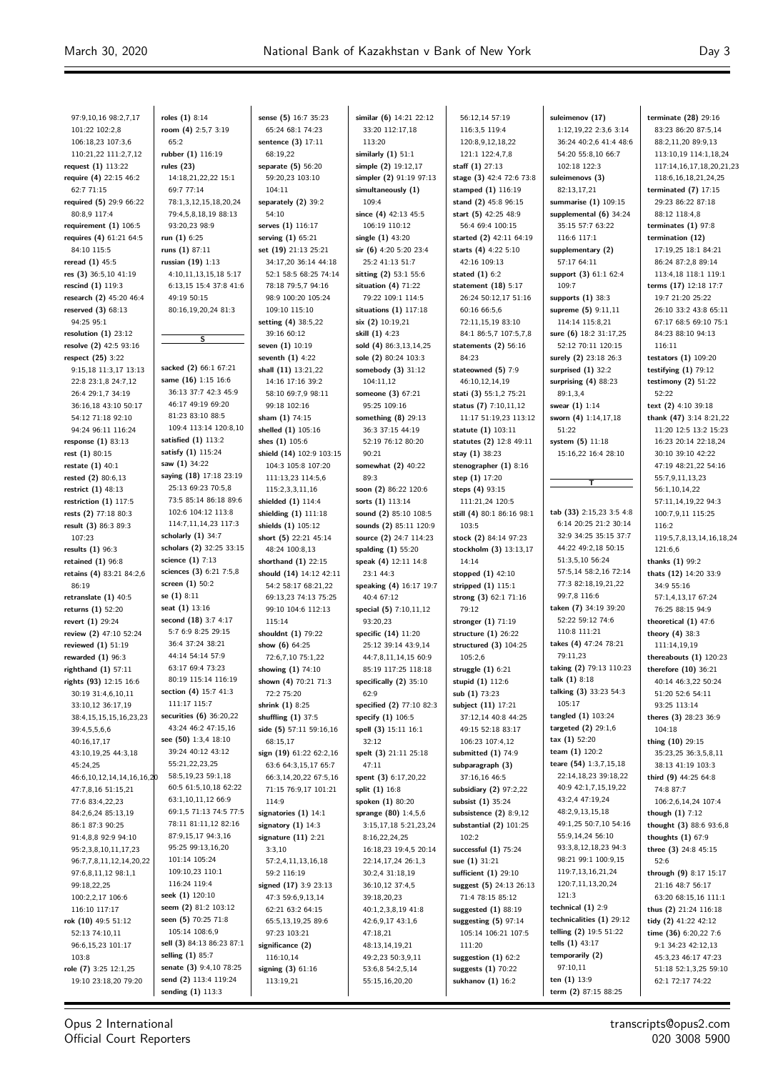97:9,10,16 98:2,7,17
101:22 102:2,8
106:18,23 107:3,6
110:21,22 111:2,7,12
**request (1)** 113:22
**require (4)** 22:15 46:2
62:7 71:15
**required (5)** 29:9 66:22
80:8,9 117:4
**requirement (1)** 106:5
**requires (4)** 61:21 64:5
84:10 115:5
**reread (1)** 45:5
**res (3)** 36:5,10 41:19
**rescind (1)** 119:3
**research (2)** 45:20 46:4
**reserved (3)** 68:13
94:25 95:1
**resolution (1)** 23:12
**resolve (2)** 42:5 93:16
**respect (25)** 3:22
9:15,18 11:3,17 13:13
22:8 23:1,8 24:7,12
26:4 29:1,7 34:19
36:16,18 43:10 50:17
54:12 71:18 92:10
94:24 96:11 116:24
**response (1)** 83:13
**rest (1)** 80:15
**restate (1)** 40:1
**rested (2)** 80:6,13
**restrict (1)** 48:13
**restriction (1)** 117:5
**rests (2)** 77:18 80:3
**result (3)** 86:3 89:3
107:23
**results (1)** 96:3
**retained (1)** 96:8
**retains (4)** 83:21 84:2,6
86:19
**retranslate (1)** 40:5
**returns (1)** 52:20
**revert (1)** 29:24
**review (2)** 47:10 52:24
**reviewed (1)** 51:19
**rewarded (1)** 96:3
**righthand (1)** 57:11
**rights (93)** 12:15 16:6
30:19 31:4,6,10,11
33:10,12 36:17,19
38:4,15,15,15,16,23,23
39:4,5,5,6,6
40:16,17,17
43:10,19,25 44:3,18
45:24,25
46:6,10,12,14,14,16,16,20
47:7,8,16 51:15,21
77:6 83:4,22,23
84:2,6,24 85:13,19
86:1 87:3 90:25
91:4,8,8 92:9 94:10
95:2,3,8,10,11,17,23
96:7,7,8,11,12,14,20,22
97:6,8,11,12 98:1,1
99:18,22,25
100:2,2,17 106:6
116:10 117:17
**rok (10)** 49:5 51:12
52:13 74:10,11
96:6,15,23 101:17
103:8
**role (7)** 3:25 12:1,25
19:10 23:18,20 79:20
**roles (1)** 8:14
**room (4)** 2:5,7 3:19
65:2
**rubber (1)** 116:19
**rules (23)**
14:18,21,22,22 15:1
69:7 77:14
78:1,3,12,15,18,20,24
79:4,5,8,18,19 88:13
93:20,23 98:9
**run (1)** 6:25
**runs (1)** 87:11
**russian (19)** 1:13
4:10,11,13,15,18 5:17
6:13,15 15:4 37:8 41:6
49:19 50:15
80:16,19,20,24 81:3

## S

**sacked (2)** 66:1 67:21
**same (16)** 1:15 16:6
36:13 37:7 42:3 45:9
46:17 49:19 69:20
81:23 83:10 88:5
109:4 113:14 120:8,10
**satisfied (1)** 113:2
**satisfy (1)** 115:24
**saw (1)** 34:22
**saying (18)** 17:18 23:19
25:13 69:23 70:5,8
73:5 85:14 86:18 89:6
102:6 104:12 113:8
114:7,11,14,23 117:3
**scholarly (1)** 34:7
**scholars (2)** 32:25 33:15
**science (1)** 7:13
**sciences (3)** 6:21 7:5,8
**screen (1)** 50:2
**se (1)** 8:11
**seat (1)** 13:16
**second (18)** 3:7 4:17
5:7 6:9 8:25 29:15
36:4 37:24 38:21
44:14 54:14 57:9
63:17 69:4 73:23
80:19 115:14 116:19
**section (4)** 15:7 41:3
111:17 115:7
**securities (6)** 36:20,22
43:24 46:2 47:15,16
**see (50)** 1:3,4 18:10
39:24 40:12 43:12
55:21,22,23,25
58:5,19,23 59:1,18
60:5 61:5,10,18 62:22
63:1,10,11,12 66:9
69:1,5 71:13 74:5 77:5
78:11 81:11,12 82:16
87:9,15,17 94:3,16
95:25 99:13,16,20
101:14 105:24
109:10,23 110:1
116:24 119:4
**seek (1)** 120:10
**seem (2)** 81:2 103:12
**seen (5)** 70:25 71:8
105:14 108:6,9
**sell (3)** 84:13 86:23 87:1
**selling (1)** 85:7
**senate (3)** 9:4,10 78:25
**send (2)** 113:4 119:24
**sending (1)** 113:3
**sense (5)** 16:7 35:23
65:24 68:1 74:23
**sentence (3)** 17:11
68:19,22
**separate (5)** 56:20
59:20,23 103:10
104:11
**separately (2)** 39:2
54:10
**serves (1)** 116:17
**serving (1)** 65:21
**set (19)** 21:13 25:21
34:17,20 36:14 44:18
52:1 58:5 68:25 74:14
78:18 79:5,7 94:16
98:9 100:20 105:24
109:10 115:10
**setting (4)** 38:5,22
39:16 60:12
**seven (1)** 10:19
**seventh (1)** 4:22
**shall (11)** 13:21,22
14:16 17:16 39:2
58:10 69:7,9 98:11
99:18 102:16
**sham (1)** 74:15
**shelled (1)** 105:16
**shes (1)** 105:6
**shield (14)** 102:9 103:15
104:3 105:8 107:20
111:13,23 114:5,6
115:2,3,3,11,16
**shielded (1)** 114:4
**shielding (1)** 111:18
**shields (1)** 105:12
**short (5)** 22:21 45:14
48:24 100:8,13
**shorthand (1)** 22:15
**should (14)** 14:12 42:11
54:2 58:17 68:21,22
69:13,23 74:13 75:25
99:10 104:6 112:13
115:14
**shouldnt (1)** 79:22
**show (6)** 64:25
72:6,7,10 75:1,22
**showing (1)** 74:10
**shown (4)** 70:21 71:3
72:2 75:20
**shrink (1)** 8:25
**shuffling (1)** 37:5
**side (5)** 57:11 59:16,16
68:15,17
**sign (19)** 61:22 62:2,16
63:6 64:3,15,17 65:7
66:3,14,20,22 67:5,16
71:15 76:9,17 101:21
114:9
**signatories (1)** 14:1
**signatory (1)** 14:3
**signature (11)** 2:21
3:3,10
57:2,4,11,13,16,18
59:2 116:19
**signed (17)** 3:9 23:13
47:3 59:6,9,13,14
62:21 63:2 64:15
65:5,13,19,25 89:6
97:23 103:21
**significance (2)**
116:10,14
**signing (3)** 61:16
113:19,21
**similar (6)** 14:21 22:12
33:20 112:17,18
113:20
**similarly (1)** 51:1
**simple (2)** 19:12,17
**simpler (2)** 91:19 97:13
**simultaneously (1)**
109:4
**since (4)** 42:13 45:5
106:19 110:12
**single (1)** 43:20
**sir (6)** 4:20 5:20 23:4
25:2 41:13 51:7
**sitting (2)** 53:1 55:6
**situation (4)** 71:22
79:22 109:1 114:5
**situations (1)** 117:18
**six (2)** 10:19,21
**skill (1)** 4:23
**sold (4)** 86:3,13,14,25
**sole (2)** 80:24 103:3
**somebody (3)** 31:12
104:11,12
**someone (3)** 67:21
95:25 109:16
**something (8)** 29:13
36:3 37:15 44:19
52:19 76:12 80:20
90:21
**somewhat (2)** 40:22
89:3
**soon (2)** 86:22 120:6
**sorts (1)** 113:14
**sound (2)** 85:10 108:5
**sounds (2)** 85:11 120:9
**source (2)** 24:7 114:23
**spalding (1)** 55:20
**speak (4)** 12:11 14:8
23:1 44:3
**speaking (4)** 16:17 19:7
40:4 67:12
**special (5)** 7:10,11,12
93:20,23
**specific (14)** 11:20
25:12 39:14 43:9,14
44:7,8,11,14,15 60:9
85:19 117:25 118:18
**specifically (2)** 35:10
62:9
**specified (2)** 77:10 82:3
**specify (1)** 106:5
**spell (3)** 15:11 16:1
32:12
**spelt (3)** 21:11 25:18
47:11
**spent (3)** 6:17,20,22
**split (1)** 16:8
**spoken (1)** 80:20
**sprange (80)** 1:4,5,6
3:15,17,18 5:21,23,24
8:16,22,24,25
16:18,23 19:4,5 20:14
22:14,17,24 26:1,3
30:2,4 31:18,19
36:10,12 37:4,5
39:18,20,23
40:1,2,3,8,19 41:8
42:6,9,17 43:1,6
47:18,21
48:13,14,19,21
49:2,23 50:3,9,11
53:6,8 54:2,5,14
55:15,16,20,20
56:12,14 57:19
116:3,5 119:4
120:8,9,12,18,22
121:1 122:4,7,8
**staff (1)** 27:13
**stage (3)** 42:4 72:6 73:8
**stamped (1)** 116:19
**stand (2)** 45:8 96:15
**start (5)** 42:25 48:9
56:4 69:4 100:15
**started (2)** 42:11 64:19
**starts (4)** 4:22 5:10
42:16 109:13
**stated (1)** 6:2
**statement (18)** 5:17
26:24 50:12,17 51:16
60:16 66:5,6
72:11,15,19 83:10
84:1 86:5,7 107:5,7,8
**statements (2)** 56:16
84:23
**stateowned (5)** 7:9
46:10,12,14,19
**stati (3)** 55:1,2 75:21
**status (7)** 7:10,11,12
11:17 51:19,23 113:12
**statute (1)** 103:11
**statutes (2)** 12:8 49:11
**stay (1)** 38:23
**stenographer (1)** 8:16
**step (1)** 17:20
**steps (4)** 93:15
111:21,24 120:5
**still (4)** 80:1 86:16 98:1
103:5
**stock (2)** 84:14 97:23
**stockholm (3)** 13:13,17
14:14
**stopped (1)** 42:10
**stripped (1)** 115:1
**strong (3)** 62:1 71:16
79:12
**stronger (1)** 71:19
**structure (1)** 26:22
**structured (3)** 104:25
105:2,6
**struggle (1)** 6:21
**stupid (1)** 112:6
**sub (1)** 73:23
**subject (11)** 17:21
37:12,14 40:8 44:25
49:15 52:18 83:17
106:23 107:4,12
**submitted (1)** 74:9
**subparagraph (3)**
37:16,16 46:5
**subsidiary (2)** 97:2,22
**subsist (1)** 35:24
**subsistence (2)** 8:9,12
**substantial (2)** 101:25
102:2
**successful (1)** 75:24
**sue (1)** 31:21
**sufficient (1)** 29:10
**suggest (5)** 24:13 26:13
71:4 78:15 85:12
**suggested (1)** 88:19
**suggesting (5)** 97:14
105:14 106:21 107:5
111:20
**suggestion (1)** 62:2
**suggests (1)** 70:22
**sukhanov (1)** 16:2
**suleimenov (17)**
1:12,19,22 2:3,6 3:14
36:24 40:2,6 41:4 48:6
54:20 55:8,10 66:7
102:18 122:3
**suleimenovs (3)**
82:13,17,21
**summarise (1)** 109:15
**supplemental (6)** 34:24
35:15 57:7 63:22
116:6 117:1
**supplementary (2)**
57:17 64:11
**support (3)** 61:1 62:4
109:7
**supports (1)** 38:3
**supreme (5)** 9:11,11
114:14 115:8,21
**sure (6)** 18:2 31:17,25
52:12 70:11 120:15
**surely (2)** 23:18 26:3
**surprised (1)** 32:2
**surprising (4)** 88:23
89:1,3,4
**swear (1)** 1:14
**sworn (4)** 1:14,17,18
51:22
**system (5)** 11:18
15:16,22 16:4 28:10

## T

**tab (33)** 2:15,23 3:5 4:8
6:14 20:25 21:2 30:14
32:9 34:25 35:15 37:7
44:22 49:2,18 50:15
51:3,5,10 56:24
57:5,14 58:2,16 72:14
77:3 82:18,19,21,22
99:7,8 116:6
**taken (7)** 34:19 39:20
52:22 59:12 74:6
110:8 111:21
**takes (4)** 47:24 78:21
79:11,23
**taking (2)** 79:13 110:23
**talk (1)** 8:18
**talking (3)** 33:23 54:3
105:17
**tangled (1)** 103:24
**targeted (2)** 29:1,6
**tax (1)** 52:20
**team (1)** 120:2
**teare (54)** 1:3,7,15,18
22:14,18,23 39:18,22
40:9 42:1,7,15,19,22
43:2,4 47:19,24
48:2,9,13,15,18
49:1,25 50:7,10 54:16
55:9,14,24 56:10
93:3,8,12,18,23 94:3
98:21 99:1 100:9,15
119:7,13,16,21,24
120:7,11,13,20,24
121:3
**technical (1)** 2:9
**technicalities (1)** 29:12
**telling (2)** 19:5 51:22
**tells (1)** 43:17
**temporarily (2)**
97:10,11
**ten (1)** 13:9
**term (2)** 87:15 88:25
**terminate (28)** 29:16
83:23 86:20 87:5,14
88:2,11,20 89:9,13
113:10,19 114:1,18,24
117:14,16,17,18,20,21,23
118:6,16,18,21,24,25
**terminated (7)** 17:15
29:23 86:22 87:18
88:12 118:4,8
**terminates (1)** 97:8
**termination (12)**
17:19,25 18:1 84:21
86:24 87:2,8 89:14
113:4,18 118:1 119:1
**terms (17)** 12:18 17:7
19:7 21:20 25:22
26:10 33:2 43:8 65:11
67:17 68:5 69:10 75:1
84:23 88:10 94:13
116:11
**testators (1)** 109:20
**testifying (1)** 79:12
**testimony (2)** 51:22
52:22
**text (2)** 4:10 39:18
**thank (47)** 3:14 8:21,22
11:20 12:5 13:2 15:23
16:23 20:14 22:18,24
30:10 39:10 42:22
47:19 48:21,22 54:16
55:7,9,11,13,23
56:1,10,14,22
57:11,14,19,22 94:3
100:7,9,11 115:25
116:2
119:5,7,8,13,14,16,18,24
121:6,6
**thanks (1)** 99:2
**thats (12)** 14:20 33:9
34:9 55:16
57:1,4,13,17 67:24
76:25 88:15 94:9
**theoretical (1)** 47:6
**theory (4)** 38:3
111:14,19,19
**thereabouts (1)** 120:23
**therefore (10)** 36:21
40:14 46:3,22 50:24
51:20 52:6 54:11
93:25 113:14
**theres (3)** 28:23 36:9
104:18
**thing (10)** 29:15
35:23,25 36:3,5,8,11
38:13 41:19 103:3
**third (9)** 44:25 64:8
74:8 87:7
106:2,6,14,24 107:4
**though (1)** 7:12
**thought (3)** 88:6 93:6,8
**thoughts (1)** 67:9
**three (3)** 24:8 45:15
52:6
**through (9)** 8:17 15:17
21:16 48:7 56:17
63:20 68:15,16 111:1
**thus (2)** 21:24 116:18
**tidy (2)** 41:22 42:12
**time (36)** 6:20,22 7:6
9:1 34:23 42:12,13
45:3,23 46:17 47:23
51:18 52:1,3,25 59:10
62:1 72:17 74:22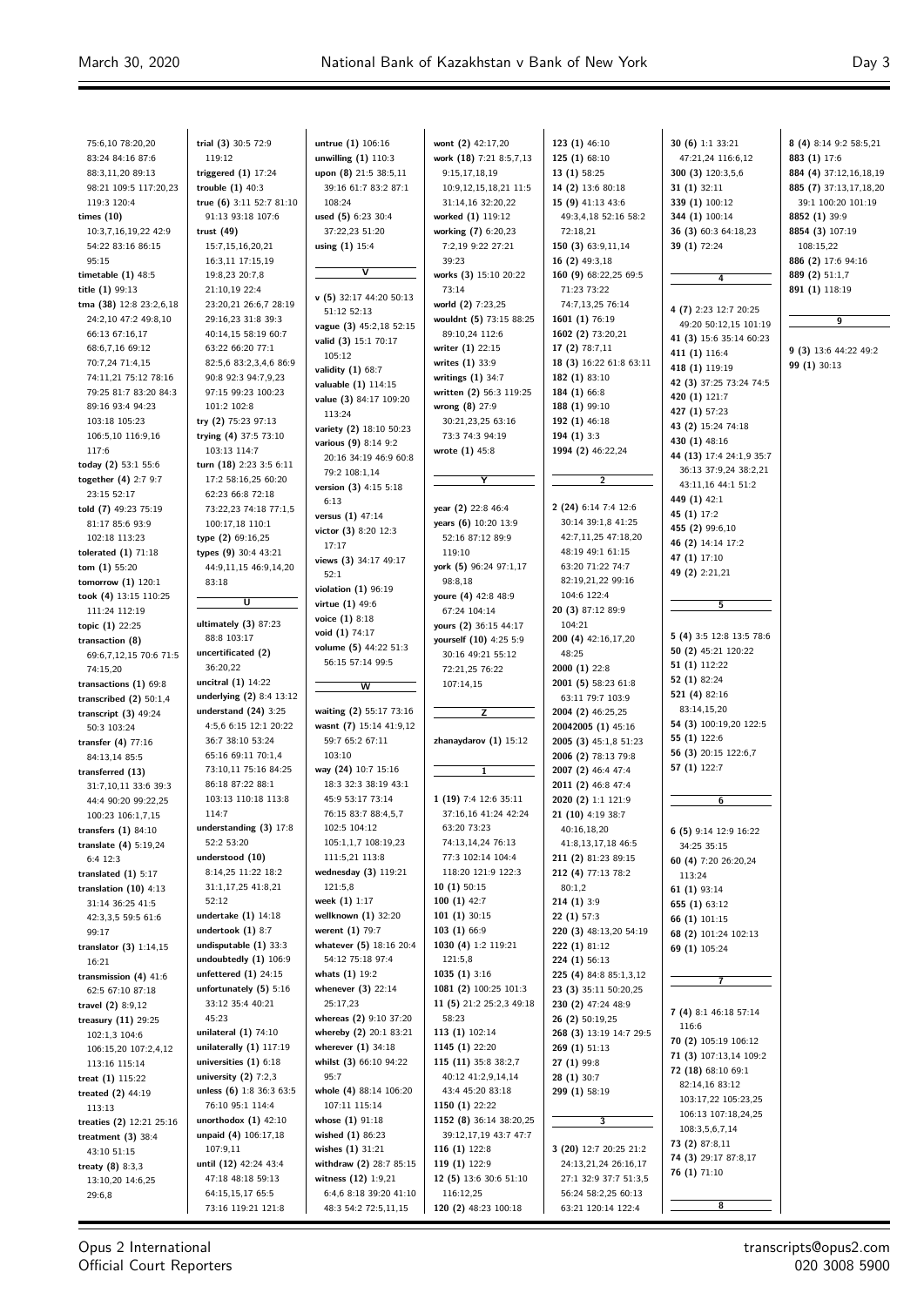75:6,10 78:20,20
83:24 84:16 87:6
88:3,11,20 89:13
98:21 109:5 117:20,23
119:3 120:4
**times (10)**
10:3,7,16,19,22 42:9
54:22 83:16 86:15
95:15
**timetable (1)** 48:5
**title (1)** 99:13
**tma (38)** 12:8 23:2,6,18
24:2,10 47:2 49:8,10
66:13 67:16,17
68:6,7,16 69:12
70:7,24 71:4,15
74:11,21 75:12 78:16
79:25 81:7 83:20 84:3
89:16 93:4 94:23
103:18 105:23
106:5,10 116:9,16
117:6
**today (2)** 53:1 55:6
**together (4)** 2:7 9:7
23:15 52:17
**told (7)** 49:23 75:19
81:17 85:6 93:9
102:18 113:23
**tolerated (1)** 71:18
**tom (1)** 55:20
**tomorrow (1)** 120:1
**took (4)** 13:15 110:25
111:24 112:19
**topic (1)** 22:25
**transaction (8)**
69:6,7,12,15 70:6 71:5
74:15,20
**transactions (1)** 69:8
**transcribed (2)** 50:1,4
**transcript (3)** 49:24
50:3 103:24
**transfer (4)** 77:16
84:13,14 85:5
**transferred (13)**
31:7,10,11 33:6 39:3
44:4 90:20 99:22,25
100:23 106:1,7,15
**transfers (1)** 84:10
**translate (4)** 5:19,24
6:4 12:3
**translated (1)** 5:17
**translation (10)** 4:13
31:14 36:25 41:5
42:3,3,5 59:5 61:6
99:17
**translator (3)** 1:14,15
16:21
**transmission (4)** 41:6
62:5 67:10 87:18
**travel (2)** 8:9,12
**treasury (11)** 29:25
102:1,3 104:6
106:15,20 107:2,4,12
113:16 115:14
**treat (1)** 115:22
**treated (2)** 44:19
113:13
**treaties (2)** 12:21 25:16
**treatment (3)** 38:4
43:10 51:15
**treaty (8)** 8:3,3
13:10,20 14:6,25
29:6,8

**trial (3)** 30:5 72:9
119:12
**triggered (1)** 17:24
**trouble (1)** 40:3
**true (6)** 3:11 52:7 81:10
91:13 93:18 107:6
**trust (49)**
15:7,15,16,20,21
16:3,11 17:15,19
19:8,23 20:7,8
21:10,19 22:4
23:20,21 26:6,7 28:19
29:16,23 31:8 39:3
40:14,15 58:19 60:7
63:22 66:20 77:1
82:5,6 83:2,3,4,6 86:9
90:8 92:3 94:7,9,23
97:15 99:23 100:23
101:2 102:8
**try (2)** 75:23 97:13
**trying (4)** 37:5 73:10
103:13 114:7
**turn (18)** 2:23 3:5 6:11
17:2 58:16,25 60:20
62:23 66:8 72:18
73:22,23 74:18 77:1,5
100:17,18 110:1
**type (2)** 69:16,25
**types (9)** 30:4 43:21
44:9,11,15 46:9,14,20
83:18

## U

**ultimately (3)** 87:23
88:8 103:17
**uncertificated (2)**
36:20,22
**uncitral (1)** 14:22
**underlying (2)** 8:4 13:12
**understand (24)** 3:25
4:5,6 6:15 12:1 20:22
36:7 38:10 53:24
65:16 69:11 70:1,4
73:10,11 75:16 84:25
86:18 87:22 88:1
103:13 110:18 113:8
114:7
**understanding (3)** 17:8
52:2 53:20
**understood (10)**
8:14,25 11:22 18:2
31:1,17,25 41:8,21
52:12
**undertake (1)** 14:18
**undertook (1)** 8:7
**undisputable (1)** 33:3
**undoubtedly (1)** 106:9
**unfettered (1)** 24:15
**unfortunately (5)** 5:16
33:12 35:4 40:21
45:23
**unilateral (1)** 74:10
**unilaterally (1)** 117:19
**universities (1)** 6:18
**university (2)** 7:2,3
**unless (6)** 1:8 36:3 63:5
76:10 95:1 114:4
**unorthodox (1)** 42:10
**unpaid (4)** 106:17,18
107:9,11
**until (12)** 42:24 43:4
47:18 48:18 59:13
64:15,15,17 65:5
73:16 119:21 121:8

**untrue (1)** 106:16
**unwilling (1)** 110:3
**upon (8)** 21:5 38:5,11
39:16 61:7 83:2 87:1
108:24
**used (5)** 6:23 30:4
37:22,23 51:20
**using (1)** 15:4

## V

**v (5)** 32:17 44:20 50:13
51:12 52:13
**vague (3)** 45:2,18 52:15
**valid (3)** 15:1 70:17
105:12
**validity (1)** 68:7
**valuable (1)** 114:15
**value (3)** 84:17 109:20
113:24
**variety (2)** 18:10 50:23
**various (9)** 8:14 9:2
20:16 34:19 46:9 60:8
79:2 108:1,14
**version (3)** 4:15 5:18
6:13
**versus (1)** 47:14
**victor (3)** 8:20 12:3
17:17
**views (3)** 34:17 49:17
52:1
**violation (1)** 96:19
**virtue (1)** 49:6
**voice (1)** 8:18
**void (1)** 74:17
**volume (5)** 44:22 51:3
56:15 57:14 99:5

## W

**waiting (2)** 55:17 73:16
**wasnt (7)** 15:14 41:9,12
59:7 65:2 67:11
103:10
**way (24)** 10:7 15:16
18:3 32:3 38:19 43:1
45:9 53:17 73:14
76:15 83:7 88:4,5,7
102:5 104:12
105:1,1,7 108:19,23
111:5,21 113:8
**wednesday (3)** 119:21
121:5,8
**week (1)** 1:17
**wellknown (1)** 32:20
**werent (1)** 79:7
**whatever (5)** 18:16 20:4
54:12 75:18 97:4
**whats (1)** 19:2
**whenever (3)** 22:14
25:17,23
**whereas (2)** 9:10 37:20
**whereby (2)** 20:1 83:21
**wherever (1)** 34:18
**whilst (3)** 66:10 94:22
95:7
**whole (4)** 88:14 106:20
107:11 115:14
**whose (1)** 91:18
**wished (1)** 86:23
**wishes (1)** 31:21
**withdraw (2)** 28:7 85:15
**witness (12)** 1:9,21
6:4,6 8:18 39:20 41:10
48:3 54:2 72:5,11,15

**wont (2)** 42:17,20
**work (18)** 7:21 8:5,7,13
9:15,17,18,19
10:9,12,15,18,21 11:5
31:14,16 32:20,22
**worked (1)** 119:12
**working (7)** 6:20,23
7:2,19 9:22 27:21
39:23
**works (3)** 15:10 20:22
73:14
**world (2)** 7:23,25
**wouldnt (5)** 73:15 88:25
89:10,24 112:6
**writer (1)** 22:15
**writes (1)** 33:9
**writings (1)** 34:7
**written (2)** 56:3 119:25
**wrong (8)** 27:9
30:21,23,25 63:16
73:3 74:3 94:19
**wrote (1)** 45:8

## Y

**year (2)** 22:8 46:4
**years (6)** 10:20 13:9
52:16 87:12 89:9
119:10
**york (5)** 96:24 97:1,17
98:8,18
**youre (4)** 42:8 48:9
67:24 104:14
**yours (2)** 36:15 44:17
**yourself (10)** 4:25 5:9
30:16 49:21 55:12
72:21,25 76:22
107:14,15

## Z

**zhanaydarov (1)** 15:12

## 1

**1 (19)** 7:4 12:6 35:11
37:16,16 41:24 42:24
63:20 73:23
74:13,14,24 76:13
77:3 102:14 104:4
118:20 121:9 122:3
**10 (1)** 50:15
**100 (1)** 42:7
**101 (1)** 30:15
**103 (1)** 66:9
**1030 (4)** 1:2 119:21
121:5,8
**1035 (1)** 3:16
**1081 (2)** 100:25 101:3
**11 (5)** 21:2 25:2,3 49:18
58:23
**113 (1)** 102:14
**1145 (1)** 22:20
**115 (11)** 35:8 38:2,7
40:12 41:2,9,14,14
43:4 45:20 83:18
**1150 (1)** 22:22
**1152 (8)** 36:14 38:20,25
39:12,17,19 43:7 47:7
**116 (1)** 122:8
**119 (1)** 122:9
**12 (5)** 13:6 30:6 51:10
116:12,25
**120 (2)** 48:23 100:18

**123 (1)** 46:10
**125 (1)** 68:10
**13 (1)** 58:25
**14 (2)** 13:6 80:18
**15 (9)** 41:13 43:6
49:3,4,18 52:16 58:2
72:18,21
**150 (3)** 63:9,11,14
**16 (2)** 49:3,18
**160 (9)** 68:22,25 69:5
71:23 73:22
74:7,13,25 76:14
**1601 (1)** 76:19
**1602 (2)** 73:20,21
**17 (2)** 78:7,11
**18 (3)** 16:22 61:8 63:11
**182 (1)** 83:10
**184 (1)** 66:8
**188 (1)** 99:10
**192 (1)** 46:18
**194 (1)** 3:3
**1994 (2)** 46:22,24

## 2

**2 (24)** 6:14 7:4 12:6
30:14 39:1,8 41:25
42:7,11,25 47:18,20
48:19 49:1 61:15
63:20 71:22 74:7
82:19,21,22 99:16
104:6 122:4
**20 (3)** 87:12 89:9
104:21
**200 (4)** 42:16,17,20
48:25
**2000 (1)** 22:8
**2001 (5)** 58:23 61:8
63:11 79:7 103:9
**2004 (2)** 46:25,25
**20042005 (1)** 45:16
**2005 (3)** 45:1,8 51:23
**2006 (2)** 78:13 79:8
**2007 (2)** 46:4 47:4
**2011 (2)** 46:8 47:4
**2020 (2)** 1:1 121:9
**21 (10)** 4:19 38:7
40:16,18,20
41:8,13,17,18 46:5
**211 (2)** 81:23 89:15
**212 (4)** 77:13 78:2
80:1,2
**214 (1)** 3:9
**22 (1)** 57:3
**220 (3)** 48:13,20 54:19
**222 (1)** 81:12
**224 (1)** 56:13
**225 (4)** 84:8 85:1,3,12
**23 (3)** 35:11 50:20,25
**230 (2)** 47:24 48:9
**26 (2)** 50:19,25
**268 (3)** 13:19 14:7 29:5
**269 (1)** 51:13
**27 (1)** 99:8
**28 (1)** 30:7
**299 (1)** 58:19

## 3

**3 (20)** 12:7 20:25 21:2
24:13,21,24 26:16,17
27:1 32:9 37:7 51:3,5
56:24 58:2,25 60:13
63:21 120:14 122:4

**30 (6)** 1:1 33:21
47:21,24 116:6,12
**300 (3)** 120:3,5,6
**31 (1)** 32:11
**339 (1)** 100:12
**344 (1)** 100:14
**36 (3)** 60:3 64:18,23
**39 (1)** 72:24

## 4

**4 (7)** 2:23 12:7 20:25
49:20 50:12,15 101:19
**41 (3)** 15:6 35:14 60:23
**411 (1)** 116:4
**418 (1)** 119:19
**42 (3)** 37:25 73:24 74:5
**420 (1)** 121:7
**427 (1)** 57:23
**43 (2)** 15:24 74:18
**430 (1)** 48:16
**44 (13)** 17:4 24:1,9 35:7
36:13 37:9,24 38:2,21
43:11,16 44:1 51:2
**449 (1)** 42:1
**45 (1)** 17:2
**455 (2)** 99:6,10
**46 (2)** 14:14 17:2
**47 (1)** 17:10
**49 (2)** 2:21,21

## 5

**5 (4)** 3:5 12:8 13:5 78:6
**50 (2)** 45:21 120:22
**51 (1)** 112:22
**52 (1)** 82:24
**521 (4)** 82:16
83:14,15,20
**54 (3)** 100:19,20 122:5
**55 (1)** 122:6
**56 (3)** 20:15 122:6,7
**57 (1)** 122:7

## 6

**6 (5)** 9:14 12:9 16:22
34:25 35:15
**60 (4)** 7:20 26:20,24
113:24
**61 (1)** 93:14
**655 (1)** 63:12
**66 (1)** 101:15
**68 (2)** 101:24 102:13
**69 (1)** 105:24

## 7

**7 (4)** 8:1 46:18 57:14
116:6
**70 (2)** 105:19 106:12
**71 (3)** 107:13,14 109:2
**72 (18)** 68:10 69:1
82:14,16 83:12
103:17,22 105:23,25
106:13 107:18,24,25
108:3,5,6,7,14
**73 (2)** 87:8,11
**74 (3)** 29:17 87:8,17
**76 (1)** 71:10

## 8

**8 (4)** 8:14 9:2 58:5,21
**883 (1)** 17:6
**884 (4)** 37:12,16,18,19
**885 (7)** 37:13,17,18,20
39:1 100:20 101:19
**8852 (1)** 39:9
**8854 (3)** 107:19
108:15,22
**886 (2)** 17:6 94:16
**889 (2)** 51:1,7
**891 (1)** 118:19

## 9

**9 (3)** 13:6 44:22 49:2
**99 (1)** 30:13